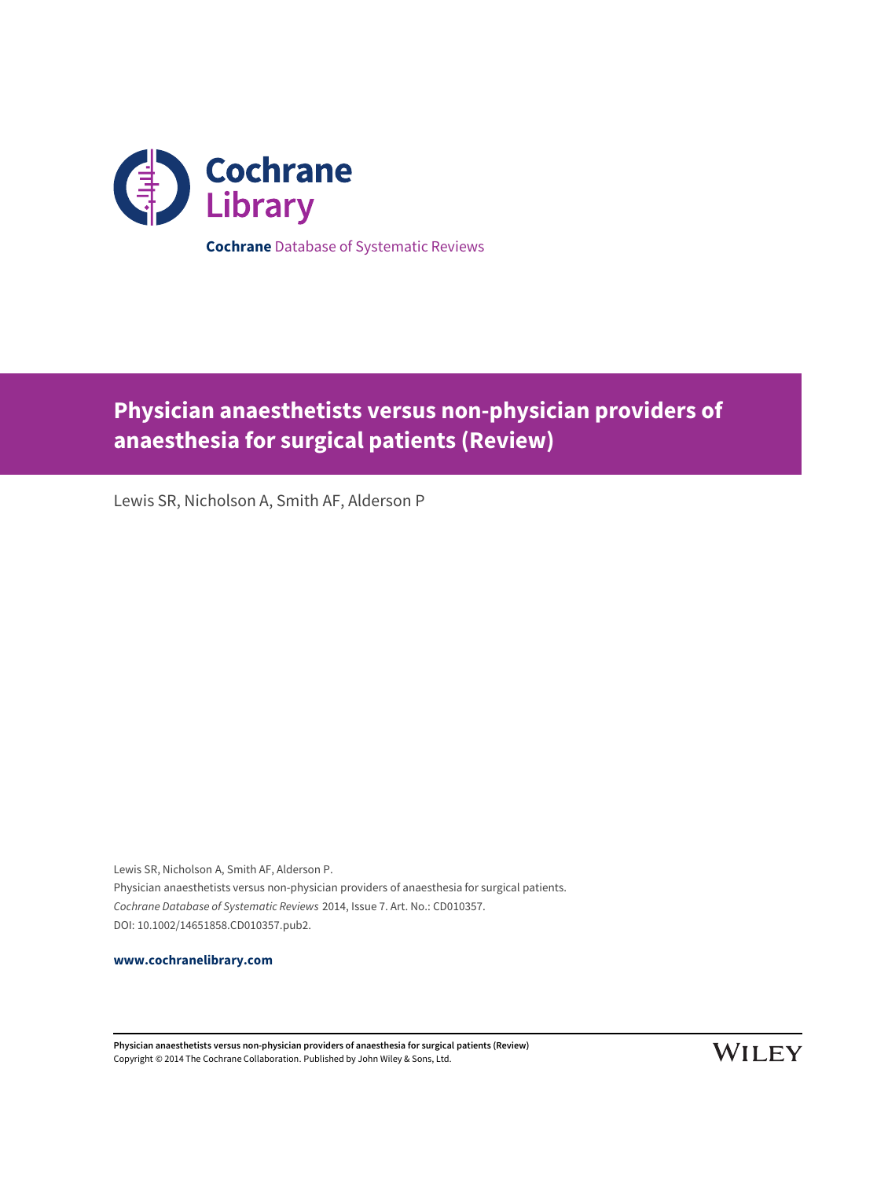Cochrane Library

**Cochrane** Database of Systematic Reviews

# Physician anaesthetists versus non-physician providers of anaesthesia for surgical patients (Review)

Lewis SR, Nicholson A, Smith AF, Alderson P

Lewis SR, Nicholson A, Smith AF, Alderson P.
Physician anaesthetists versus non-physician providers of anaesthesia for surgical patients.
*Cochrane Database of Systematic Reviews* 2014, Issue 7. Art. No.: CD010357.
DOI: 10.1002/14651858.CD010357.pub2.

**www.cochranelibrary.com**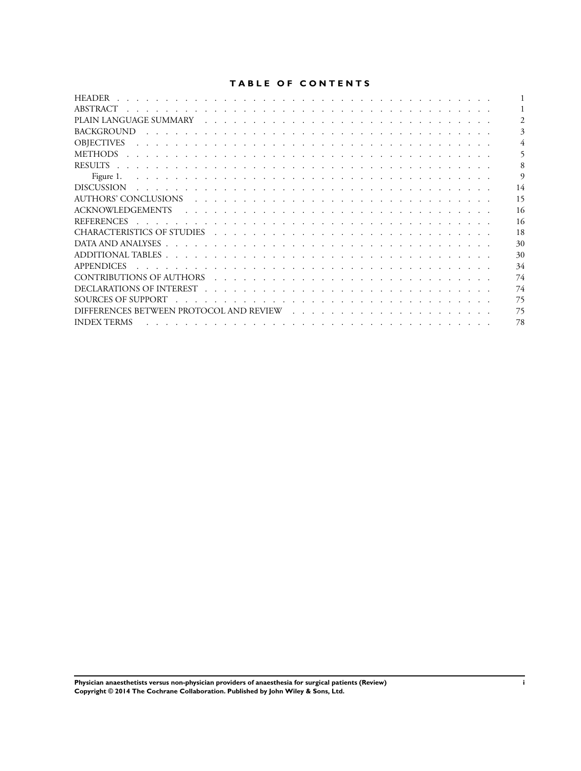# TABLE OF CONTENTS

| | |
|---|---|
| HEADER | 1 |
| ABSTRACT | 1 |
| PLAIN LANGUAGE SUMMARY | 2 |
| BACKGROUND | 3 |
| OBJECTIVES | 4 |
| METHODS | 5 |
| RESULTS | 8 |
| Figure 1. | 9 |
| DISCUSSION | 14 |
| AUTHORS' CONCLUSIONS | 15 |
| ACKNOWLEDGEMENTS | 16 |
| REFERENCES | 16 |
| CHARACTERISTICS OF STUDIES | 18 |
| DATA AND ANALYSES | 30 |
| ADDITIONAL TABLES | 30 |
| APPENDICES | 34 |
| CONTRIBUTIONS OF AUTHORS | 74 |
| DECLARATIONS OF INTEREST | 74 |
| SOURCES OF SUPPORT | 75 |
| DIFFERENCES BETWEEN PROTOCOL AND REVIEW | 75 |
| INDEX TERMS | 78 |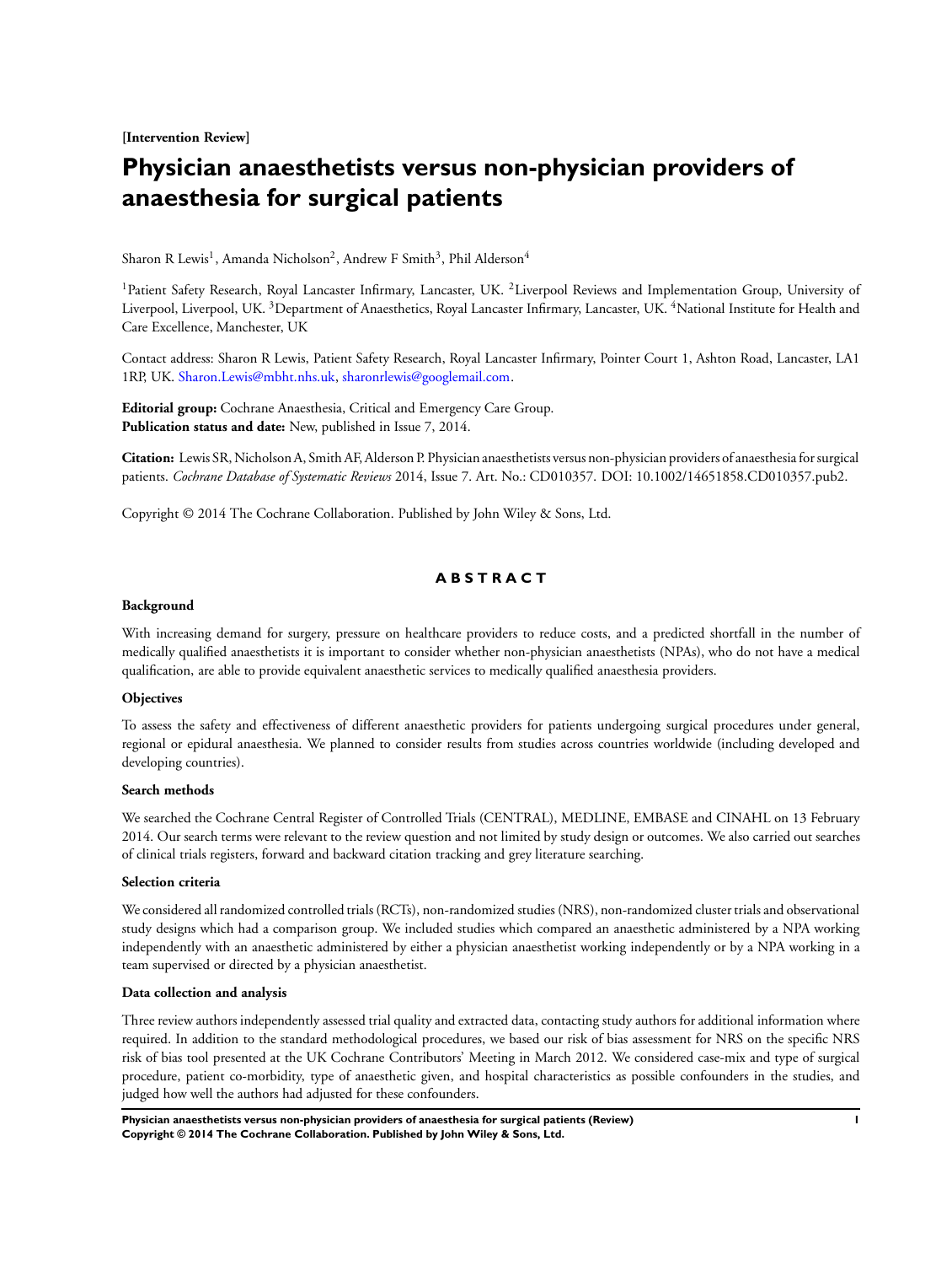**[Intervention Review]**

# Physician anaesthetists versus non-physician providers of anaesthesia for surgical patients

Sharon R Lewis[1], Amanda Nicholson[2], Andrew F Smith[3], Phil Alderson[4]

[1]Patient Safety Research, Royal Lancaster Infirmary, Lancaster, UK. [2]Liverpool Reviews and Implementation Group, University of Liverpool, Liverpool, UK. [3]Department of Anaesthetics, Royal Lancaster Infirmary, Lancaster, UK. [4]National Institute for Health and Care Excellence, Manchester, UK

Contact address: Sharon R Lewis, Patient Safety Research, Royal Lancaster Infirmary, Pointer Court 1, Ashton Road, Lancaster, LA1 1RP, UK. Sharon.Lewis@mbht.nhs.uk, sharonrlewis@googlemail.com.

**Editorial group:** Cochrane Anaesthesia, Critical and Emergency Care Group.
**Publication status and date:** New, published in Issue 7, 2014.

**Citation:** Lewis SR, Nicholson A, Smith AF, Alderson P. Physician anaesthetists versus non-physician providers of anaesthesia for surgical patients. *Cochrane Database of Systematic Reviews* 2014, Issue 7. Art. No.: CD010357. DOI: 10.1002/14651858.CD010357.pub2.

Copyright © 2014 The Cochrane Collaboration. Published by John Wiley & Sons, Ltd.

## ABSTRACT

### Background

With increasing demand for surgery, pressure on healthcare providers to reduce costs, and a predicted shortfall in the number of medically qualified anaesthetists it is important to consider whether non-physician anaesthetists (NPAs), who do not have a medical qualification, are able to provide equivalent anaesthetic services to medically qualified anaesthesia providers.

### Objectives

To assess the safety and effectiveness of different anaesthetic providers for patients undergoing surgical procedures under general, regional or epidural anaesthesia. We planned to consider results from studies across countries worldwide (including developed and developing countries).

### Search methods

We searched the Cochrane Central Register of Controlled Trials (CENTRAL), MEDLINE, EMBASE and CINAHL on 13 February 2014. Our search terms were relevant to the review question and not limited by study design or outcomes. We also carried out searches of clinical trials registers, forward and backward citation tracking and grey literature searching.

### Selection criteria

We considered all randomized controlled trials (RCTs), non-randomized studies (NRS), non-randomized cluster trials and observational study designs which had a comparison group. We included studies which compared an anaesthetic administered by a NPA working independently with an anaesthetic administered by either a physician anaesthetist working independently or by a NPA working in a team supervised or directed by a physician anaesthetist.

### Data collection and analysis

Three review authors independently assessed trial quality and extracted data, contacting study authors for additional information where required. In addition to the standard methodological procedures, we based our risk of bias assessment for NRS on the specific NRS risk of bias tool presented at the UK Cochrane Contributors' Meeting in March 2012. We considered case-mix and type of surgical procedure, patient co-morbidity, type of anaesthetic given, and hospital characteristics as possible confounders in the studies, and judged how well the authors had adjusted for these confounders.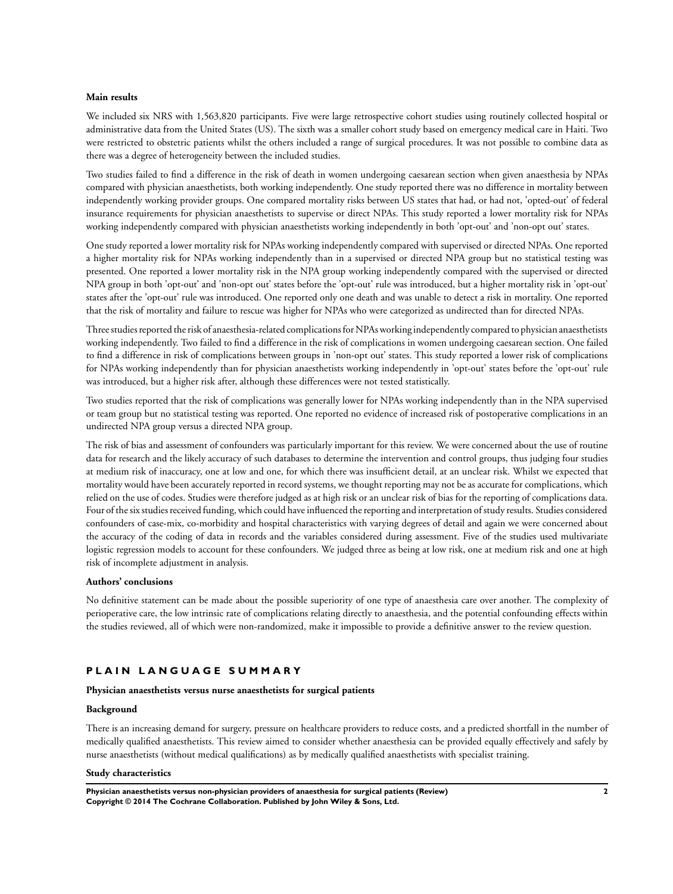**Main results**

We included six NRS with 1,563,820 participants. Five were large retrospective cohort studies using routinely collected hospital or administrative data from the United States (US). The sixth was a smaller cohort study based on emergency medical care in Haiti. Two were restricted to obstetric patients whilst the others included a range of surgical procedures. It was not possible to combine data as there was a degree of heterogeneity between the included studies.

Two studies failed to find a difference in the risk of death in women undergoing caesarean section when given anaesthesia by NPAs compared with physician anaesthetists, both working independently. One study reported there was no difference in mortality between independently working provider groups. One compared mortality risks between US states that had, or had not, 'opted-out' of federal insurance requirements for physician anaesthetists to supervise or direct NPAs. This study reported a lower mortality risk for NPAs working independently compared with physician anaesthetists working independently in both 'opt-out' and 'non-opt out' states.

One study reported a lower mortality risk for NPAs working independently compared with supervised or directed NPAs. One reported a higher mortality risk for NPAs working independently than in a supervised or directed NPA group but no statistical testing was presented. One reported a lower mortality risk in the NPA group working independently compared with the supervised or directed NPA group in both 'opt-out' and 'non-opt out' states before the 'opt-out' rule was introduced, but a higher mortality risk in 'opt-out' states after the 'opt-out' rule was introduced. One reported only one death and was unable to detect a risk in mortality. One reported that the risk of mortality and failure to rescue was higher for NPAs who were categorized as undirected than for directed NPAs.

Three studies reported the risk of anaesthesia-related complications for NPAs working independently compared to physician anaesthetists working independently. Two failed to find a difference in the risk of complications in women undergoing caesarean section. One failed to find a difference in risk of complications between groups in 'non-opt out' states. This study reported a lower risk of complications for NPAs working independently than for physician anaesthetists working independently in 'opt-out' states before the 'opt-out' rule was introduced, but a higher risk after, although these differences were not tested statistically.

Two studies reported that the risk of complications was generally lower for NPAs working independently than in the NPA supervised or team group but no statistical testing was reported. One reported no evidence of increased risk of postoperative complications in an undirected NPA group versus a directed NPA group.

The risk of bias and assessment of confounders was particularly important for this review. We were concerned about the use of routine data for research and the likely accuracy of such databases to determine the intervention and control groups, thus judging four studies at medium risk of inaccuracy, one at low and one, for which there was insufficient detail, at an unclear risk. Whilst we expected that mortality would have been accurately reported in record systems, we thought reporting may not be as accurate for complications, which relied on the use of codes. Studies were therefore judged as at high risk or an unclear risk of bias for the reporting of complications data. Four of the six studies received funding, which could have influenced the reporting and interpretation of study results. Studies considered confounders of case-mix, co-morbidity and hospital characteristics with varying degrees of detail and again we were concerned about the accuracy of the coding of data in records and the variables considered during assessment. Five of the studies used multivariate logistic regression models to account for these confounders. We judged three as being at low risk, one at medium risk and one at high risk of incomplete adjustment in analysis.

**Authors' conclusions**

No definitive statement can be made about the possible superiority of one type of anaesthesia care over another. The complexity of perioperative care, the low intrinsic rate of complications relating directly to anaesthesia, and the potential confounding effects within the studies reviewed, all of which were non-randomized, make it impossible to provide a definitive answer to the review question.

## PLAIN LANGUAGE SUMMARY

**Physician anaesthetists versus nurse anaesthetists for surgical patients**

**Background**

There is an increasing demand for surgery, pressure on healthcare providers to reduce costs, and a predicted shortfall in the number of medically qualified anaesthetists. This review aimed to consider whether anaesthesia can be provided equally effectively and safely by nurse anaesthetists (without medical qualifications) as by medically qualified anaesthetists with specialist training.

**Study characteristics**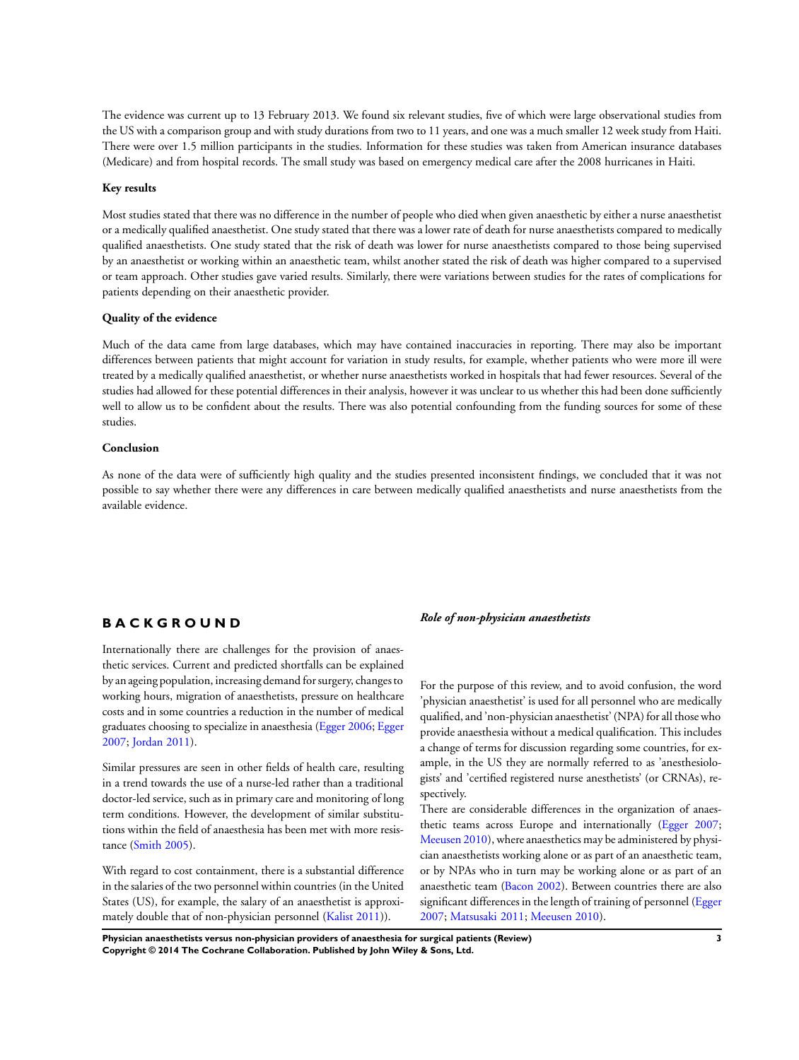The evidence was current up to 13 February 2013. We found six relevant studies, five of which were large observational studies from the US with a comparison group and with study durations from two to 11 years, and one was a much smaller 12 week study from Haiti. There were over 1.5 million participants in the studies. Information for these studies was taken from American insurance databases (Medicare) and from hospital records. The small study was based on emergency medical care after the 2008 hurricanes in Haiti.

**Key results**

Most studies stated that there was no difference in the number of people who died when given anaesthetic by either a nurse anaesthetist or a medically qualified anaesthetist. One study stated that there was a lower rate of death for nurse anaesthetists compared to medically qualified anaesthetists. One study stated that the risk of death was lower for nurse anaesthetists compared to those being supervised by an anaesthetist or working within an anaesthetic team, whilst another stated the risk of death was higher compared to a supervised or team approach. Other studies gave varied results. Similarly, there were variations between studies for the rates of complications for patients depending on their anaesthetic provider.

**Quality of the evidence**

Much of the data came from large databases, which may have contained inaccuracies in reporting. There may also be important differences between patients that might account for variation in study results, for example, whether patients who were more ill were treated by a medically qualified anaesthetist, or whether nurse anaesthetists worked in hospitals that had fewer resources. Several of the studies had allowed for these potential differences in their analysis, however it was unclear to us whether this had been done sufficiently well to allow us to be confident about the results. There was also potential confounding from the funding sources for some of these studies.

**Conclusion**

As none of the data were of sufficiently high quality and the studies presented inconsistent findings, we concluded that it was not possible to say whether there were any differences in care between medically qualified anaesthetists and nurse anaesthetists from the available evidence.

# BACKGROUND

Internationally there are challenges for the provision of anaesthetic services. Current and predicted shortfalls can be explained by an ageing population, increasing demand for surgery, changes to working hours, migration of anaesthetists, pressure on healthcare costs and in some countries a reduction in the number of medical graduates choosing to specialize in anaesthesia (Egger 2006; Egger 2007; Jordan 2011).

Similar pressures are seen in other fields of health care, resulting in a trend towards the use of a nurse-led rather than a traditional doctor-led service, such as in primary care and monitoring of long term conditions. However, the development of similar substitutions within the field of anaesthesia has been met with more resistance (Smith 2005).

With regard to cost containment, there is a substantial difference in the salaries of the two personnel within countries (in the United States (US), for example, the salary of an anaesthetist is approximately double that of non-physician personnel (Kalist 2011)).

### *Role of non-physician anaesthetists*

For the purpose of this review, and to avoid confusion, the word 'physician anaesthetist' is used for all personnel who are medically qualified, and 'non-physician anaesthetist' (NPA) for all those who provide anaesthesia without a medical qualification. This includes a change of terms for discussion regarding some countries, for example, in the US they are normally referred to as 'anesthesiologists' and 'certified registered nurse anesthetists' (or CRNAs), respectively.

There are considerable differences in the organization of anaesthetic teams across Europe and internationally (Egger 2007; Meeusen 2010), where anaesthetics may be administered by physician anaesthetists working alone or as part of an anaesthetic team, or by NPAs who in turn may be working alone or as part of an anaesthetic team (Bacon 2002). Between countries there are also significant differences in the length of training of personnel (Egger 2007; Matsusaki 2011; Meeusen 2010).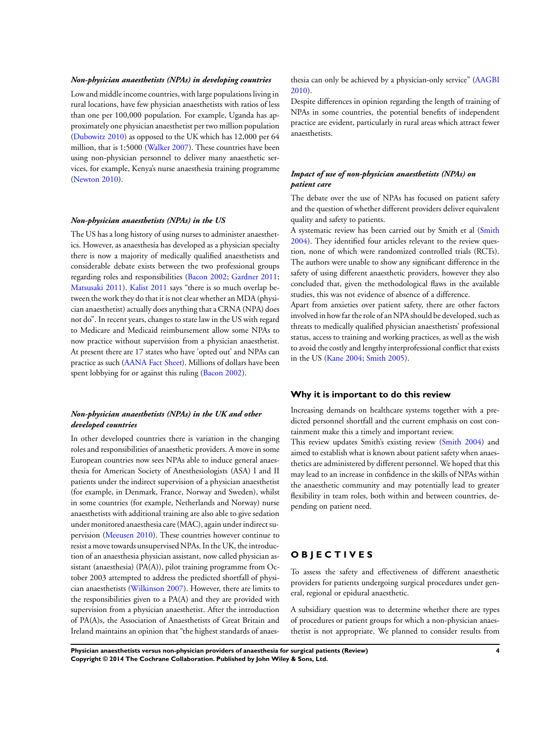#### *Non-physician anaesthetists (NPAs) in developing countries*

Low and middle income countries, with large populations living in rural locations, have few physician anaesthetists with ratios of less than one per 100,000 population. For example, Uganda has approximately one physician anaesthetist per two million population (Dubowitz 2010) as opposed to the UK which has 12,000 per 64 million, that is 1:5000 (Walker 2007). These countries have been using non-physician personnel to deliver many anaesthetic services, for example, Kenya's nurse anaesthesia training programme (Newton 2010).

#### *Non-physician anaesthetists (NPAs) in the US*

The US has a long history of using nurses to administer anaesthetics. However, as anaesthesia has developed as a physician specialty there is now a majority of medically qualified anaesthetists and considerable debate exists between the two professional groups regarding roles and responsibilities (Bacon 2002; Gardner 2011; Matsusaki 2011). Kalist 2011 says "there is so much overlap between the work they do that it is not clear whether an MDA (physician anaesthetist) actually does anything that a CRNA (NPA) does not do". In recent years, changes to state law in the US with regard to Medicare and Medicaid reimbursement allow some NPAs to now practice without supervision from a physician anaesthetist. At present there are 17 states who have 'opted out' and NPAs can practice as such (AANA Fact Sheet). Millions of dollars have been spent lobbying for or against this ruling (Bacon 2002).

#### *Non-physician anaesthetists (NPAs) in the UK and other developed countries*

In other developed countries there is variation in the changing roles and responsibilities of anaesthetic providers. A move in some European countries now sees NPAs able to induce general anaesthesia for American Society of Anesthesiologists (ASA) I and II patients under the indirect supervision of a physician anaesthetist (for example, in Denmark, France, Norway and Sweden), whilst in some countries (for example, Netherlands and Norway) nurse anaesthetists with additional training are also able to give sedation under monitored anaesthesia care (MAC), again under indirect supervision (Meeusen 2010). These countries however continue to resist a move towards unsupervised NPAs. In the UK, the introduction of an anaesthesia physician assistant, now called physician assistant (anaesthesia) (PA(A)), pilot training programme from October 2003 attempted to address the predicted shortfall of physician anaesthetists (Wilkinson 2007). However, there are limits to the responsibilities given to a PA(A) and they are provided with supervision from a physician anaesthetist. After the introduction of PA(A)s, the Association of Anaesthetists of Great Britain and Ireland maintains an opinion that "the highest standards of anaesthesia can only be achieved by a physician-only service" (AAGBI 2010).

Despite differences in opinion regarding the length of training of NPAs in some countries, the potential benefits of independent practice are evident, particularly in rural areas which attract fewer anaesthetists.

#### *Impact of use of non-physician anaesthetists (NPAs) on patient care*

The debate over the use of NPAs has focused on patient safety and the question of whether different providers deliver equivalent quality and safety to patients.

A systematic review has been carried out by Smith et al (Smith 2004). They identified four articles relevant to the review question, none of which were randomized controlled trials (RCTs). The authors were unable to show any significant difference in the safety of using different anaesthetic providers, however they also concluded that, given the methodological flaws in the available studies, this was not evidence of absence of a difference.

Apart from anxieties over patient safety, there are other factors involved in how far the role of an NPA should be developed, such as threats to medically qualified physician anaesthetists' professional status, access to training and working practices, as well as the wish to avoid the costly and lengthy interprofessional conflict that exists in the US (Kane 2004; Smith 2005).

### Why it is important to do this review

Increasing demands on healthcare systems together with a predicted personnel shortfall and the current emphasis on cost containment make this a timely and important review.

This review updates Smith's existing review (Smith 2004) and aimed to establish what is known about patient safety when anaesthetics are administered by different personnel. We hoped that this may lead to an increase in confidence in the skills of NPAs within the anaesthetic community and may potentially lead to greater flexibility in team roles, both within and between countries, depending on patient need.

## OBJECTIVES

To assess the safety and effectiveness of different anaesthetic providers for patients undergoing surgical procedures under general, regional or epidural anaesthetic.

A subsidiary question was to determine whether there are types of procedures or patient groups for which a non-physician anaesthetist is not appropriate. We planned to consider results from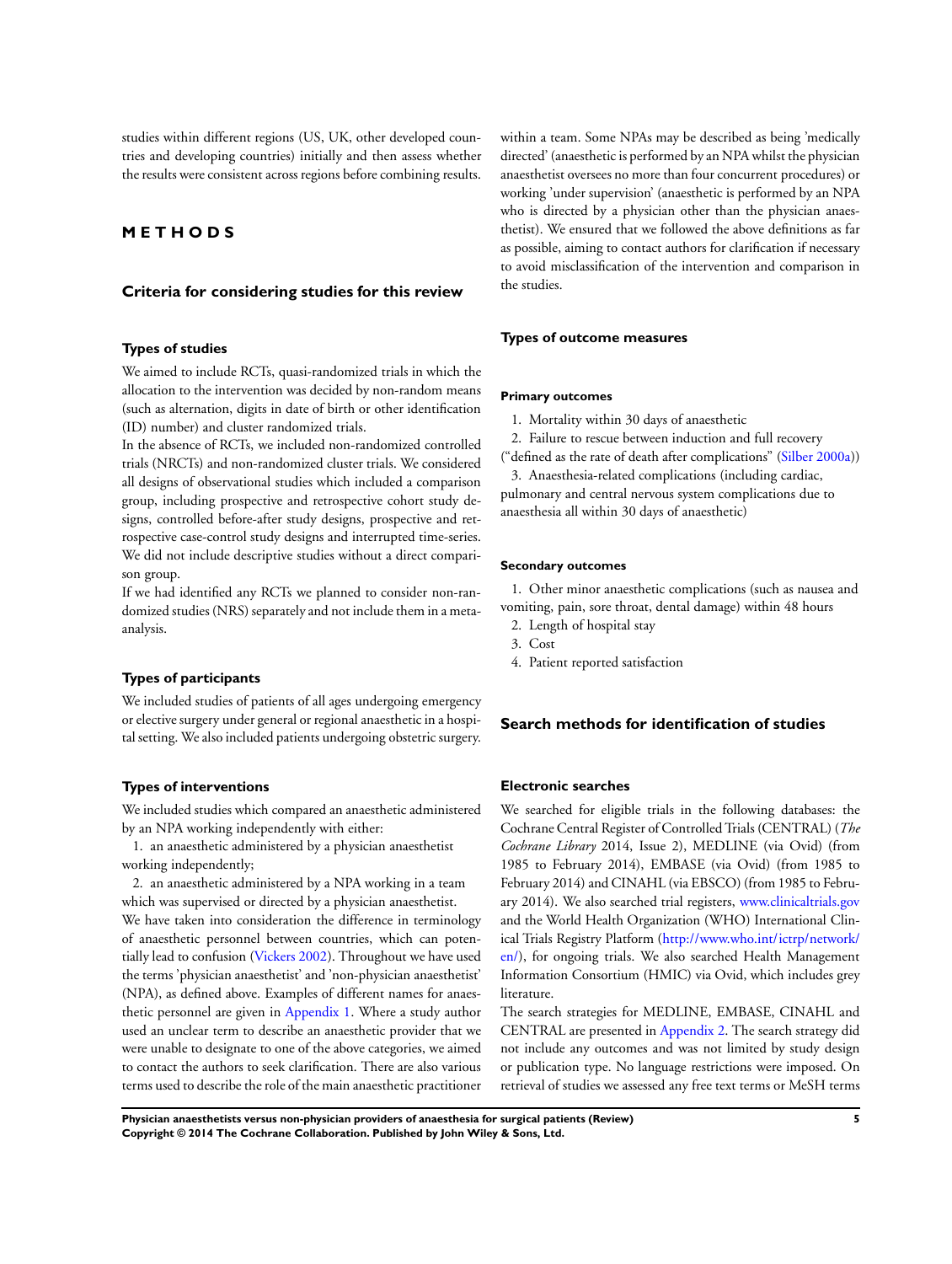studies within different regions (US, UK, other developed countries and developing countries) initially and then assess whether the results were consistent across regions before combining results.

# METHODS

## Criteria for considering studies for this review

### Types of studies

We aimed to include RCTs, quasi-randomized trials in which the allocation to the intervention was decided by non-random means (such as alternation, digits in date of birth or other identification (ID) number) and cluster randomized trials.

In the absence of RCTs, we included non-randomized controlled trials (NRCTs) and non-randomized cluster trials. We considered all designs of observational studies which included a comparison group, including prospective and retrospective cohort study designs, controlled before-after study designs, prospective and retrospective case-control study designs and interrupted time-series. We did not include descriptive studies without a direct comparison group.

If we had identified any RCTs we planned to consider non-randomized studies (NRS) separately and not include them in a meta-analysis.

### Types of participants

We included studies of patients of all ages undergoing emergency or elective surgery under general or regional anaesthetic in a hospital setting. We also included patients undergoing obstetric surgery.

### Types of interventions

We included studies which compared an anaesthetic administered by an NPA working independently with either:

1. an anaesthetic administered by a physician anaesthetist working independently;
2. an anaesthetic administered by a NPA working in a team which was supervised or directed by a physician anaesthetist.

We have taken into consideration the difference in terminology of anaesthetic personnel between countries, which can potentially lead to confusion (Vickers 2002). Throughout we have used the terms 'physician anaesthetist' and 'non-physician anaesthetist' (NPA), as defined above. Examples of different names for anaesthetic personnel are given in Appendix 1. Where a study author used an unclear term to describe an anaesthetic provider that we were unable to designate to one of the above categories, we aimed to contact the authors to seek clarification. There are also various terms used to describe the role of the main anaesthetic practitioner within a team. Some NPAs may be described as being 'medically directed' (anaesthetic is performed by an NPA whilst the physician anaesthetist oversees no more than four concurrent procedures) or working 'under supervision' (anaesthetic is performed by an NPA who is directed by a physician other than the physician anaesthetist). We ensured that we followed the above definitions as far as possible, aiming to contact authors for clarification if necessary to avoid misclassification of the intervention and comparison in the studies.

### Types of outcome measures

#### Primary outcomes

1. Mortality within 30 days of anaesthetic
2. Failure to rescue between induction and full recovery ("defined as the rate of death after complications" (Silber 2000a))
3. Anaesthesia-related complications (including cardiac, pulmonary and central nervous system complications due to anaesthesia all within 30 days of anaesthetic)

#### Secondary outcomes

1. Other minor anaesthetic complications (such as nausea and vomiting, pain, sore throat, dental damage) within 48 hours
2. Length of hospital stay
3. Cost
4. Patient reported satisfaction

## Search methods for identification of studies

### Electronic searches

We searched for eligible trials in the following databases: the Cochrane Central Register of Controlled Trials (CENTRAL) (*The Cochrane Library* 2014, Issue 2), MEDLINE (via Ovid) (from 1985 to February 2014), EMBASE (via Ovid) (from 1985 to February 2014) and CINAHL (via EBSCO) (from 1985 to February 2014). We also searched trial registers, www.clinicaltrials.gov and the World Health Organization (WHO) International Clinical Trials Registry Platform (http://www.who.int/ictrp/network/en/), for ongoing trials. We also searched Health Management Information Consortium (HMIC) via Ovid, which includes grey literature.

The search strategies for MEDLINE, EMBASE, CINAHL and CENTRAL are presented in Appendix 2. The search strategy did not include any outcomes and was not limited by study design or publication type. No language restrictions were imposed. On retrieval of studies we assessed any free text terms or MeSH terms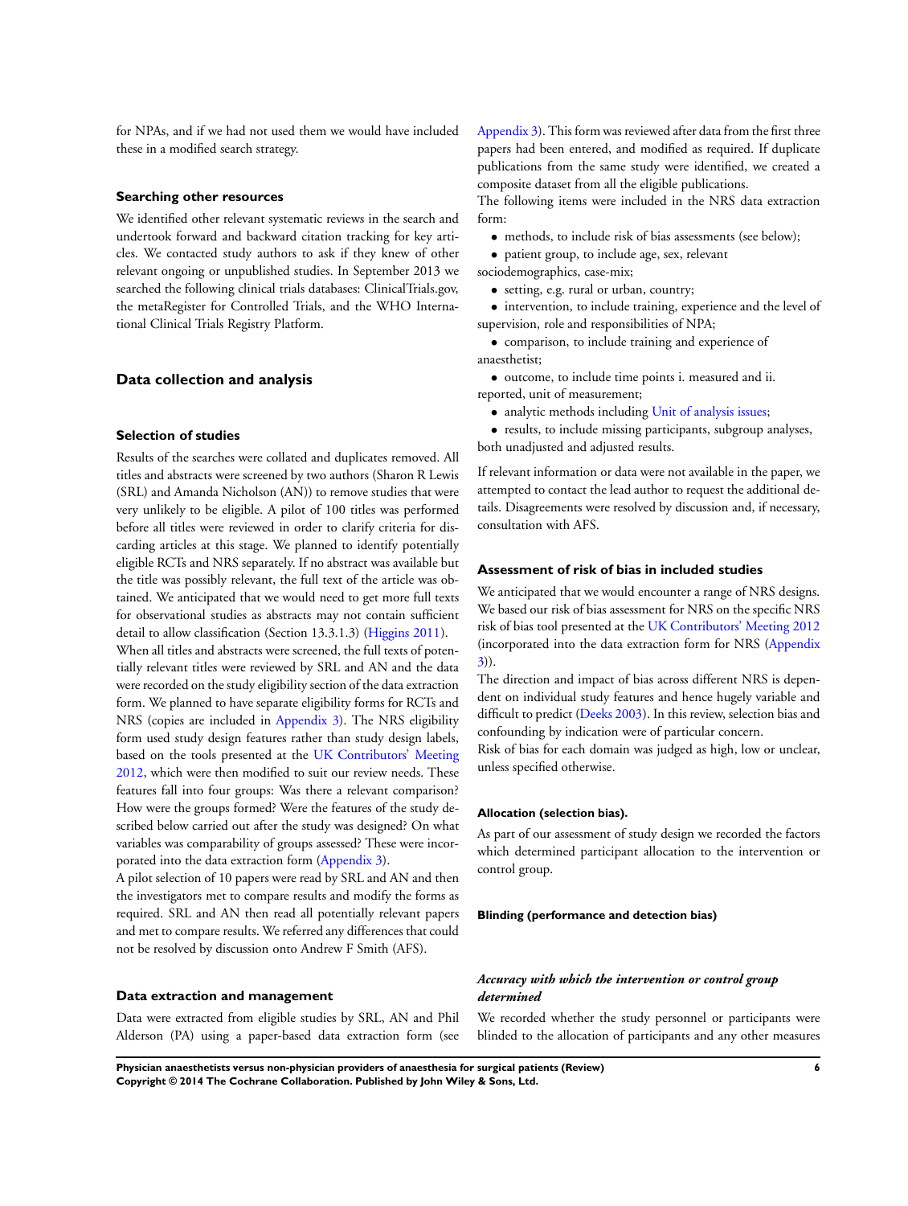for NPAs, and if we had not used them we would have included these in a modified search strategy.

### Searching other resources

We identified other relevant systematic reviews in the search and undertook forward and backward citation tracking for key articles. We contacted study authors to ask if they knew of other relevant ongoing or unpublished studies. In September 2013 we searched the following clinical trials databases: ClinicalTrials.gov, the metaRegister for Controlled Trials, and the WHO International Clinical Trials Registry Platform.

## Data collection and analysis

### Selection of studies

Results of the searches were collated and duplicates removed. All titles and abstracts were screened by two authors (Sharon R Lewis (SRL) and Amanda Nicholson (AN)) to remove studies that were very unlikely to be eligible. A pilot of 100 titles was performed before all titles were reviewed in order to clarify criteria for discarding articles at this stage. We planned to identify potentially eligible RCTs and NRS separately. If no abstract was available but the title was possibly relevant, the full text of the article was obtained. We anticipated that we would need to get more full texts for observational studies as abstracts may not contain sufficient detail to allow classification (Section 13.3.1.3) (Higgins 2011).

When all titles and abstracts were screened, the full texts of potentially relevant titles were reviewed by SRL and AN and the data were recorded on the study eligibility section of the data extraction form. We planned to have separate eligibility forms for RCTs and NRS (copies are included in Appendix 3). The NRS eligibility form used study design features rather than study design labels, based on the tools presented at the UK Contributors' Meeting 2012, which were then modified to suit our review needs. These features fall into four groups: Was there a relevant comparison? How were the groups formed? Were the features of the study described below carried out after the study was designed? On what variables was comparability of groups assessed? These were incorporated into the data extraction form (Appendix 3).

A pilot selection of 10 papers were read by SRL and AN and then the investigators met to compare results and modify the forms as required. SRL and AN then read all potentially relevant papers and met to compare results. We referred any differences that could not be resolved by discussion onto Andrew F Smith (AFS).

### Data extraction and management

Data were extracted from eligible studies by SRL, AN and Phil Alderson (PA) using a paper-based data extraction form (see Appendix 3). This form was reviewed after data from the first three papers had been entered, and modified as required. If duplicate publications from the same study were identified, we created a composite dataset from all the eligible publications.

The following items were included in the NRS data extraction form:

- methods, to include risk of bias assessments (see below);
- patient group, to include age, sex, relevant sociodemographics, case-mix;
- setting, e.g. rural or urban, country;
- intervention, to include training, experience and the level of supervision, role and responsibilities of NPA;
- comparison, to include training and experience of anaesthetist;
- outcome, to include time points i. measured and ii. reported, unit of measurement;
- analytic methods including Unit of analysis issues;
- results, to include missing participants, subgroup analyses, both unadjusted and adjusted results.

If relevant information or data were not available in the paper, we attempted to contact the lead author to request the additional details. Disagreements were resolved by discussion and, if necessary, consultation with AFS.

### Assessment of risk of bias in included studies

We anticipated that we would encounter a range of NRS designs. We based our risk of bias assessment for NRS on the specific NRS risk of bias tool presented at the UK Contributors' Meeting 2012 (incorporated into the data extraction form for NRS (Appendix 3)).

The direction and impact of bias across different NRS is dependent on individual study features and hence hugely variable and difficult to predict (Deeks 2003). In this review, selection bias and confounding by indication were of particular concern.

Risk of bias for each domain was judged as high, low or unclear, unless specified otherwise.

#### Allocation (selection bias).

As part of our assessment of study design we recorded the factors which determined participant allocation to the intervention or control group.

#### Blinding (performance and detection bias)

##### *Accuracy with which the intervention or control group determined*

We recorded whether the study personnel or participants were blinded to the allocation of participants and any other measures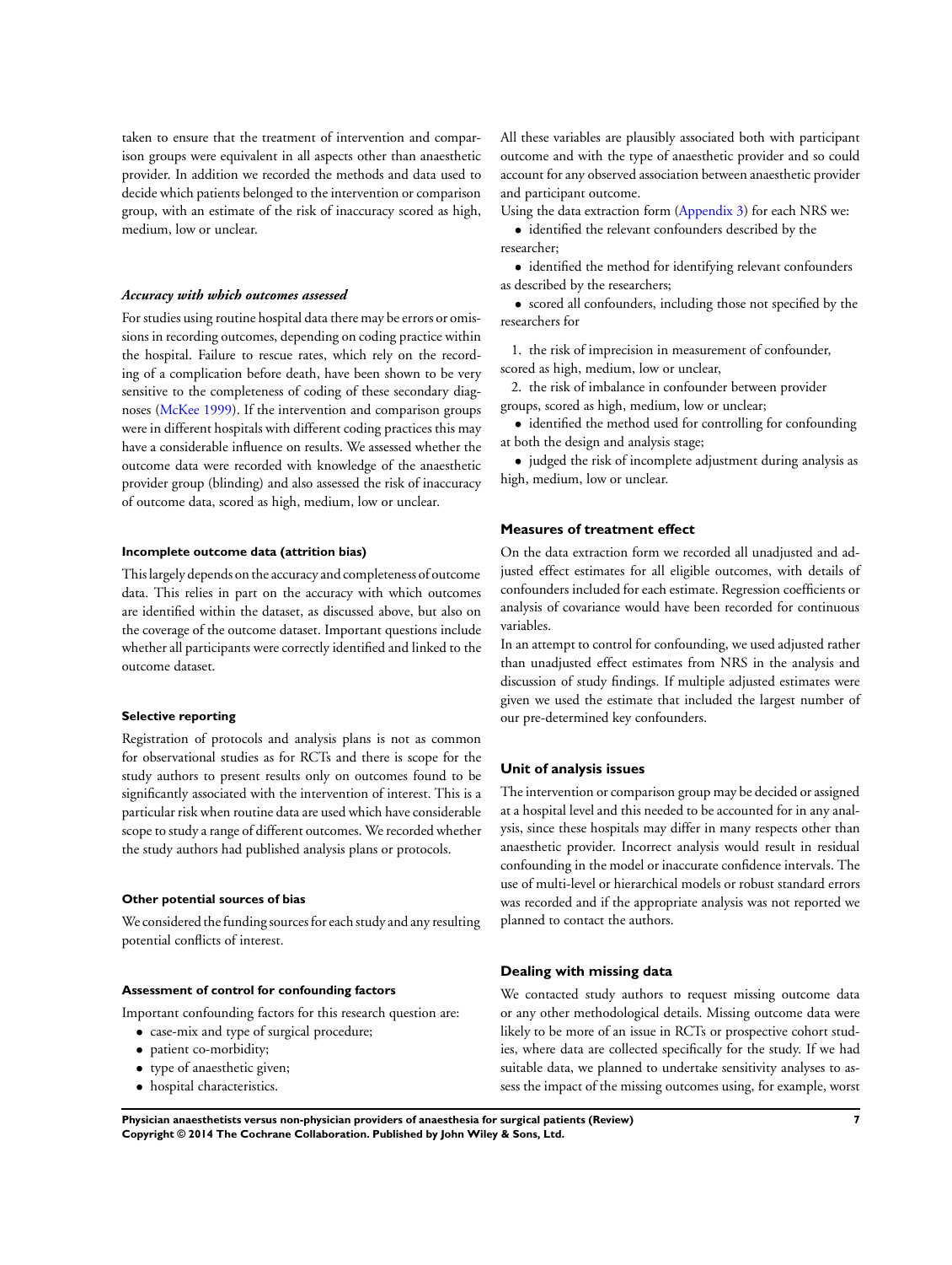taken to ensure that the treatment of intervention and comparison groups were equivalent in all aspects other than anaesthetic provider. In addition we recorded the methods and data used to decide which patients belonged to the intervention or comparison group, with an estimate of the risk of inaccuracy scored as high, medium, low or unclear.

#### *Accuracy with which outcomes assessed*

For studies using routine hospital data there may be errors or omissions in recording outcomes, depending on coding practice within the hospital. Failure to rescue rates, which rely on the recording of a complication before death, have been shown to be very sensitive to the completeness of coding of these secondary diagnoses (McKee 1999). If the intervention and comparison groups were in different hospitals with different coding practices this may have a considerable influence on results. We assessed whether the outcome data were recorded with knowledge of the anaesthetic provider group (blinding) and also assessed the risk of inaccuracy of outcome data, scored as high, medium, low or unclear.

#### Incomplete outcome data (attrition bias)

This largely depends on the accuracy and completeness of outcome data. This relies in part on the accuracy with which outcomes are identified within the dataset, as discussed above, but also on the coverage of the outcome dataset. Important questions include whether all participants were correctly identified and linked to the outcome dataset.

#### Selective reporting

Registration of protocols and analysis plans is not as common for observational studies as for RCTs and there is scope for the study authors to present results only on outcomes found to be significantly associated with the intervention of interest. This is a particular risk when routine data are used which have considerable scope to study a range of different outcomes. We recorded whether the study authors had published analysis plans or protocols.

#### Other potential sources of bias

We considered the funding sources for each study and any resulting potential conflicts of interest.

#### Assessment of control for confounding factors

Important confounding factors for this research question are:

- case-mix and type of surgical procedure;
- patient co-morbidity;
- type of anaesthetic given;
- hospital characteristics.

All these variables are plausibly associated both with participant outcome and with the type of anaesthetic provider and so could account for any observed association between anaesthetic provider and participant outcome.

Using the data extraction form (Appendix 3) for each NRS we:

- identified the relevant confounders described by the researcher;
- identified the method for identifying relevant confounders as described by the researchers;
- scored all confounders, including those not specified by the researchers for
  1. the risk of imprecision in measurement of confounder, scored as high, medium, low or unclear,
  2. the risk of imbalance in confounder between provider groups, scored as high, medium, low or unclear;
- identified the method used for controlling for confounding at both the design and analysis stage;
- judged the risk of incomplete adjustment during analysis as high, medium, low or unclear.

### Measures of treatment effect

On the data extraction form we recorded all unadjusted and adjusted effect estimates for all eligible outcomes, with details of confounders included for each estimate. Regression coefficients or analysis of covariance would have been recorded for continuous variables.

In an attempt to control for confounding, we used adjusted rather than unadjusted effect estimates from NRS in the analysis and discussion of study findings. If multiple adjusted estimates were given we used the estimate that included the largest number of our pre-determined key confounders.

### Unit of analysis issues

The intervention or comparison group may be decided or assigned at a hospital level and this needed to be accounted for in any analysis, since these hospitals may differ in many respects other than anaesthetic provider. Incorrect analysis would result in residual confounding in the model or inaccurate confidence intervals. The use of multi-level or hierarchical models or robust standard errors was recorded and if the appropriate analysis was not reported we planned to contact the authors.

### Dealing with missing data

We contacted study authors to request missing outcome data or any other methodological details. Missing outcome data were likely to be more of an issue in RCTs or prospective cohort studies, where data are collected specifically for the study. If we had suitable data, we planned to undertake sensitivity analyses to assess the impact of the missing outcomes using, for example, worst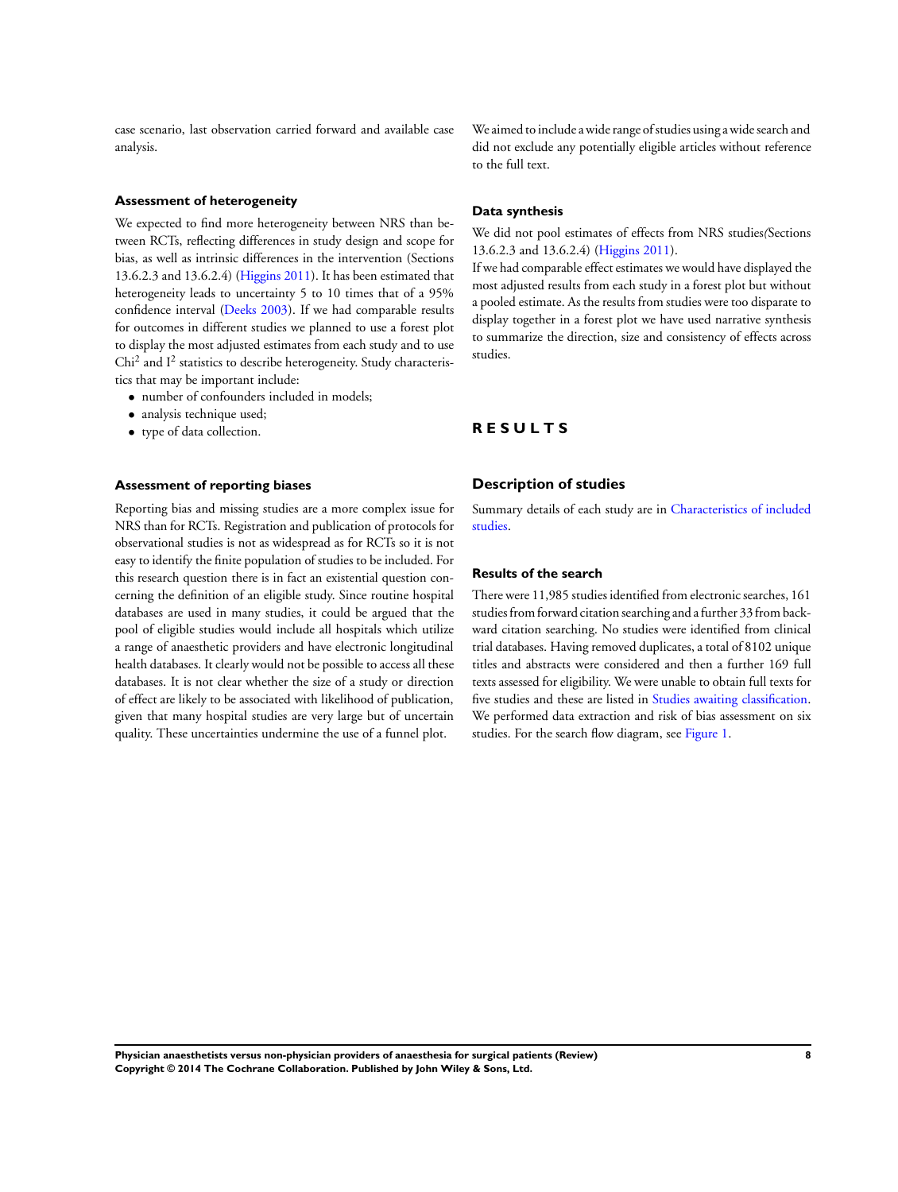case scenario, last observation carried forward and available case analysis.

### Assessment of heterogeneity

We expected to find more heterogeneity between NRS than between RCTs, reflecting differences in study design and scope for bias, as well as intrinsic differences in the intervention (Sections 13.6.2.3 and 13.6.2.4) (Higgins 2011). It has been estimated that heterogeneity leads to uncertainty 5 to 10 times that of a 95% confidence interval (Deeks 2003). If we had comparable results for outcomes in different studies we planned to use a forest plot to display the most adjusted estimates from each study and to use $Chi^2$ and $I^2$ statistics to describe heterogeneity. Study characteristics that may be important include:

- number of confounders included in models;
- analysis technique used;
- type of data collection.

### Assessment of reporting biases

Reporting bias and missing studies are a more complex issue for NRS than for RCTs. Registration and publication of protocols for observational studies is not as widespread as for RCTs so it is not easy to identify the finite population of studies to be included. For this research question there is in fact an existential question concerning the definition of an eligible study. Since routine hospital databases are used in many studies, it could be argued that the pool of eligible studies would include all hospitals which utilize a range of anaesthetic providers and have electronic longitudinal health databases. It clearly would not be possible to access all these databases. It is not clear whether the size of a study or direction of effect are likely to be associated with likelihood of publication, given that many hospital studies are very large but of uncertain quality. These uncertainties undermine the use of a funnel plot.

We aimed to include a wide range of studies using a wide search and did not exclude any potentially eligible articles without reference to the full text.

### Data synthesis

We did not pool estimates of effects from NRS studies(Sections 13.6.2.3 and 13.6.2.4) (Higgins 2011).

If we had comparable effect estimates we would have displayed the most adjusted results from each study in a forest plot but without a pooled estimate. As the results from studies were too disparate to display together in a forest plot we have used narrative synthesis to summarize the direction, size and consistency of effects across studies.

# RESULTS

## Description of studies

Summary details of each study are in Characteristics of included studies.

### Results of the search

There were 11,985 studies identified from electronic searches, 161 studies from forward citation searching and a further 33 from backward citation searching. No studies were identified from clinical trial databases. Having removed duplicates, a total of 8102 unique titles and abstracts were considered and then a further 169 full texts assessed for eligibility. We were unable to obtain full texts for five studies and these are listed in Studies awaiting classification. We performed data extraction and risk of bias assessment on six studies. For the search flow diagram, see Figure 1.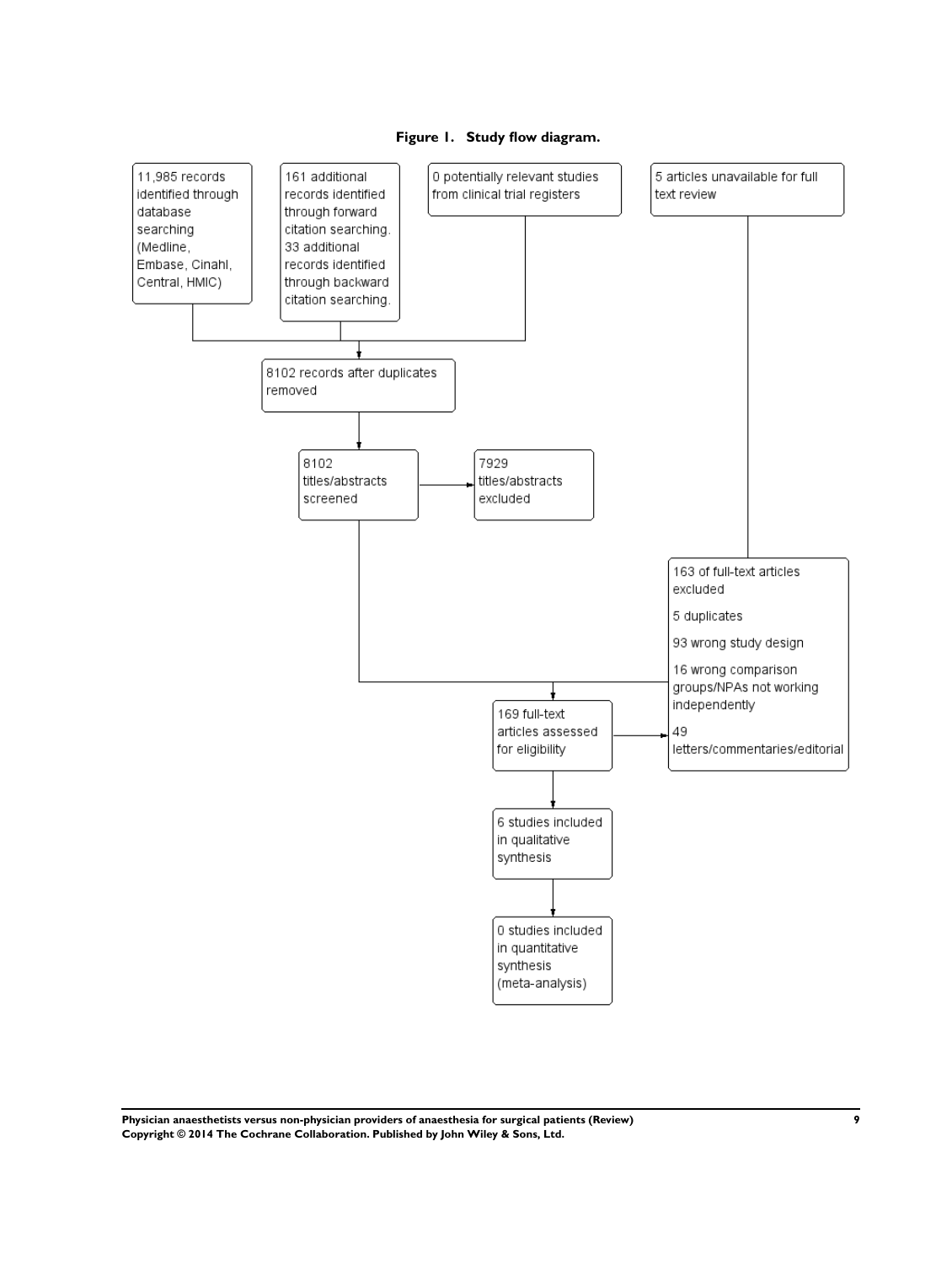**Figure 1. Study flow diagram.**

- 11,985 records identified through database searching (Medline, Embase, Cinahl, Central, HMIC)
- 161 additional records identified through forward citation searching. 33 additional records identified through backward citation searching.
- 0 potentially relevant studies from clinical trial registers
- 5 articles unavailable for full text review

8102 records after duplicates removed

8102 titles/abstracts screened → 7929 titles/abstracts excluded

169 full-text articles assessed for eligibility → 163 of full-text articles excluded

- 5 duplicates
- 93 wrong study design
- 16 wrong comparison groups/NPAs not working independently
- 49 letters/commentaries/editorial

6 studies included in qualitative synthesis

0 studies included in quantitative synthesis (meta-analysis)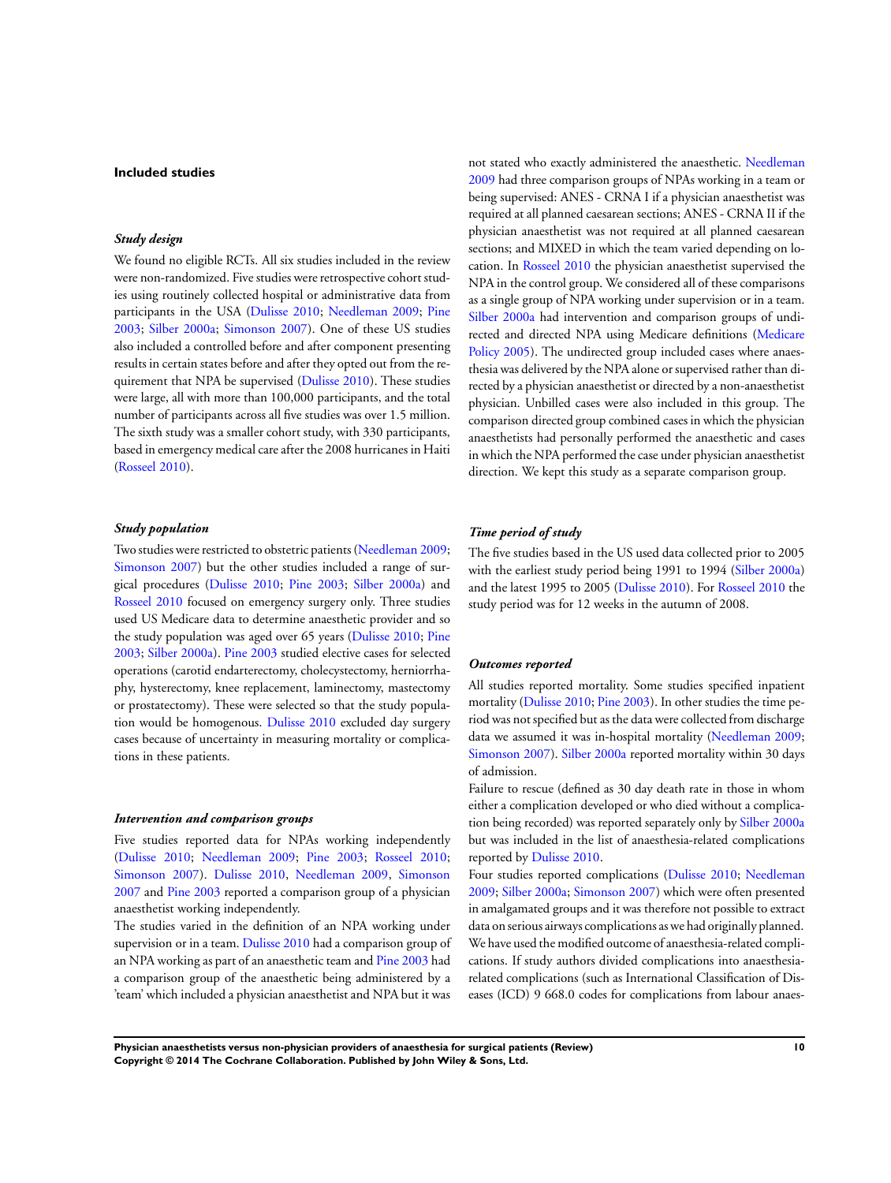### Included studies

#### *Study design*

We found no eligible RCTs. All six studies included in the review were non-randomized. Five studies were retrospective cohort studies using routinely collected hospital or administrative data from participants in the USA (Dulisse 2010; Needleman 2009; Pine 2003; Silber 2000a; Simonson 2007). One of these US studies also included a controlled before and after component presenting results in certain states before and after they opted out from the requirement that NPA be supervised (Dulisse 2010). These studies were large, all with more than 100,000 participants, and the total number of participants across all five studies was over 1.5 million. The sixth study was a smaller cohort study, with 330 participants, based in emergency medical care after the 2008 hurricanes in Haiti (Rosseel 2010).

#### *Study population*

Two studies were restricted to obstetric patients (Needleman 2009; Simonson 2007) but the other studies included a range of surgical procedures (Dulisse 2010; Pine 2003; Silber 2000a) and Rosseel 2010 focused on emergency surgery only. Three studies used US Medicare data to determine anaesthetic provider and so the study population was aged over 65 years (Dulisse 2010; Pine 2003; Silber 2000a). Pine 2003 studied elective cases for selected operations (carotid endarterectomy, cholecystectomy, herniorrhaphy, hysterectomy, knee replacement, laminectomy, mastectomy or prostatectomy). These were selected so that the study population would be homogenous. Dulisse 2010 excluded day surgery cases because of uncertainty in measuring mortality or complications in these patients.

#### *Intervention and comparison groups*

Five studies reported data for NPAs working independently (Dulisse 2010; Needleman 2009; Pine 2003; Rosseel 2010; Simonson 2007). Dulisse 2010, Needleman 2009, Simonson 2007 and Pine 2003 reported a comparison group of a physician anaesthetist working independently.

The studies varied in the definition of an NPA working under supervision or in a team. Dulisse 2010 had a comparison group of an NPA working as part of an anaesthetic team and Pine 2003 had a comparison group of the anaesthetic being administered by a 'team' which included a physician anaesthetist and NPA but it was not stated who exactly administered the anaesthetic. Needleman 2009 had three comparison groups of NPAs working in a team or being supervised: ANES - CRNA I if a physician anaesthetist was required at all planned caesarean sections; ANES - CRNA II if the physician anaesthetist was not required at all planned caesarean sections; and MIXED in which the team varied depending on location. In Rosseel 2010 the physician anaesthetist supervised the NPA in the control group. We considered all of these comparisons as a single group of NPA working under supervision or in a team. Silber 2000a had intervention and comparison groups of undirected and directed NPA using Medicare definitions (Medicare Policy 2005). The undirected group included cases where anaesthesia was delivered by the NPA alone or supervised rather than directed by a physician anaesthetist or directed by a non-anaesthetist physician. Unbilled cases were also included in this group. The comparison directed group combined cases in which the physician anaesthetists had personally performed the anaesthetic and cases in which the NPA performed the case under physician anaesthetist direction. We kept this study as a separate comparison group.

#### *Time period of study*

The five studies based in the US used data collected prior to 2005 with the earliest study period being 1991 to 1994 (Silber 2000a) and the latest 1995 to 2005 (Dulisse 2010). For Rosseel 2010 the study period was for 12 weeks in the autumn of 2008.

#### *Outcomes reported*

All studies reported mortality. Some studies specified inpatient mortality (Dulisse 2010; Pine 2003). In other studies the time period was not specified but as the data were collected from discharge data we assumed it was in-hospital mortality (Needleman 2009; Simonson 2007). Silber 2000a reported mortality within 30 days of admission.

Failure to rescue (defined as 30 day death rate in those in whom either a complication developed or who died without a complication being recorded) was reported separately only by Silber 2000a but was included in the list of anaesthesia-related complications reported by Dulisse 2010.

Four studies reported complications (Dulisse 2010; Needleman 2009; Silber 2000a; Simonson 2007) which were often presented in amalgamated groups and it was therefore not possible to extract data on serious airways complications as we had originally planned. We have used the modified outcome of anaesthesia-related complications. If study authors divided complications into anaesthesia-related complications (such as International Classification of Diseases (ICD) 9 668.0 codes for complications from labour anaes-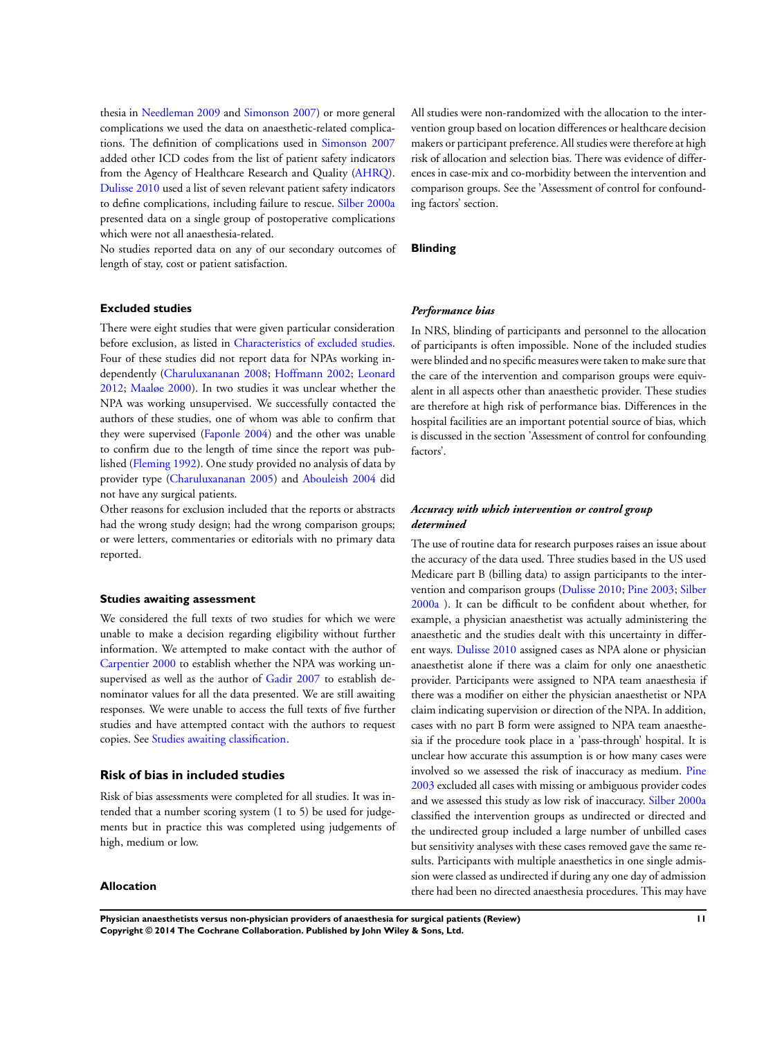thesia in Needleman 2009 and Simonson 2007) or more general complications we used the data on anaesthetic-related complications. The definition of complications used in Simonson 2007 added other ICD codes from the list of patient safety indicators from the Agency of Healthcare Research and Quality (AHRQ). Dulisse 2010 used a list of seven relevant patient safety indicators to define complications, including failure to rescue. Silber 2000a presented data on a single group of postoperative complications which were not all anaesthesia-related.

No studies reported data on any of our secondary outcomes of length of stay, cost or patient satisfaction.

### Excluded studies

There were eight studies that were given particular consideration before exclusion, as listed in Characteristics of excluded studies. Four of these studies did not report data for NPAs working independently (Charuluxananan 2008; Hoffmann 2002; Leonard 2012; Maaløe 2000). In two studies it was unclear whether the NPA was working unsupervised. We successfully contacted the authors of these studies, one of whom was able to confirm that they were supervised (Faponle 2004) and the other was unable to confirm due to the length of time since the report was published (Fleming 1992). One study provided no analysis of data by provider type (Charuluxananan 2005) and Abouleish 2004 did not have any surgical patients.

Other reasons for exclusion included that the reports or abstracts had the wrong study design; had the wrong comparison groups; or were letters, commentaries or editorials with no primary data reported.

### Studies awaiting assessment

We considered the full texts of two studies for which we were unable to make a decision regarding eligibility without further information. We attempted to make contact with the author of Carpentier 2000 to establish whether the NPA was working unsupervised as well as the author of Gadir 2007 to establish denominator values for all the data presented. We are still awaiting responses. We were unable to access the full texts of five further studies and have attempted contact with the authors to request copies. See Studies awaiting classification.

## Risk of bias in included studies

Risk of bias assessments were completed for all studies. It was intended that a number scoring system (1 to 5) be used for judgements but in practice this was completed using judgements of high, medium or low.

### Allocation

All studies were non-randomized with the allocation to the intervention group based on location differences or healthcare decision makers or participant preference. All studies were therefore at high risk of allocation and selection bias. There was evidence of differences in case-mix and co-morbidity between the intervention and comparison groups. See the 'Assessment of control for confounding factors' section.

### Blinding

#### *Performance bias*

In NRS, blinding of participants and personnel to the allocation of participants is often impossible. None of the included studies were blinded and no specific measures were taken to make sure that the care of the intervention and comparison groups were equivalent in all aspects other than anaesthetic provider. These studies are therefore at high risk of performance bias. Differences in the hospital facilities are an important potential source of bias, which is discussed in the section 'Assessment of control for confounding factors'.

#### *Accuracy with which intervention or control group determined*

The use of routine data for research purposes raises an issue about the accuracy of the data used. Three studies based in the US used Medicare part B (billing data) to assign participants to the intervention and comparison groups (Dulisse 2010; Pine 2003; Silber 2000a ). It can be difficult to be confident about whether, for example, a physician anaesthetist was actually administering the anaesthetic and the studies dealt with this uncertainty in different ways. Dulisse 2010 assigned cases as NPA alone or physician anaesthetist alone if there was a claim for only one anaesthetic provider. Participants were assigned to NPA team anaesthesia if there was a modifier on either the physician anaesthetist or NPA claim indicating supervision or direction of the NPA. In addition, cases with no part B form were assigned to NPA team anaesthesia if the procedure took place in a 'pass-through' hospital. It is unclear how accurate this assumption is or how many cases were involved so we assessed the risk of inaccuracy as medium. Pine 2003 excluded all cases with missing or ambiguous provider codes and we assessed this study as low risk of inaccuracy. Silber 2000a classified the intervention groups as undirected or directed and the undirected group included a large number of unbilled cases but sensitivity analyses with these cases removed gave the same results. Participants with multiple anaesthetics in one single admission were classed as undirected if during any one day of admission there had been no directed anaesthesia procedures. This may have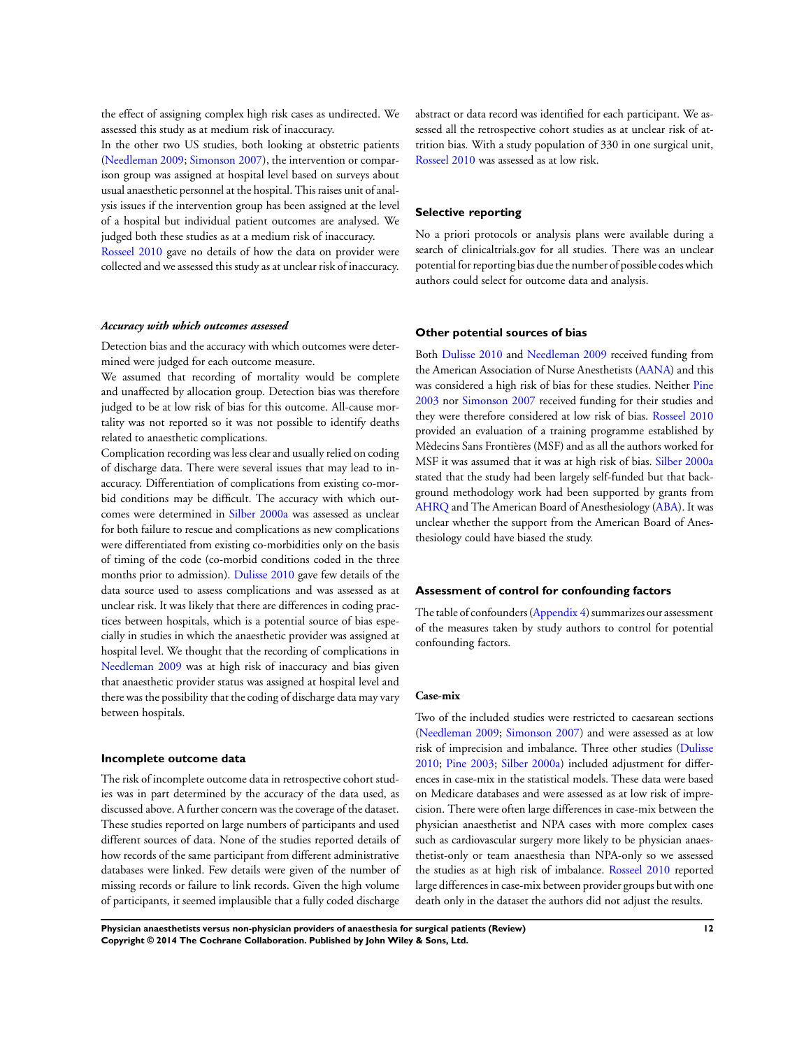the effect of assigning complex high risk cases as undirected. We assessed this study as at medium risk of inaccuracy.

In the other two US studies, both looking at obstetric patients (Needleman 2009; Simonson 2007), the intervention or comparison group was assigned at hospital level based on surveys about usual anaesthetic personnel at the hospital. This raises unit of analysis issues if the intervention group has been assigned at the level of a hospital but individual patient outcomes are analysed. We judged both these studies as at a medium risk of inaccuracy.

Rosseel 2010 gave no details of how the data on provider were collected and we assessed this study as at unclear risk of inaccuracy.

#### *Accuracy with which outcomes assessed*

Detection bias and the accuracy with which outcomes were determined were judged for each outcome measure.

We assumed that recording of mortality would be complete and unaffected by allocation group. Detection bias was therefore judged to be at low risk of bias for this outcome. All-cause mortality was not reported so it was not possible to identify deaths related to anaesthetic complications.

Complication recording was less clear and usually relied on coding of discharge data. There were several issues that may lead to inaccuracy. Differentiation of complications from existing co-morbid conditions may be difficult. The accuracy with which outcomes were determined in Silber 2000a was assessed as unclear for both failure to rescue and complications as new complications were differentiated from existing co-morbidities only on the basis of timing of the code (co-morbid conditions coded in the three months prior to admission). Dulisse 2010 gave few details of the data source used to assess complications and was assessed as at unclear risk. It was likely that there are differences in coding practices between hospitals, which is a potential source of bias especially in studies in which the anaesthetic provider was assigned at hospital level. We thought that the recording of complications in Needleman 2009 was at high risk of inaccuracy and bias given that anaesthetic provider status was assigned at hospital level and there was the possibility that the coding of discharge data may vary between hospitals.

### Incomplete outcome data

The risk of incomplete outcome data in retrospective cohort studies was in part determined by the accuracy of the data used, as discussed above. A further concern was the coverage of the dataset. These studies reported on large numbers of participants and used different sources of data. None of the studies reported details of how records of the same participant from different administrative databases were linked. Few details were given of the number of missing records or failure to link records. Given the high volume of participants, it seemed implausible that a fully coded discharge abstract or data record was identified for each participant. We assessed all the retrospective cohort studies as at unclear risk of attrition bias. With a study population of 330 in one surgical unit, Rosseel 2010 was assessed as at low risk.

### Selective reporting

No a priori protocols or analysis plans were available during a search of clinicaltrials.gov for all studies. There was an unclear potential for reporting bias due the number of possible codes which authors could select for outcome data and analysis.

### Other potential sources of bias

Both Dulisse 2010 and Needleman 2009 received funding from the American Association of Nurse Anesthetists (AANA) and this was considered a high risk of bias for these studies. Neither Pine 2003 nor Simonson 2007 received funding for their studies and they were therefore considered at low risk of bias. Rosseel 2010 provided an evaluation of a training programme established by Mèdecins Sans Frontières (MSF) and as all the authors worked for MSF it was assumed that it was at high risk of bias. Silber 2000a stated that the study had been largely self-funded but that background methodology work had been supported by grants from AHRQ and The American Board of Anesthesiology (ABA). It was unclear whether the support from the American Board of Anesthesiology could have biased the study.

### Assessment of control for confounding factors

The table of confounders (Appendix 4) summarizes our assessment of the measures taken by study authors to control for potential confounding factors.

#### Case-mix

Two of the included studies were restricted to caesarean sections (Needleman 2009; Simonson 2007) and were assessed as at low risk of imprecision and imbalance. Three other studies (Dulisse 2010; Pine 2003; Silber 2000a) included adjustment for differences in case-mix in the statistical models. These data were based on Medicare databases and were assessed as at low risk of imprecision. There were often large differences in case-mix between the physician anaesthetist and NPA cases with more complex cases such as cardiovascular surgery more likely to be physician anaesthetist-only or team anaesthesia than NPA-only so we assessed the studies as at high risk of imbalance. Rosseel 2010 reported large differences in case-mix between provider groups but with one death only in the dataset the authors did not adjust the results.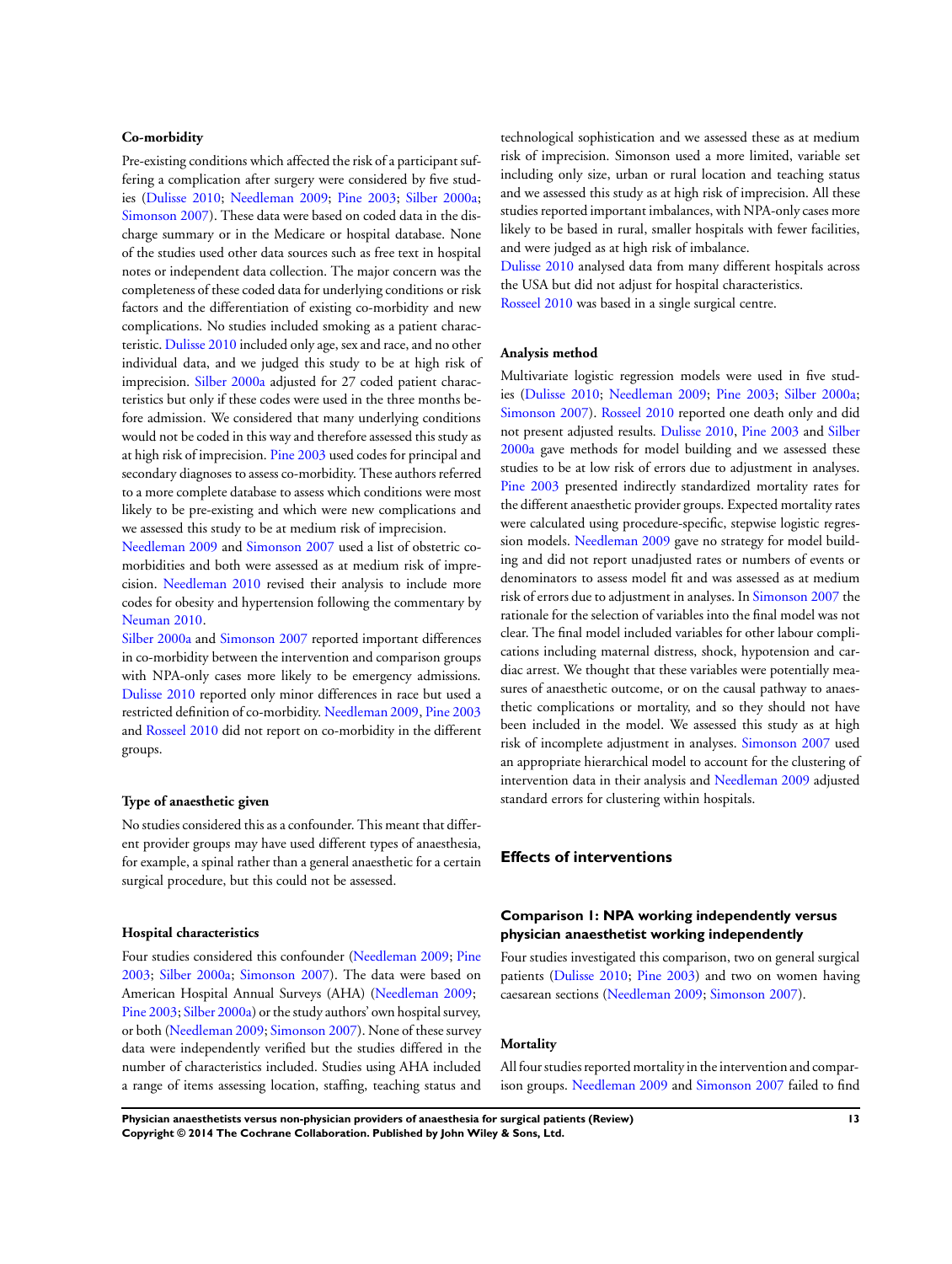### Co-morbidity

Pre-existing conditions which affected the risk of a participant suffering a complication after surgery were considered by five studies (Dulisse 2010; Needleman 2009; Pine 2003; Silber 2000a; Simonson 2007). These data were based on coded data in the discharge summary or in the Medicare or hospital database. None of the studies used other data sources such as free text in hospital notes or independent data collection. The major concern was the completeness of these coded data for underlying conditions or risk factors and the differentiation of existing co-morbidity and new complications. No studies included smoking as a patient characteristic. Dulisse 2010 included only age, sex and race, and no other individual data, and we judged this study to be at high risk of imprecision. Silber 2000a adjusted for 27 coded patient characteristics but only if these codes were used in the three months before admission. We considered that many underlying conditions would not be coded in this way and therefore assessed this study as at high risk of imprecision. Pine 2003 used codes for principal and secondary diagnoses to assess co-morbidity. These authors referred to a more complete database to assess which conditions were most likely to be pre-existing and which were new complications and we assessed this study to be at medium risk of imprecision.

Needleman 2009 and Simonson 2007 used a list of obstetric co-morbidities and both were assessed as at medium risk of imprecision. Needleman 2010 revised their analysis to include more codes for obesity and hypertension following the commentary by Neuman 2010.

Silber 2000a and Simonson 2007 reported important differences in co-morbidity between the intervention and comparison groups with NPA-only cases more likely to be emergency admissions. Dulisse 2010 reported only minor differences in race but used a restricted definition of co-morbidity. Needleman 2009, Pine 2003 and Rosseel 2010 did not report on co-morbidity in the different groups.

### Type of anaesthetic given

No studies considered this as a confounder. This meant that different provider groups may have used different types of anaesthesia, for example, a spinal rather than a general anaesthetic for a certain surgical procedure, but this could not be assessed.

### Hospital characteristics

Four studies considered this confounder (Needleman 2009; Pine 2003; Silber 2000a; Simonson 2007). The data were based on American Hospital Annual Surveys (AHA) (Needleman 2009; Pine 2003; Silber 2000a) or the study authors' own hospital survey, or both (Needleman 2009; Simonson 2007). None of these survey data were independently verified but the studies differed in the number of characteristics included. Studies using AHA included a range of items assessing location, staffing, teaching status and technological sophistication and we assessed these as at medium risk of imprecision. Simonson used a more limited, variable set including only size, urban or rural location and teaching status and we assessed this study as at high risk of imprecision. All these studies reported important imbalances, with NPA-only cases more likely to be based in rural, smaller hospitals with fewer facilities, and were judged as at high risk of imbalance.

Dulisse 2010 analysed data from many different hospitals across the USA but did not adjust for hospital characteristics.

Rosseel 2010 was based in a single surgical centre.

### Analysis method

Multivariate logistic regression models were used in five studies (Dulisse 2010; Needleman 2009; Pine 2003; Silber 2000a; Simonson 2007). Rosseel 2010 reported one death only and did not present adjusted results. Dulisse 2010, Pine 2003 and Silber 2000a gave methods for model building and we assessed these studies to be at low risk of errors due to adjustment in analyses. Pine 2003 presented indirectly standardized mortality rates for the different anaesthetic provider groups. Expected mortality rates were calculated using procedure-specific, stepwise logistic regression models. Needleman 2009 gave no strategy for model building and did not report unadjusted rates or numbers of events or denominators to assess model fit and was assessed as at medium risk of errors due to adjustment in analyses. In Simonson 2007 the rationale for the selection of variables into the final model was not clear. The final model included variables for other labour complications including maternal distress, shock, hypotension and cardiac arrest. We thought that these variables were potentially measures of anaesthetic outcome, or on the causal pathway to anaesthetic complications or mortality, and so they should not have been included in the model. We assessed this study as at high risk of incomplete adjustment in analyses. Simonson 2007 used an appropriate hierarchical model to account for the clustering of intervention data in their analysis and Needleman 2009 adjusted standard errors for clustering within hospitals.

## Effects of interventions

### Comparison 1: NPA working independently versus physician anaesthetist working independently

Four studies investigated this comparison, two on general surgical patients (Dulisse 2010; Pine 2003) and two on women having caesarean sections (Needleman 2009; Simonson 2007).

### Mortality

All four studies reported mortality in the intervention and comparison groups. Needleman 2009 and Simonson 2007 failed to find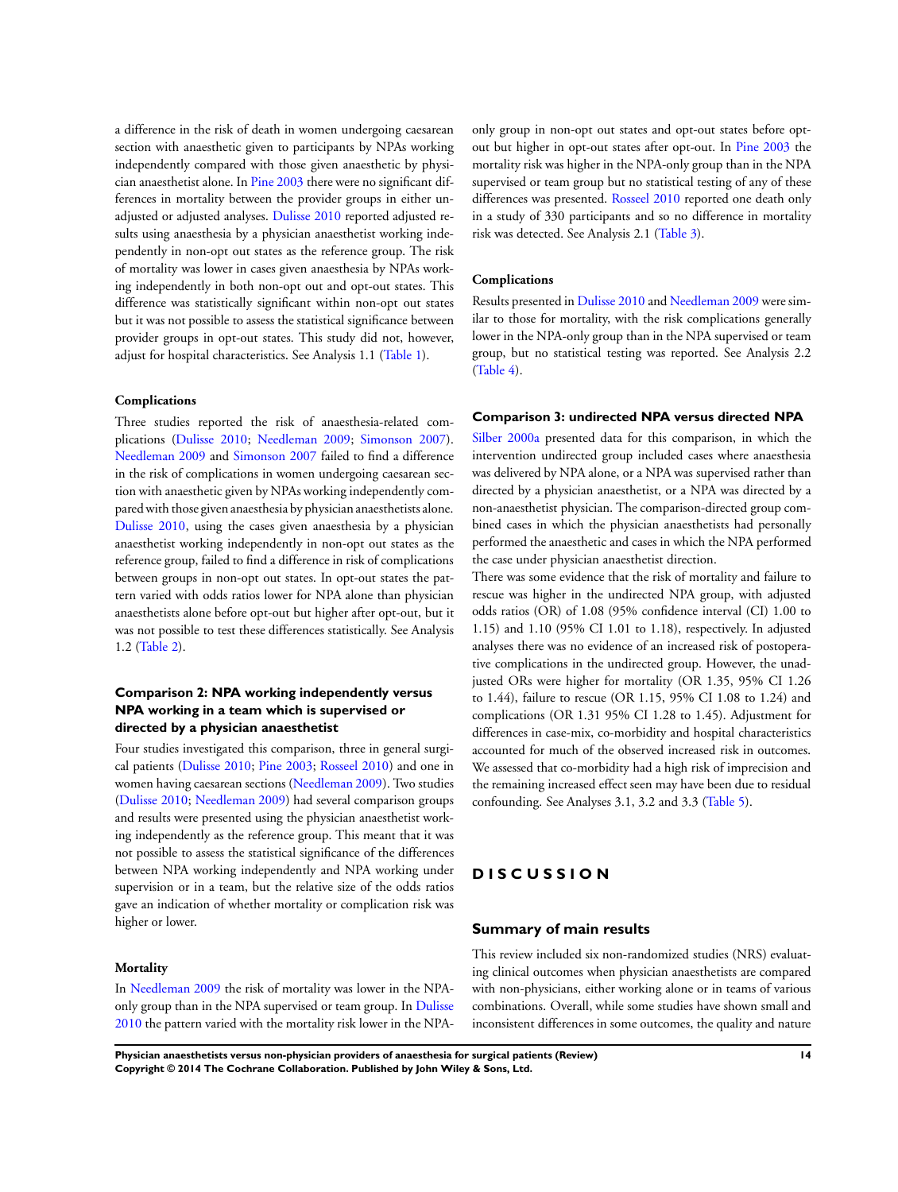a difference in the risk of death in women undergoing caesarean section with anaesthetic given to participants by NPAs working independently compared with those given anaesthetic by physician anaesthetist alone. In Pine 2003 there were no significant differences in mortality between the provider groups in either unadjusted or adjusted analyses. Dulisse 2010 reported adjusted results using anaesthesia by a physician anaesthetist working independently in non-opt out states as the reference group. The risk of mortality was lower in cases given anaesthesia by NPAs working independently in both non-opt out and opt-out states. This difference was statistically significant within non-opt out states but it was not possible to assess the statistical significance between provider groups in opt-out states. This study did not, however, adjust for hospital characteristics. See Analysis 1.1 (Table 1).

#### Complications

Three studies reported the risk of anaesthesia-related complications (Dulisse 2010; Needleman 2009; Simonson 2007). Needleman 2009 and Simonson 2007 failed to find a difference in the risk of complications in women undergoing caesarean section with anaesthetic given by NPAs working independently compared with those given anaesthesia by physician anaesthetists alone. Dulisse 2010, using the cases given anaesthesia by a physician anaesthetist working independently in non-opt out states as the reference group, failed to find a difference in risk of complications between groups in non-opt out states. In opt-out states the pattern varied with odds ratios lower for NPA alone than physician anaesthetists alone before opt-out but higher after opt-out, but it was not possible to test these differences statistically. See Analysis 1.2 (Table 2).

### Comparison 2: NPA working independently versus NPA working in a team which is supervised or directed by a physician anaesthetist

Four studies investigated this comparison, three in general surgical patients (Dulisse 2010; Pine 2003; Rosseel 2010) and one in women having caesarean sections (Needleman 2009). Two studies (Dulisse 2010; Needleman 2009) had several comparison groups and results were presented using the physician anaesthetist working independently as the reference group. This meant that it was not possible to assess the statistical significance of the differences between NPA working independently and NPA working under supervision or in a team, but the relative size of the odds ratios gave an indication of whether mortality or complication risk was higher or lower.

#### Mortality

In Needleman 2009 the risk of mortality was lower in the NPA-only group than in the NPA supervised or team group. In Dulisse 2010 the pattern varied with the mortality risk lower in the NPA-only group in non-opt out states and opt-out states before opt-out but higher in opt-out states after opt-out. In Pine 2003 the mortality risk was higher in the NPA-only group than in the NPA supervised or team group but no statistical testing of any of these differences was presented. Rosseel 2010 reported one death only in a study of 330 participants and so no difference in mortality risk was detected. See Analysis 2.1 (Table 3).

#### Complications

Results presented in Dulisse 2010 and Needleman 2009 were similar to those for mortality, with the risk complications generally lower in the NPA-only group than in the NPA supervised or team group, but no statistical testing was reported. See Analysis 2.2 (Table 4).

### Comparison 3: undirected NPA versus directed NPA

Silber 2000a presented data for this comparison, in which the intervention undirected group included cases where anaesthesia was delivered by NPA alone, or a NPA was supervised rather than directed by a physician anaesthetist, or a NPA was directed by a non-anaesthetist physician. The comparison-directed group combined cases in which the physician anaesthetists had personally performed the anaesthetic and cases in which the NPA performed the case under physician anaesthetist direction.

There was some evidence that the risk of mortality and failure to rescue was higher in the undirected NPA group, with adjusted odds ratios (OR) of 1.08 (95% confidence interval (CI) 1.00 to 1.15) and 1.10 (95% CI 1.01 to 1.18), respectively. In adjusted analyses there was no evidence of an increased risk of postoperative complications in the undirected group. However, the unadjusted ORs were higher for mortality (OR 1.35, 95% CI 1.26 to 1.44), failure to rescue (OR 1.15, 95% CI 1.08 to 1.24) and complications (OR 1.31 95% CI 1.28 to 1.45). Adjustment for differences in case-mix, co-morbidity and hospital characteristics accounted for much of the observed increased risk in outcomes. We assessed that co-morbidity had a high risk of imprecision and the remaining increased effect seen may have been due to residual confounding. See Analyses 3.1, 3.2 and 3.3 (Table 5).

# DISCUSSION

## Summary of main results

This review included six non-randomized studies (NRS) evaluating clinical outcomes when physician anaesthetists are compared with non-physicians, either working alone or in teams of various combinations. Overall, while some studies have shown small and inconsistent differences in some outcomes, the quality and nature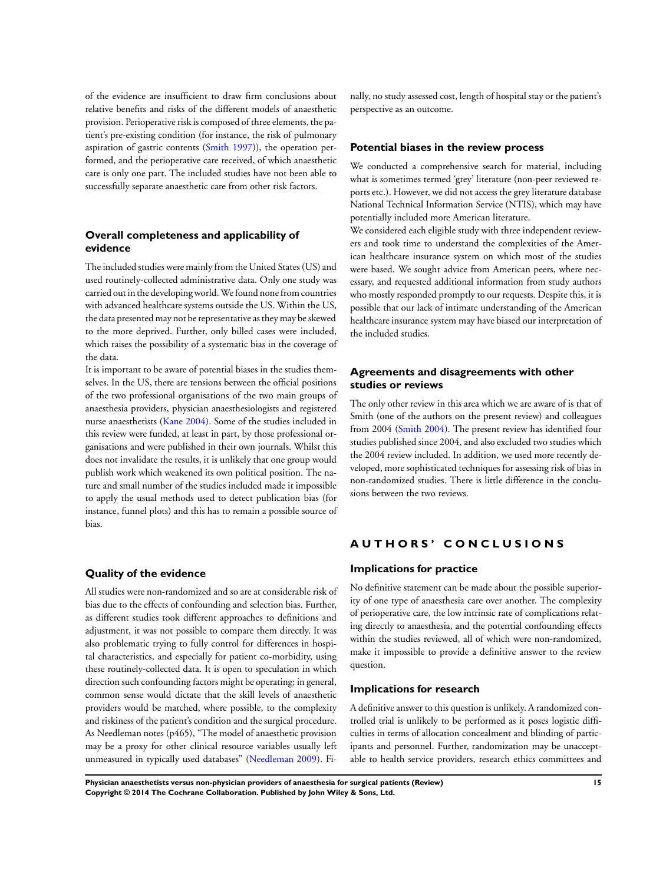of the evidence are insufficient to draw firm conclusions about relative benefits and risks of the different models of anaesthetic provision. Perioperative risk is composed of three elements, the patient's pre-existing condition (for instance, the risk of pulmonary aspiration of gastric contents (Smith 1997)), the operation performed, and the perioperative care received, of which anaesthetic care is only one part. The included studies have not been able to successfully separate anaesthetic care from other risk factors.

## Overall completeness and applicability of evidence

The included studies were mainly from the United States (US) and used routinely-collected administrative data. Only one study was carried out in the developing world. We found none from countries with advanced healthcare systems outside the US. Within the US, the data presented may not be representative as they may be skewed to the more deprived. Further, only billed cases were included, which raises the possibility of a systematic bias in the coverage of the data.

It is important to be aware of potential biases in the studies themselves. In the US, there are tensions between the official positions of the two professional organisations of the two main groups of anaesthesia providers, physician anaesthesiologists and registered nurse anaesthetists (Kane 2004). Some of the studies included in this review were funded, at least in part, by those professional organisations and were published in their own journals. Whilst this does not invalidate the results, it is unlikely that one group would publish work which weakened its own political position. The nature and small number of the studies included made it impossible to apply the usual methods used to detect publication bias (for instance, funnel plots) and this has to remain a possible source of bias.

## Quality of the evidence

All studies were non-randomized and so are at considerable risk of bias due to the effects of confounding and selection bias. Further, as different studies took different approaches to definitions and adjustment, it was not possible to compare them directly. It was also problematic trying to fully control for differences in hospital characteristics, and especially for patient co-morbidity, using these routinely-collected data. It is open to speculation in which direction such confounding factors might be operating; in general, common sense would dictate that the skill levels of anaesthetic providers would be matched, where possible, to the complexity and riskiness of the patient's condition and the surgical procedure. As Needleman notes (p465), "The model of anaesthetic provision may be a proxy for other clinical resource variables usually left unmeasured in typically used databases" (Needleman 2009). Finally, no study assessed cost, length of hospital stay or the patient's perspective as an outcome.

## Potential biases in the review process

We conducted a comprehensive search for material, including what is sometimes termed 'grey' literature (non-peer reviewed reports etc.). However, we did not access the grey literature database National Technical Information Service (NTIS), which may have potentially included more American literature.

We considered each eligible study with three independent reviewers and took time to understand the complexities of the American healthcare insurance system on which most of the studies were based. We sought advice from American peers, where necessary, and requested additional information from study authors who mostly responded promptly to our requests. Despite this, it is possible that our lack of intimate understanding of the American healthcare insurance system may have biased our interpretation of the included studies.

## Agreements and disagreements with other studies or reviews

The only other review in this area which we are aware of is that of Smith (one of the authors on the present review) and colleagues from 2004 (Smith 2004). The present review has identified four studies published since 2004, and also excluded two studies which the 2004 review included. In addition, we used more recently developed, more sophisticated techniques for assessing risk of bias in non-randomized studies. There is little difference in the conclusions between the two reviews.

# AUTHORS' CONCLUSIONS

## Implications for practice

No definitive statement can be made about the possible superiority of one type of anaesthesia care over another. The complexity of perioperative care, the low intrinsic rate of complications relating directly to anaesthesia, and the potential confounding effects within the studies reviewed, all of which were non-randomized, make it impossible to provide a definitive answer to the review question.

## Implications for research

A definitive answer to this question is unlikely. A randomized controlled trial is unlikely to be performed as it poses logistic difficulties in terms of allocation concealment and blinding of participants and personnel. Further, randomization may be unacceptable to health service providers, research ethics committees and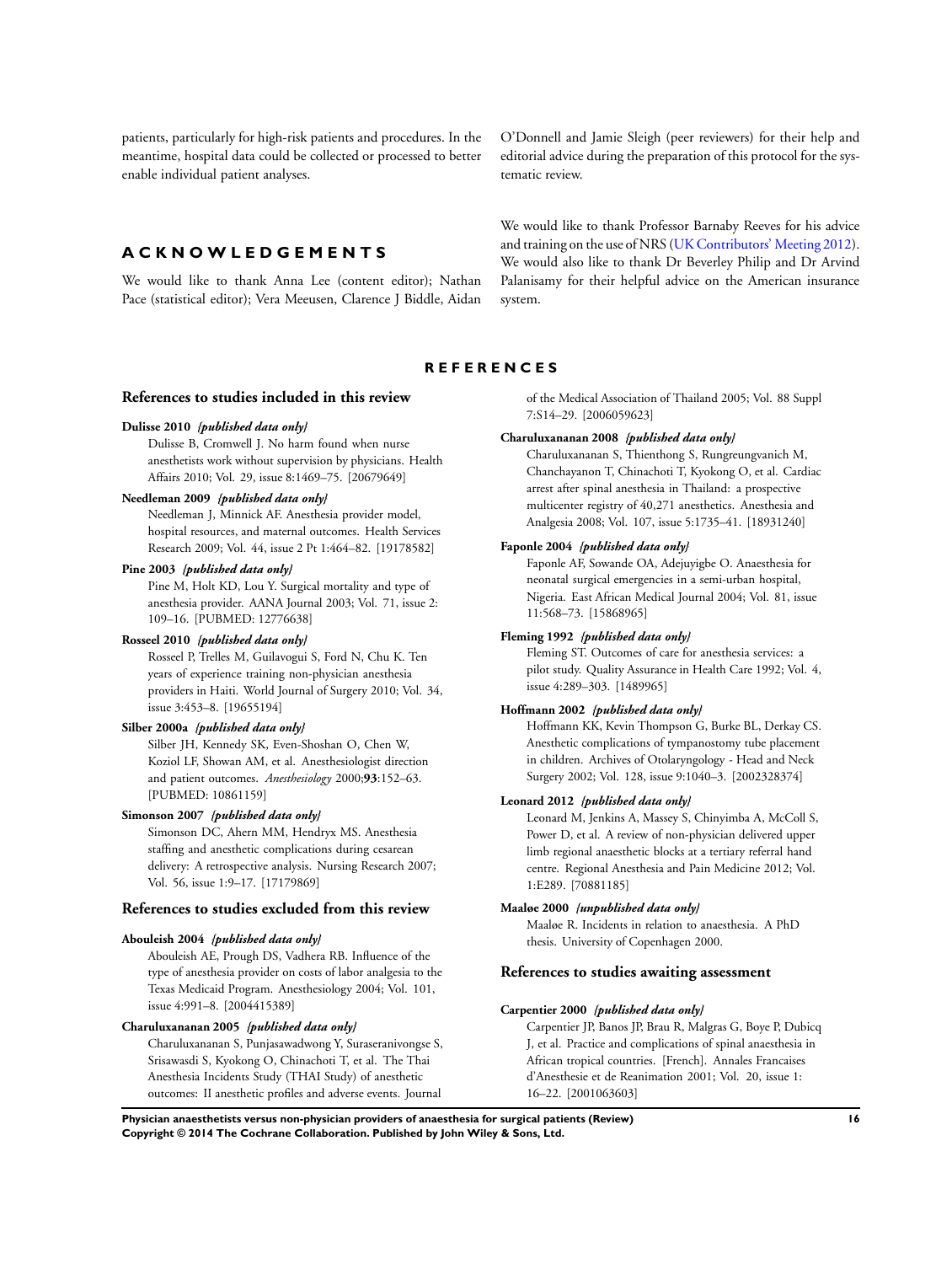patients, particularly for high-risk patients and procedures. In the meantime, hospital data could be collected or processed to better enable individual patient analyses.

# ACKNOWLEDGEMENTS

We would like to thank Anna Lee (content editor); Nathan Pace (statistical editor); Vera Meeusen, Clarence J Biddle, Aidan O'Donnell and Jamie Sleigh (peer reviewers) for their help and editorial advice during the preparation of this protocol for the systematic review.

We would like to thank Professor Barnaby Reeves for his advice and training on the use of NRS (UK Contributors' Meeting 2012). We would also like to thank Dr Beverley Philip and Dr Arvind Palanisamy for their helpful advice on the American insurance system.

# REFERENCES

## References to studies included in this review

**Dulisse 2010** *{published data only}*
Dulisse B, Cromwell J. No harm found when nurse anesthetists work without supervision by physicians. Health Affairs 2010; Vol. 29, issue 8:1469–75. [20679649]

**Needleman 2009** *{published data only}*
Needleman J, Minnick AF. Anesthesia provider model, hospital resources, and maternal outcomes. Health Services Research 2009; Vol. 44, issue 2 Pt 1:464–82. [19178582]

**Pine 2003** *{published data only}*
Pine M, Holt KD, Lou Y. Surgical mortality and type of anesthesia provider. AANA Journal 2003; Vol. 71, issue 2: 109–16. [PUBMED: 12776638]

**Rosseel 2010** *{published data only}*
Rosseel P, Trelles M, Guilavogui S, Ford N, Chu K. Ten years of experience training non-physician anesthesia providers in Haiti. World Journal of Surgery 2010; Vol. 34, issue 3:453–8. [19655194]

**Silber 2000a** *{published data only}*
Silber JH, Kennedy SK, Even-Shoshan O, Chen W, Koziol LF, Showan AM, et al. Anesthesiologist direction and patient outcomes. *Anesthesiology* 2000;**93**:152–63. [PUBMED: 10861159]

**Simonson 2007** *{published data only}*
Simonson DC, Ahern MM, Hendryx MS. Anesthesia staffing and anesthetic complications during cesarean delivery: A retrospective analysis. Nursing Research 2007; Vol. 56, issue 1:9–17. [17179869]

## References to studies excluded from this review

**Abouleish 2004** *{published data only}*
Abouleish AE, Prough DS, Vadhera RB. Influence of the type of anesthesia provider on costs of labor analgesia to the Texas Medicaid Program. Anesthesiology 2004; Vol. 101, issue 4:991–8. [2004415389]

**Charuluxananan 2005** *{published data only}*
Charuluxananan S, Punjasawadwong Y, Suraseranivongse S, Srisawasdi S, Kyokong O, Chinachoti T, et al. The Thai Anesthesia Incidents Study (THAI Study) of anesthetic outcomes: II anesthetic profiles and adverse events. Journal of the Medical Association of Thailand 2005; Vol. 88 Suppl 7:S14–29. [2006059623]

**Charuluxananan 2008** *{published data only}*
Charuluxananan S, Thienthong S, Rungreungvanich M, Chanchayanon T, Chinachoti T, Kyokong O, et al. Cardiac arrest after spinal anesthesia in Thailand: a prospective multicenter registry of 40,271 anesthetics. Anesthesia and Analgesia 2008; Vol. 107, issue 5:1735–41. [18931240]

**Faponle 2004** *{published data only}*
Faponle AF, Sowande OA, Adejuyigbe O. Anaesthesia for neonatal surgical emergencies in a semi-urban hospital, Nigeria. East African Medical Journal 2004; Vol. 81, issue 11:568–73. [15868965]

**Fleming 1992** *{published data only}*
Fleming ST. Outcomes of care for anesthesia services: a pilot study. Quality Assurance in Health Care 1992; Vol. 4, issue 4:289–303. [1489965]

**Hoffmann 2002** *{published data only}*
Hoffmann KK, Kevin Thompson G, Burke BL, Derkay CS. Anesthetic complications of tympanostomy tube placement in children. Archives of Otolaryngology - Head and Neck Surgery 2002; Vol. 128, issue 9:1040–3. [2002328374]

**Leonard 2012** *{published data only}*
Leonard M, Jenkins A, Massey S, Chinyimba A, McColl S, Power D, et al. A review of non-physician delivered upper limb regional anaesthetic blocks at a tertiary referral hand centre. Regional Anesthesia and Pain Medicine 2012; Vol. 1:E289. [70881185]

**Maaløe 2000** *{unpublished data only}*
Maaløe R. Incidents in relation to anaesthesia. A PhD thesis. University of Copenhagen 2000.

## References to studies awaiting assessment

**Carpentier 2000** *{published data only}*
Carpentier JP, Banos JP, Brau R, Malgras G, Boye P, Dubicq J, et al. Practice and complications of spinal anaesthesia in African tropical countries. [French]. Annales Francaises d'Anesthesie et de Reanimation 2001; Vol. 20, issue 1: 16–22. [2001063603]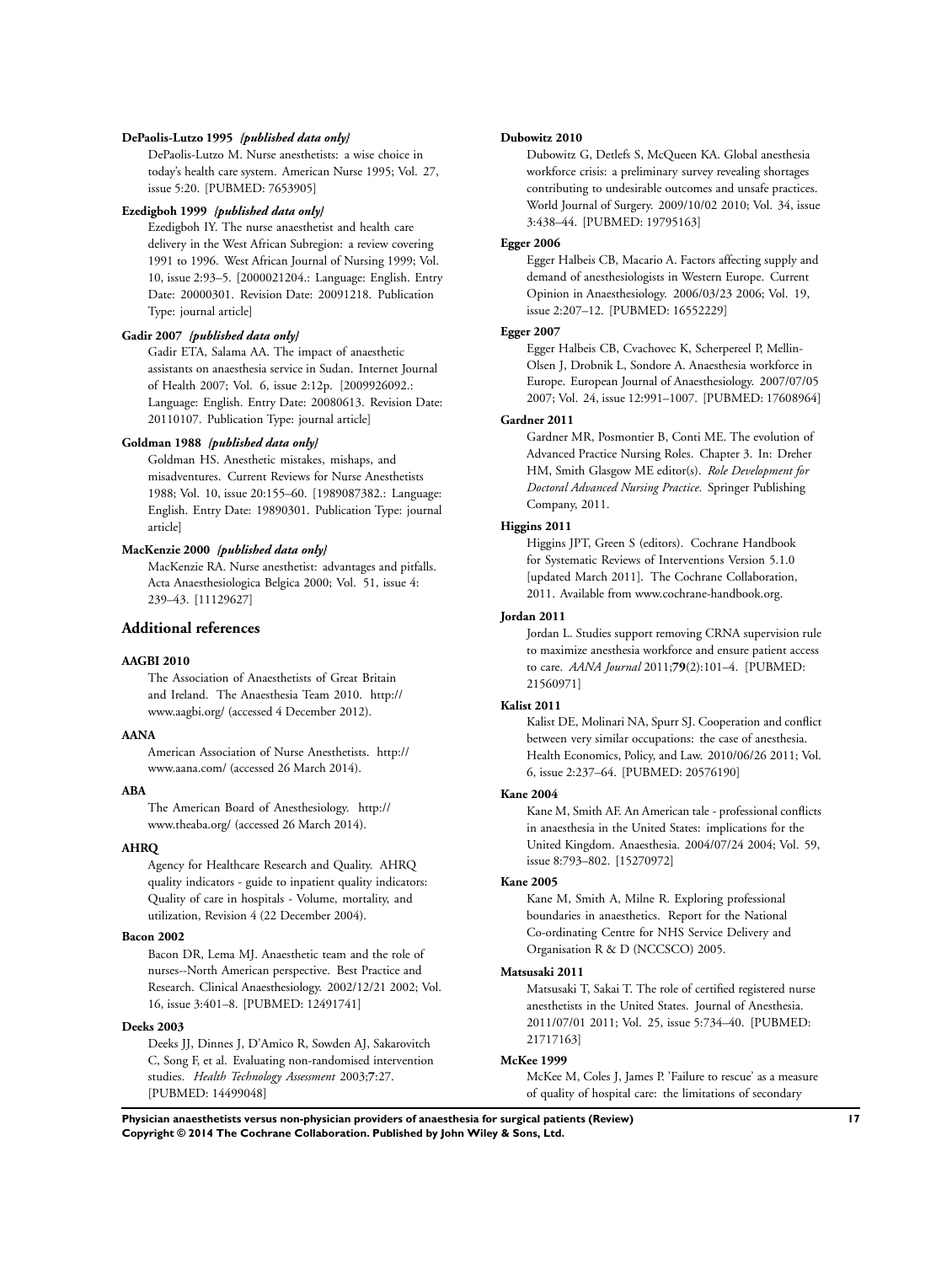**DePaolis-Lutzo 1995** *{published data only}*

DePaolis-Lutzo M. Nurse anesthetists: a wise choice in today's health care system. American Nurse 1995; Vol. 27, issue 5:20. [PUBMED: 7653905]

**Ezedigboh 1999** *{published data only}*

Ezedigboh IY. The nurse anaesthetist and health care delivery in the West African Subregion: a review covering 1991 to 1996. West African Journal of Nursing 1999; Vol. 10, issue 2:93–5. [2000021204.: Language: English. Entry Date: 20000301. Revision Date: 20091218. Publication Type: journal article]

**Gadir 2007** *{published data only}*

Gadir ETA, Salama AA. The impact of anaesthetic assistants on anaesthesia service in Sudan. Internet Journal of Health 2007; Vol. 6, issue 2:12p. [2009926092.: Language: English. Entry Date: 20080613. Revision Date: 20110107. Publication Type: journal article]

**Goldman 1988** *{published data only}*

Goldman HS. Anesthetic mistakes, mishaps, and misadventures. Current Reviews for Nurse Anesthetists 1988; Vol. 10, issue 20:155–60. [1989087382.: Language: English. Entry Date: 19890301. Publication Type: journal article]

**MacKenzie 2000** *{published data only}*

MacKenzie RA. Nurse anesthetist: advantages and pitfalls. Acta Anaesthesiologica Belgica 2000; Vol. 51, issue 4: 239–43. [11129627]

## Additional references

**AAGBI 2010**

The Association of Anaesthetists of Great Britain and Ireland. The Anaesthesia Team 2010. http://www.aagbi.org/ (accessed 4 December 2012).

**AANA**

American Association of Nurse Anesthetists. http://www.aana.com/ (accessed 26 March 2014).

**ABA**

The American Board of Anesthesiology. http://www.theaba.org/ (accessed 26 March 2014).

**AHRQ**

Agency for Healthcare Research and Quality. AHRQ quality indicators - guide to inpatient quality indicators: Quality of care in hospitals - Volume, mortality, and utilization, Revision 4 (22 December 2004).

**Bacon 2002**

Bacon DR, Lema MJ. Anaesthetic team and the role of nurses--North American perspective. Best Practice and Research. Clinical Anaesthesiology. 2002/12/21 2002; Vol. 16, issue 3:401–8. [PUBMED: 12491741]

**Deeks 2003**

Deeks JJ, Dinnes J, D'Amico R, Sowden AJ, Sakarovitch C, Song F, et al. Evaluating non-randomised intervention studies. *Health Technology Assessment* 2003;**7**:27. [PUBMED: 14499048]

**Dubowitz 2010**

Dubowitz G, Detlefs S, McQueen KA. Global anesthesia workforce crisis: a preliminary survey revealing shortages contributing to undesirable outcomes and unsafe practices. World Journal of Surgery. 2009/10/02 2010; Vol. 34, issue 3:438–44. [PUBMED: 19795163]

**Egger 2006**

Egger Halbeis CB, Macario A. Factors affecting supply and demand of anesthesiologists in Western Europe. Current Opinion in Anaesthesiology. 2006/03/23 2006; Vol. 19, issue 2:207–12. [PUBMED: 16552229]

**Egger 2007**

Egger Halbeis CB, Cvachovec K, Scherpereel P, Mellin-Olsen J, Drobnik L, Sondore A. Anaesthesia workforce in Europe. European Journal of Anaesthesiology. 2007/07/05 2007; Vol. 24, issue 12:991–1007. [PUBMED: 17608964]

**Gardner 2011**

Gardner MR, Posmontier B, Conti ME. The evolution of Advanced Practice Nursing Roles. Chapter 3. In: Dreher HM, Smith Glasgow ME editor(s). *Role Development for Doctoral Advanced Nursing Practice*. Springer Publishing Company, 2011.

**Higgins 2011**

Higgins JPT, Green S (editors). Cochrane Handbook for Systematic Reviews of Interventions Version 5.1.0 [updated March 2011]. The Cochrane Collaboration, 2011. Available from www.cochrane-handbook.org.

**Jordan 2011**

Jordan L. Studies support removing CRNA supervision rule to maximize anesthesia workforce and ensure patient access to care. *AANA Journal* 2011;**79**(2):101–4. [PUBMED: 21560971]

**Kalist 2011**

Kalist DE, Molinari NA, Spurr SJ. Cooperation and conflict between very similar occupations: the case of anesthesia. Health Economics, Policy, and Law. 2010/06/26 2011; Vol. 6, issue 2:237–64. [PUBMED: 20576190]

**Kane 2004**

Kane M, Smith AF. An American tale - professional conflicts in anaesthesia in the United States: implications for the United Kingdom. Anaesthesia. 2004/07/24 2004; Vol. 59, issue 8:793–802. [15270972]

**Kane 2005**

Kane M, Smith A, Milne R. Exploring professional boundaries in anaesthetics. Report for the National Co-ordinating Centre for NHS Service Delivery and Organisation R & D (NCCSCO) 2005.

**Matsusaki 2011**

Matsusaki T, Sakai T. The role of certified registered nurse anesthetists in the United States. Journal of Anesthesia. 2011/07/01 2011; Vol. 25, issue 5:734–40. [PUBMED: 21717163]

**McKee 1999**

McKee M, Coles J, James P. 'Failure to rescue' as a measure of quality of hospital care: the limitations of secondary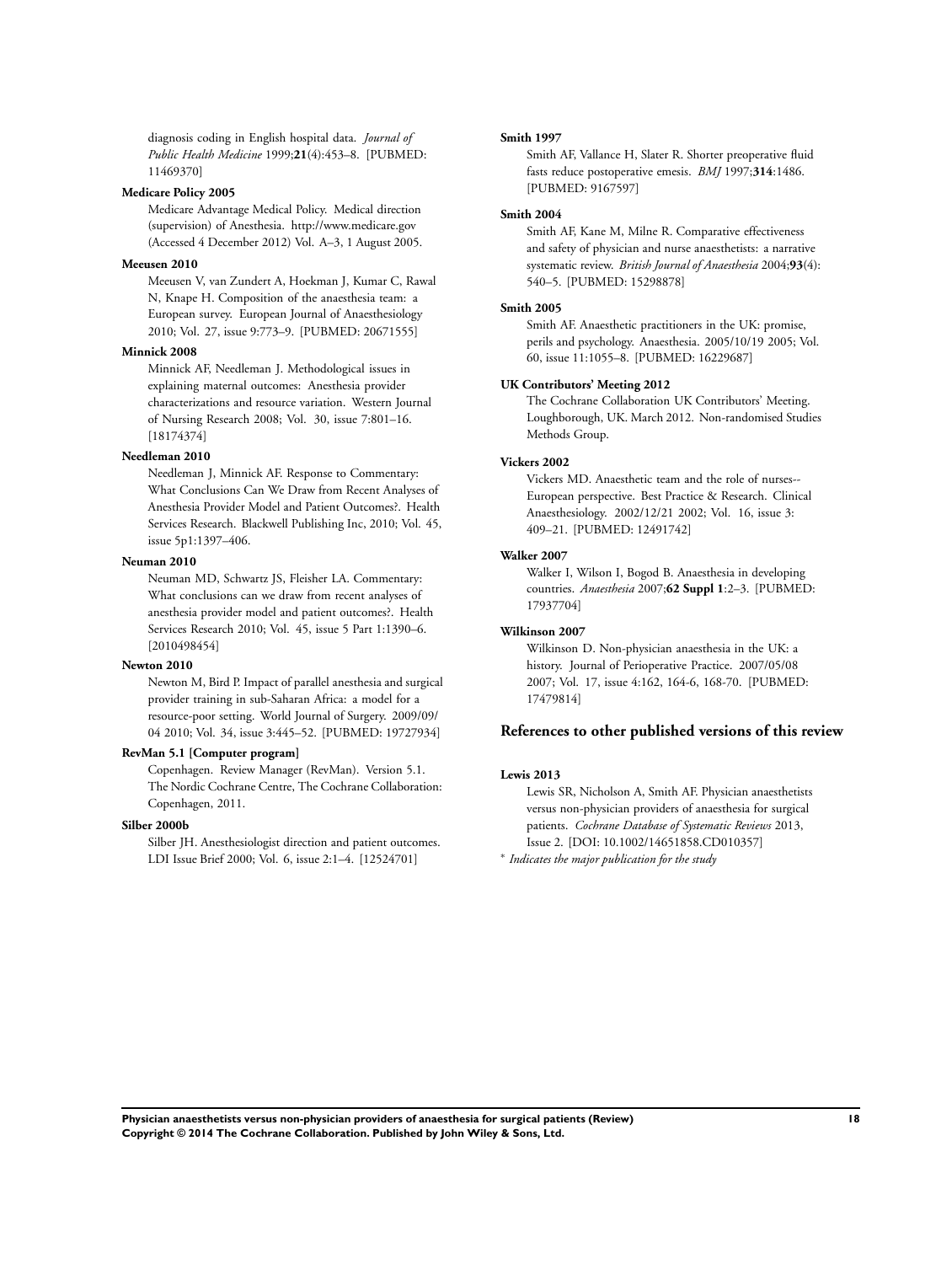diagnosis coding in English hospital data. *Journal of Public Health Medicine* 1999;**21**(4):453–8. [PUBMED: 11469370]

**Medicare Policy 2005**

Medicare Advantage Medical Policy. Medical direction (supervision) of Anesthesia. http://www.medicare.gov (Accessed 4 December 2012) Vol. A–3, 1 August 2005.

**Meeusen 2010**

Meeusen V, van Zundert A, Hoekman J, Kumar C, Rawal N, Knape H. Composition of the anaesthesia team: a European survey. European Journal of Anaesthesiology 2010; Vol. 27, issue 9:773–9. [PUBMED: 20671555]

**Minnick 2008**

Minnick AF, Needleman J. Methodological issues in explaining maternal outcomes: Anesthesia provider characterizations and resource variation. Western Journal of Nursing Research 2008; Vol. 30, issue 7:801–16. [18174374]

**Needleman 2010**

Needleman J, Minnick AF. Response to Commentary: What Conclusions Can We Draw from Recent Analyses of Anesthesia Provider Model and Patient Outcomes?. Health Services Research. Blackwell Publishing Inc, 2010; Vol. 45, issue 5p1:1397–406.

**Neuman 2010**

Neuman MD, Schwartz JS, Fleisher LA. Commentary: What conclusions can we draw from recent analyses of anesthesia provider model and patient outcomes?. Health Services Research 2010; Vol. 45, issue 5 Part 1:1390–6. [2010498454]

**Newton 2010**

Newton M, Bird P. Impact of parallel anesthesia and surgical provider training in sub-Saharan Africa: a model for a resource-poor setting. World Journal of Surgery. 2009/09/04 2010; Vol. 34, issue 3:445–52. [PUBMED: 19727934]

**RevMan 5.1 [Computer program]**

Copenhagen. Review Manager (RevMan). Version 5.1. The Nordic Cochrane Centre, The Cochrane Collaboration: Copenhagen, 2011.

**Silber 2000b**

Silber JH. Anesthesiologist direction and patient outcomes. LDI Issue Brief 2000; Vol. 6, issue 2:1–4. [12524701]

**Smith 1997**

Smith AF, Vallance H, Slater R. Shorter preoperative fluid fasts reduce postoperative emesis. *BMJ* 1997;**314**:1486. [PUBMED: 9167597]

**Smith 2004**

Smith AF, Kane M, Milne R. Comparative effectiveness and safety of physician and nurse anaesthetists: a narrative systematic review. *British Journal of Anaesthesia* 2004;**93**(4): 540–5. [PUBMED: 15298878]

**Smith 2005**

Smith AF. Anaesthetic practitioners in the UK: promise, perils and psychology. Anaesthesia. 2005/10/19 2005; Vol. 60, issue 11:1055–8. [PUBMED: 16229687]

**UK Contributors' Meeting 2012**

The Cochrane Collaboration UK Contributors' Meeting. Loughborough, UK. March 2012. Non-randomised Studies Methods Group.

**Vickers 2002**

Vickers MD. Anaesthetic team and the role of nurses--European perspective. Best Practice & Research. Clinical Anaesthesiology. 2002/12/21 2002; Vol. 16, issue 3: 409–21. [PUBMED: 12491742]

**Walker 2007**

Walker I, Wilson I, Bogod B. Anaesthesia in developing countries. *Anaesthesia* 2007;**62 Suppl 1**:2–3. [PUBMED: 17937704]

**Wilkinson 2007**

Wilkinson D. Non-physician anaesthesia in the UK: a history. Journal of Perioperative Practice. 2007/05/08 2007; Vol. 17, issue 4:162, 164-6, 168-70. [PUBMED: 17479814]

## References to other published versions of this review

**Lewis 2013**

Lewis SR, Nicholson A, Smith AF. Physician anaesthetists versus non-physician providers of anaesthesia for surgical patients. *Cochrane Database of Systematic Reviews* 2013, Issue 2. [DOI: 10.1002/14651858.CD010357]

* *Indicates the major publication for the study*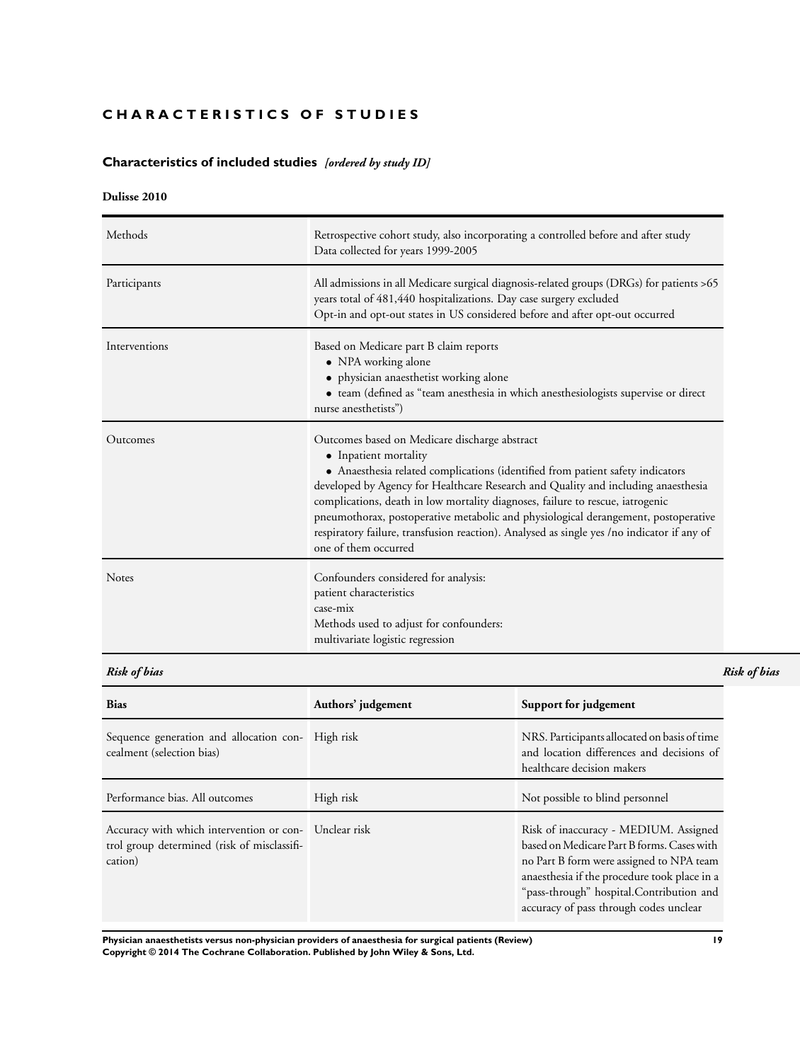# CHARACTERISTICS OF STUDIES

## Characteristics of included studies *[ordered by study ID]*

### Dulisse 2010

| | |
|---|---|
| Methods | Retrospective cohort study, also incorporating a controlled before and after study<br>Data collected for years 1999-2005 |
| Participants | All admissions in all Medicare surgical diagnosis-related groups (DRGs) for patients >65 years total of 481,440 hospitalizations. Day case surgery excluded<br>Opt-in and opt-out states in US considered before and after opt-out occurred |
| Interventions | Based on Medicare part B claim reports<br>• NPA working alone<br>• physician anaesthetist working alone<br>• team (defined as "team anesthesia in which anesthesiologists supervise or direct nurse anesthetists") |
| Outcomes | Outcomes based on Medicare discharge abstract<br>• Inpatient mortality<br>• Anaesthesia related complications (identified from patient safety indicators developed by Agency for Healthcare Research and Quality and including anaesthesia complications, death in low mortality diagnoses, failure to rescue, iatrogenic pneumothorax, postoperative metabolic and physiological derangement, postoperative respiratory failure, transfusion reaction). Analysed as single yes /no indicator if any of one of them occurred |
| Notes | Confounders considered for analysis:<br>patient characteristics<br>case-mix<br>Methods used to adjust for confounders:<br>multivariate logistic regression |

*Risk of bias*

| Bias | Authors' judgement | Support for judgement |
|---|---|---|
| Sequence generation and allocation concealment (selection bias) | High risk | NRS. Participants allocated on basis of time and location differences and decisions of healthcare decision makers |
| Performance bias. All outcomes | High risk | Not possible to blind personnel |
| Accuracy with which intervention or control group determined (risk of misclassification) | Unclear risk | Risk of inaccuracy - MEDIUM. Assigned based on Medicare Part B forms. Cases with no Part B form were assigned to NPA team anaesthesia if the procedure took place in a "pass-through" hospital.Contribution and accuracy of pass through codes unclear |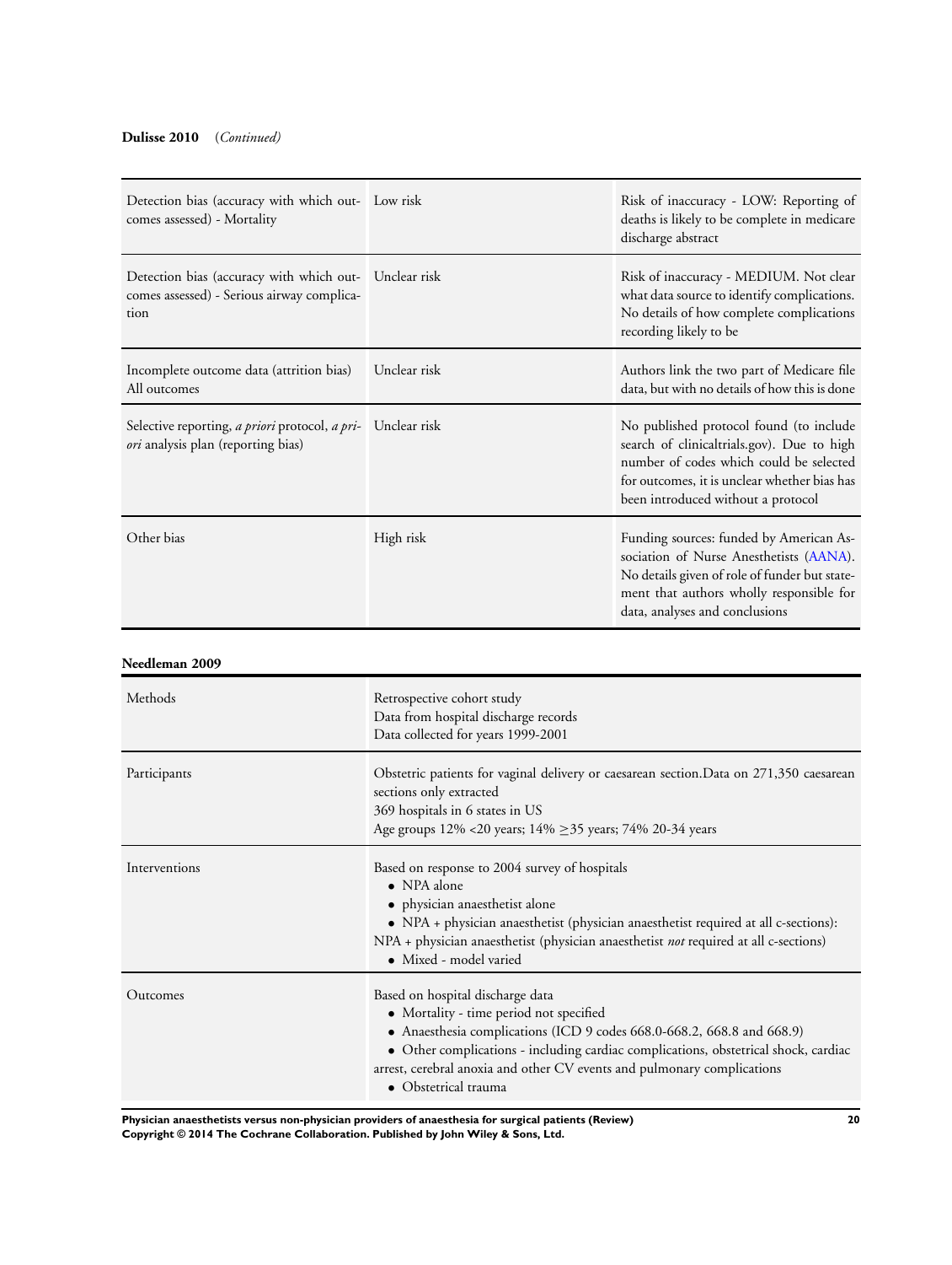**Dulisse 2010** (*Continued*)

| | | |
|---|---|---|
| Detection bias (accuracy with which outcomes assessed) - Mortality | Low risk | Risk of inaccuracy - LOW: Reporting of deaths is likely to be complete in medicare discharge abstract |
| Detection bias (accuracy with which outcomes assessed) - Serious airway complication | Unclear risk | Risk of inaccuracy - MEDIUM. Not clear what data source to identify complications. No details of how complete complications recording likely to be |
| Incomplete outcome data (attrition bias) All outcomes | Unclear risk | Authors link the two part of Medicare file data, but with no details of how this is done |
| Selective reporting, *a priori* protocol, *a priori* analysis plan (reporting bias) | Unclear risk | No published protocol found (to include search of clinicaltrials.gov). Due to high number of codes which could be selected for outcomes, it is unclear whether bias has been introduced without a protocol |
| Other bias | High risk | Funding sources: funded by American Association of Nurse Anesthetists (AANA). No details given of role of funder but statement that authors wholly responsible for data, analyses and conclusions |

**Needleman 2009**

| | |
|---|---|
| Methods | Retrospective cohort study<br>Data from hospital discharge records<br>Data collected for years 1999-2001 |
| Participants | Obstetric patients for vaginal delivery or caesarean section.Data on 271,350 caesarean sections only extracted<br>369 hospitals in 6 states in US<br>Age groups 12% <20 years; 14% ≥35 years; 74% 20-34 years |
| Interventions | Based on response to 2004 survey of hospitals<br>• NPA alone<br>• physician anaesthetist alone<br>• NPA + physician anaesthetist (physician anaesthetist required at all c-sections): NPA + physician anaesthetist (physician anaesthetist *not* required at all c-sections)<br>• Mixed - model varied |
| Outcomes | Based on hospital discharge data<br>• Mortality - time period not specified<br>• Anaesthesia complications (ICD 9 codes 668.0-668.2, 668.8 and 668.9)<br>• Other complications - including cardiac complications, obstetrical shock, cardiac arrest, cerebral anoxia and other CV events and pulmonary complications<br>• Obstetrical trauma |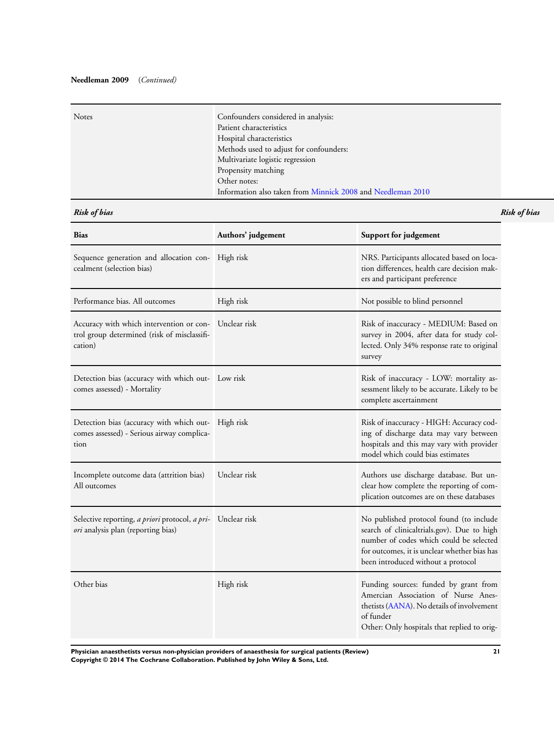**Needleman 2009** (*Continued*)

| | |
|---|---|
| Notes | Confounders considered in analysis:<br>Patient characteristics<br>Hospital characteristics<br>Methods used to adjust for confounders:<br>Multivariate logistic regression<br>Propensity matching<br>Other notes:<br>Information also taken from Minnick 2008 and Needleman 2010 |

***Risk of bias***

| Bias | Authors' judgement | Support for judgement |
|---|---|---|
| Sequence generation and allocation concealment (selection bias) | High risk | NRS. Participants allocated based on location differences, health care decision makers and participant preference |
| Performance bias. All outcomes | High risk | Not possible to blind personnel |
| Accuracy with which intervention or control group determined (risk of misclassification) | Unclear risk | Risk of inaccuracy - MEDIUM: Based on survey in 2004, after data for study collected. Only 34% response rate to original survey |
| Detection bias (accuracy with which outcomes assessed) - Mortality | Low risk | Risk of inaccuracy - LOW: mortality assessment likely to be accurate. Likely to be complete ascertainment |
| Detection bias (accuracy with which outcomes assessed) - Serious airway complication | High risk | Risk of inaccuracy - HIGH: Accuracy coding of discharge data may vary between hospitals and this may vary with provider model which could bias estimates |
| Incomplete outcome data (attrition bias) All outcomes | Unclear risk | Authors use discharge database. But unclear how complete the reporting of complication outcomes are on these databases |
| Selective reporting, *a priori* protocol, *a priori* analysis plan (reporting bias) | Unclear risk | No published protocol found (to include search of clinicaltrials.gov). Due to high number of codes which could be selected for outcomes, it is unclear whether bias has been introduced without a protocol |
| Other bias | High risk | Funding sources: funded by grant from Amercian Association of Nurse Anesthetists (AANA). No details of involvement of funder<br>Other: Only hospitals that replied to orig- |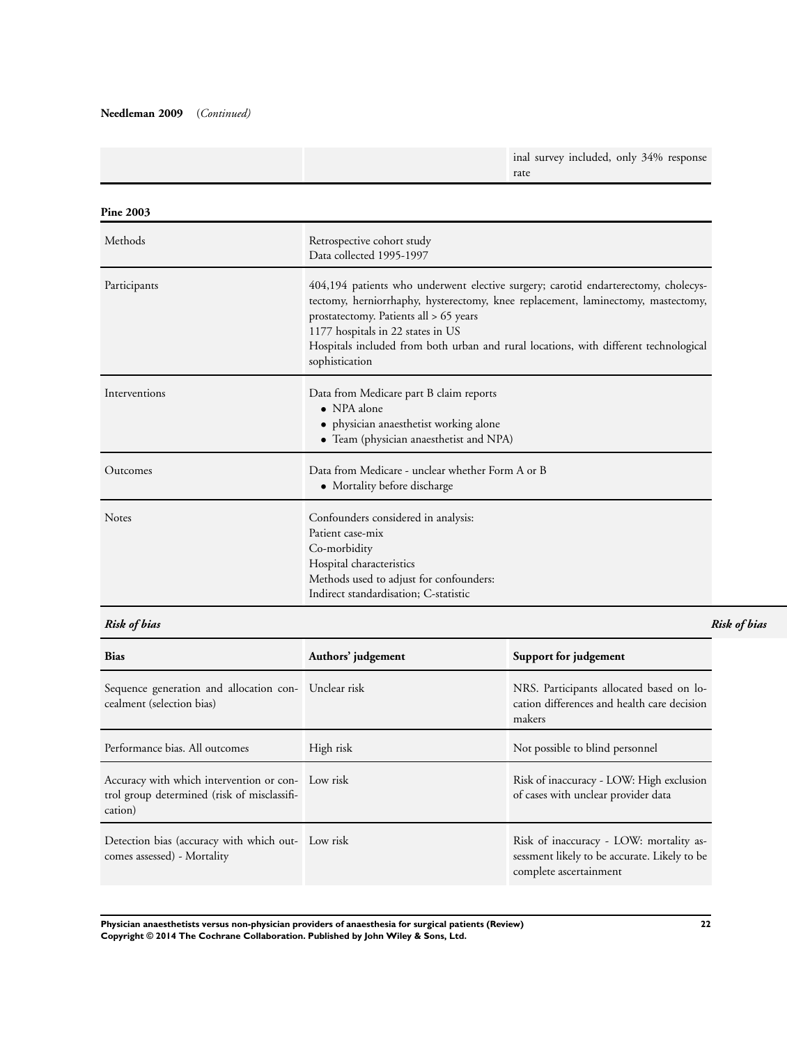**Needleman 2009** (*Continued*)

| | | |
|---|---|---|
| | | inal survey included, only 34% response rate |

**Pine 2003**

| | |
|---|---|
| Methods | Retrospective cohort study<br>Data collected 1995-1997 |
| Participants | 404,194 patients who underwent elective surgery; carotid endarterectomy, cholecystectomy, herniorrhaphy, hysterectomy, knee replacement, laminectomy, mastectomy, prostatectomy. Patients all > 65 years<br>1177 hospitals in 22 states in US<br>Hospitals included from both urban and rural locations, with different technological sophistication |
| Interventions | Data from Medicare part B claim reports<br>• NPA alone<br>• physician anaesthetist working alone<br>• Team (physician anaesthetist and NPA) |
| Outcomes | Data from Medicare - unclear whether Form A or B<br>• Mortality before discharge |
| Notes | Confounders considered in analysis:<br>Patient case-mix<br>Co-morbidity<br>Hospital characteristics<br>Methods used to adjust for confounders:<br>Indirect standardisation; C-statistic |

***Risk of bias***

| Bias | Authors' judgement | Support for judgement |
|---|---|---|
| Sequence generation and allocation concealment (selection bias) | Unclear risk | NRS. Participants allocated based on location differences and health care decision makers |
| Performance bias. All outcomes | High risk | Not possible to blind personnel |
| Accuracy with which intervention or control group determined (risk of misclassification) | Low risk | Risk of inaccuracy - LOW: High exclusion of cases with unclear provider data |
| Detection bias (accuracy with which outcomes assessed) - Mortality | Low risk | Risk of inaccuracy - LOW: mortality assessment likely to be accurate. Likely to be complete ascertainment |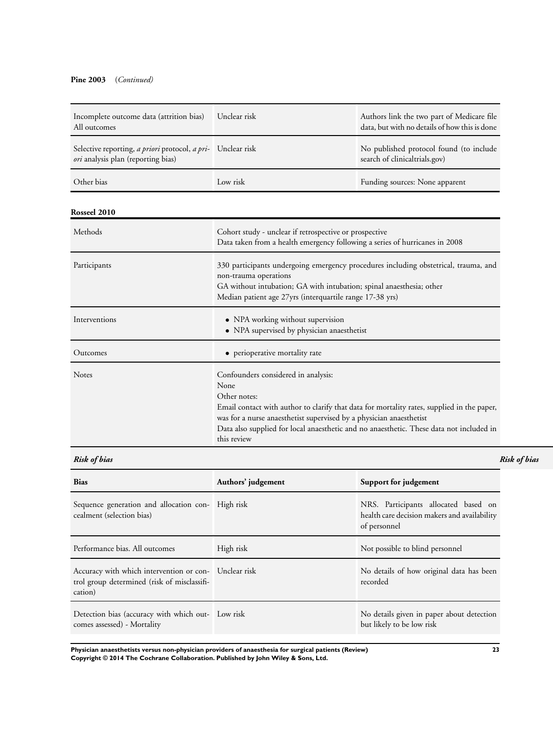**Pine 2003** (*Continued*)

| | | |
|---|---|---|
| Incomplete outcome data (attrition bias) All outcomes | Unclear risk | Authors link the two part of Medicare file data, but with no details of how this is done |
| Selective reporting, *a priori* protocol, *a priori* analysis plan (reporting bias) | Unclear risk | No published protocol found (to include search of clinicaltrials.gov) |
| Other bias | Low risk | Funding sources: None apparent |

**Rosseel 2010**

| | |
|---|---|
| Methods | Cohort study - unclear if retrospective or prospective<br>Data taken from a health emergency following a series of hurricanes in 2008 |
| Participants | 330 participants undergoing emergency procedures including obstetrical, trauma, and non-trauma operations<br>GA without intubation; GA with intubation; spinal anaesthesia; other<br>Median patient age 27yrs (interquartile range 17-38 yrs) |
| Interventions | • NPA working without supervision<br>• NPA supervised by physician anaesthetist |
| Outcomes | • perioperative mortality rate |
| Notes | Confounders considered in analysis:<br>None<br>Other notes:<br>Email contact with author to clarify that data for mortality rates, supplied in the paper, was for a nurse anaesthetist supervised by a physician anaesthetist<br>Data also supplied for local anaesthetic and no anaesthetic. These data not included in this review |

***Risk of bias***

| Bias | Authors' judgement | Support for judgement |
|---|---|---|
| Sequence generation and allocation concealment (selection bias) | High risk | NRS. Participants allocated based on health care decision makers and availability of personnel |
| Performance bias. All outcomes | High risk | Not possible to blind personnel |
| Accuracy with which intervention or control group determined (risk of misclassification) | Unclear risk | No details of how original data has been recorded |
| Detection bias (accuracy with which outcomes assessed) - Mortality | Low risk | No details given in paper about detection but likely to be low risk |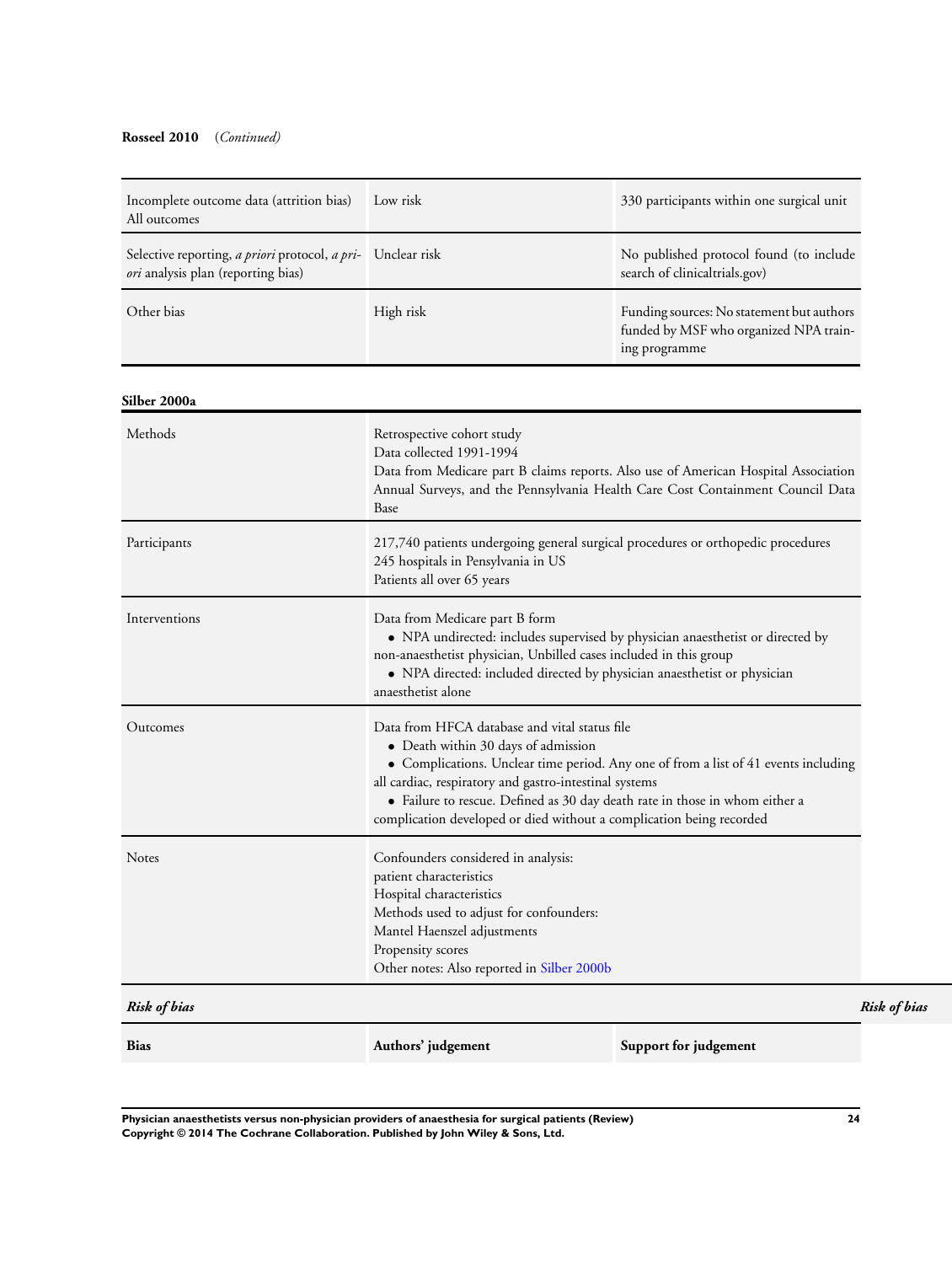**Rosseel 2010** (*Continued*)

| | | |
|---|---|---|
| Incomplete outcome data (attrition bias) All outcomes | Low risk | 330 participants within one surgical unit |
| Selective reporting, *a priori* protocol, *a priori* analysis plan (reporting bias) | Unclear risk | No published protocol found (to include search of clinicaltrials.gov) |
| Other bias | High risk | Funding sources: No statement but authors funded by MSF who organized NPA training programme |

**Silber 2000a**

| | |
|---|---|
| Methods | Retrospective cohort study<br>Data collected 1991-1994<br>Data from Medicare part B claims reports. Also use of American Hospital Association Annual Surveys, and the Pennsylvania Health Care Cost Containment Council Data Base |
| Participants | 217,740 patients undergoing general surgical procedures or orthopedic procedures<br>245 hospitals in Pensylvania in US<br>Patients all over 65 years |
| Interventions | Data from Medicare part B form<br>• NPA undirected: includes supervised by physician anaesthetist or directed by non-anaesthetist physician, Unbilled cases included in this group<br>• NPA directed: included directed by physician anaesthetist or physician anaesthetist alone |
| Outcomes | Data from HFCA database and vital status file<br>• Death within 30 days of admission<br>• Complications. Unclear time period. Any one of from a list of 41 events including all cardiac, respiratory and gastro-intestinal systems<br>• Failure to rescue. Defined as 30 day death rate in those in whom either a complication developed or died without a complication being recorded |
| Notes | Confounders considered in analysis:<br>patient characteristics<br>Hospital characteristics<br>Methods used to adjust for confounders:<br>Mantel Haenszel adjustments<br>Propensity scores<br>Other notes: Also reported in Silber 2000b |

***Risk of bias***

| Bias | Authors' judgement | Support for judgement |
|---|---|---|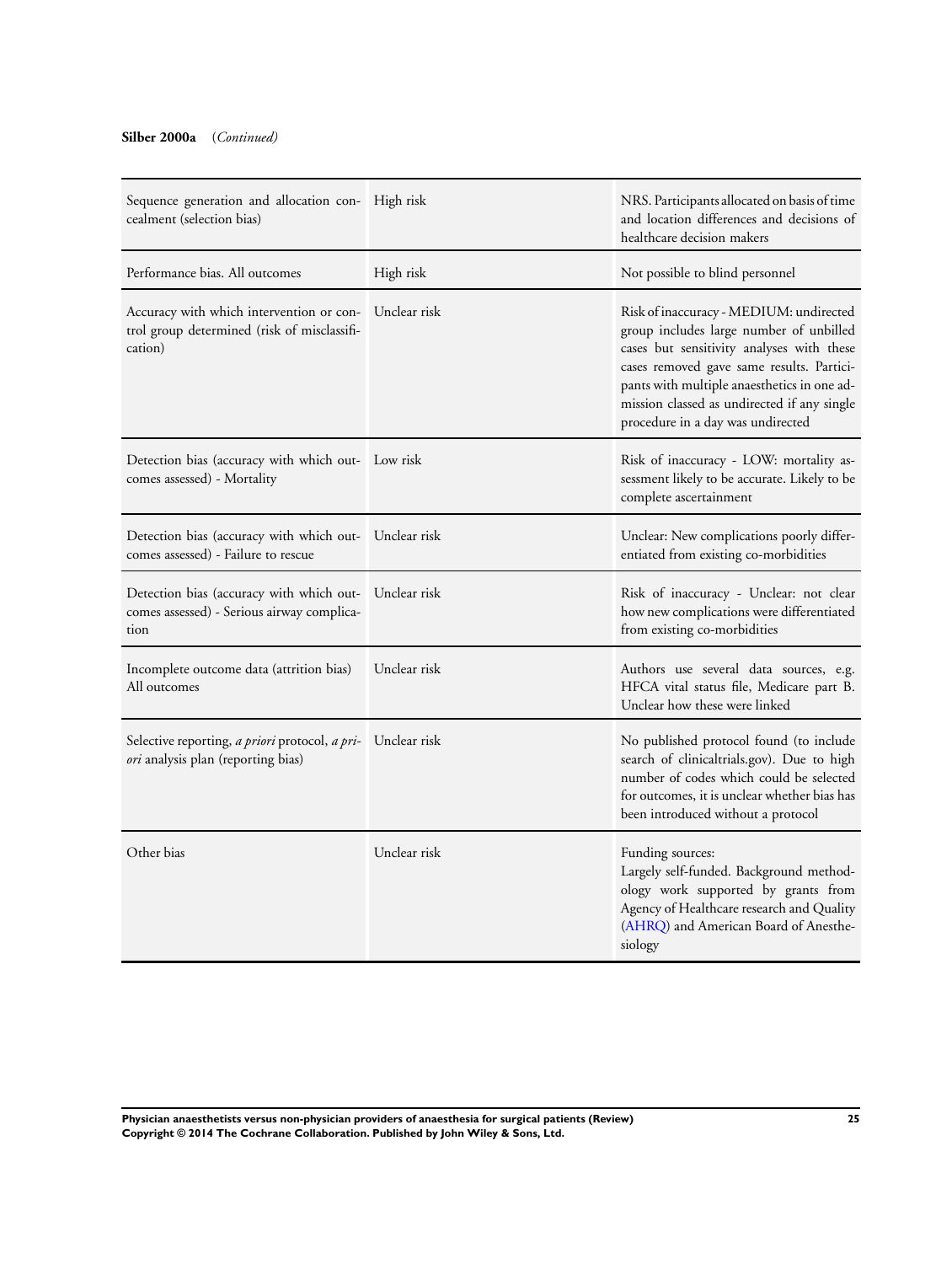**Silber 2000a** (*Continued*)

| | | |
|---|---|---|
| Sequence generation and allocation concealment (selection bias) | High risk | NRS. Participants allocated on basis of time and location differences and decisions of healthcare decision makers |
| Performance bias. All outcomes | High risk | Not possible to blind personnel |
| Accuracy with which intervention or control group determined (risk of misclassification) | Unclear risk | Risk of inaccuracy - MEDIUM: undirected group includes large number of unbilled cases but sensitivity analyses with these cases removed gave same results. Participants with multiple anaesthetics in one admission classed as undirected if any single procedure in a day was undirected |
| Detection bias (accuracy with which outcomes assessed) - Mortality | Low risk | Risk of inaccuracy - LOW: mortality assessment likely to be accurate. Likely to be complete ascertainment |
| Detection bias (accuracy with which outcomes assessed) - Failure to rescue | Unclear risk | Unclear: New complications poorly differentiated from existing co-morbidities |
| Detection bias (accuracy with which outcomes assessed) - Serious airway complication | Unclear risk | Risk of inaccuracy - Unclear: not clear how new complications were differentiated from existing co-morbidities |
| Incomplete outcome data (attrition bias) All outcomes | Unclear risk | Authors use several data sources, e.g. HFCA vital status file, Medicare part B. Unclear how these were linked |
| Selective reporting, *a priori* protocol, *a priori* analysis plan (reporting bias) | Unclear risk | No published protocol found (to include search of clinicaltrials.gov). Due to high number of codes which could be selected for outcomes, it is unclear whether bias has been introduced without a protocol |
| Other bias | Unclear risk | Funding sources:<br>Largely self-funded. Background methodology work supported by grants from Agency of Healthcare research and Quality (AHRQ) and American Board of Anesthesiology |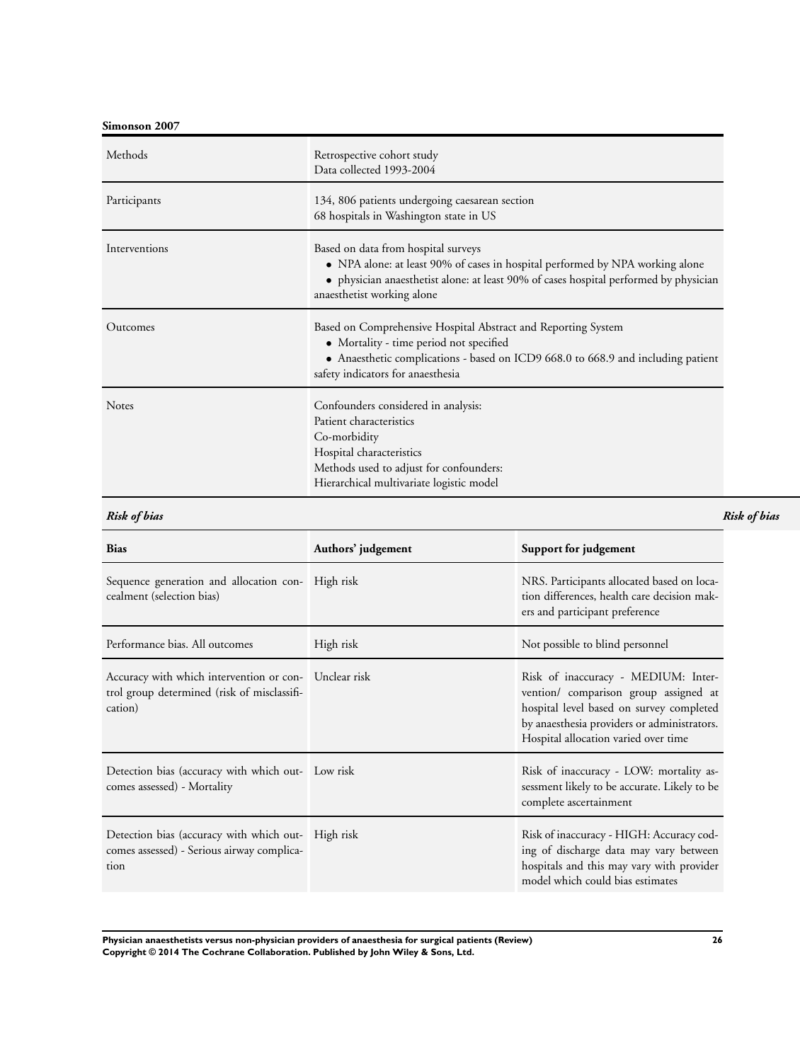**Simonson 2007**

| | |
|---|---|
| Methods | Retrospective cohort study<br>Data collected 1993-2004 |
| Participants | 134, 806 patients undergoing caesarean section<br>68 hospitals in Washington state in US |
| Interventions | Based on data from hospital surveys<br>• NPA alone: at least 90% of cases in hospital performed by NPA working alone<br>• physician anaesthetist alone: at least 90% of cases hospital performed by physician anaesthetist working alone |
| Outcomes | Based on Comprehensive Hospital Abstract and Reporting System<br>• Mortality - time period not specified<br>• Anaesthetic complications - based on ICD9 668.0 to 668.9 and including patient safety indicators for anaesthesia |
| Notes | Confounders considered in analysis:<br>Patient characteristics<br>Co-morbidity<br>Hospital characteristics<br>Methods used to adjust for confounders:<br>Hierarchical multivariate logistic model |

*Risk of bias*

| Bias | Authors' judgement | Support for judgement |
|---|---|---|
| Sequence generation and allocation concealment (selection bias) | High risk | NRS. Participants allocated based on location differences, health care decision makers and participant preference |
| Performance bias. All outcomes | High risk | Not possible to blind personnel |
| Accuracy with which intervention or control group determined (risk of misclassification) | Unclear risk | Risk of inaccuracy - MEDIUM: Intervention/ comparison group assigned at hospital level based on survey completed by anaesthesia providers or administrators. Hospital allocation varied over time |
| Detection bias (accuracy with which outcomes assessed) - Mortality | Low risk | Risk of inaccuracy - LOW: mortality assessment likely to be accurate. Likely to be complete ascertainment |
| Detection bias (accuracy with which outcomes assessed) - Serious airway complication | High risk | Risk of inaccuracy - HIGH: Accuracy coding of discharge data may vary between hospitals and this may vary with provider model which could bias estimates |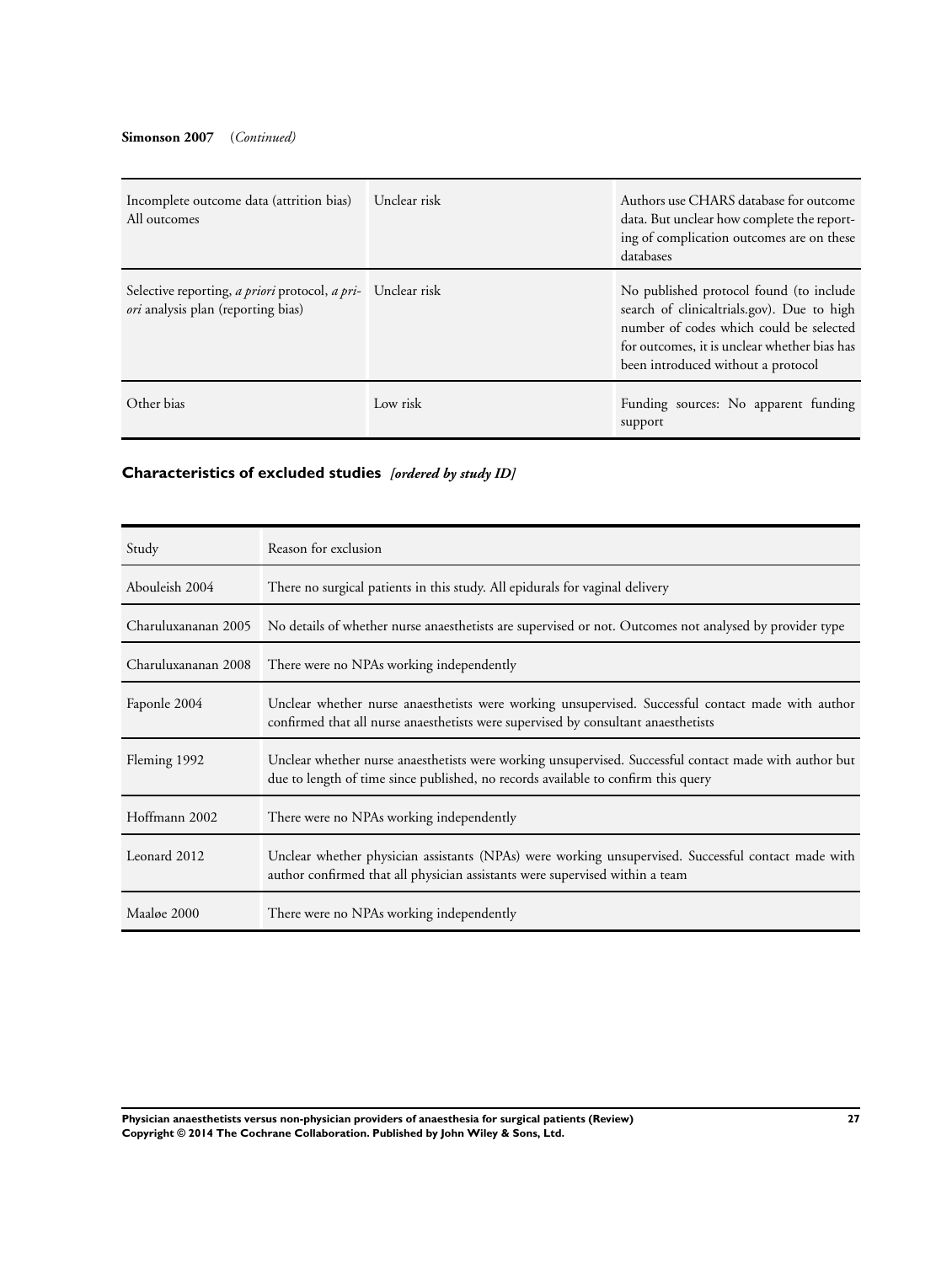**Simonson 2007** (*Continued*)

| | | |
|---|---|---|
| Incomplete outcome data (attrition bias) All outcomes | Unclear risk | Authors use CHARS database for outcome data. But unclear how complete the reporting of complication outcomes are on these databases |
| Selective reporting, *a priori* protocol, *a priori* analysis plan (reporting bias) | Unclear risk | No published protocol found (to include search of clinicaltrials.gov). Due to high number of codes which could be selected for outcomes, it is unclear whether bias has been introduced without a protocol |
| Other bias | Low risk | Funding sources: No apparent funding support |

## Characteristics of excluded studies *[ordered by study ID]*

| Study | Reason for exclusion |
|---|---|
| Abouleish 2004 | There no surgical patients in this study. All epidurals for vaginal delivery |
| Charuluxananan 2005 | No details of whether nurse anaesthetists are supervised or not. Outcomes not analysed by provider type |
| Charuluxananan 2008 | There were no NPAs working independently |
| Faponle 2004 | Unclear whether nurse anaesthetists were working unsupervised. Successful contact made with author confirmed that all nurse anaesthetists were supervised by consultant anaesthetists |
| Fleming 1992 | Unclear whether nurse anaesthetists were working unsupervised. Successful contact made with author but due to length of time since published, no records available to confirm this query |
| Hoffmann 2002 | There were no NPAs working independently |
| Leonard 2012 | Unclear whether physician assistants (NPAs) were working unsupervised. Successful contact made with author confirmed that all physician assistants were supervised within a team |
| Maaløe 2000 | There were no NPAs working independently |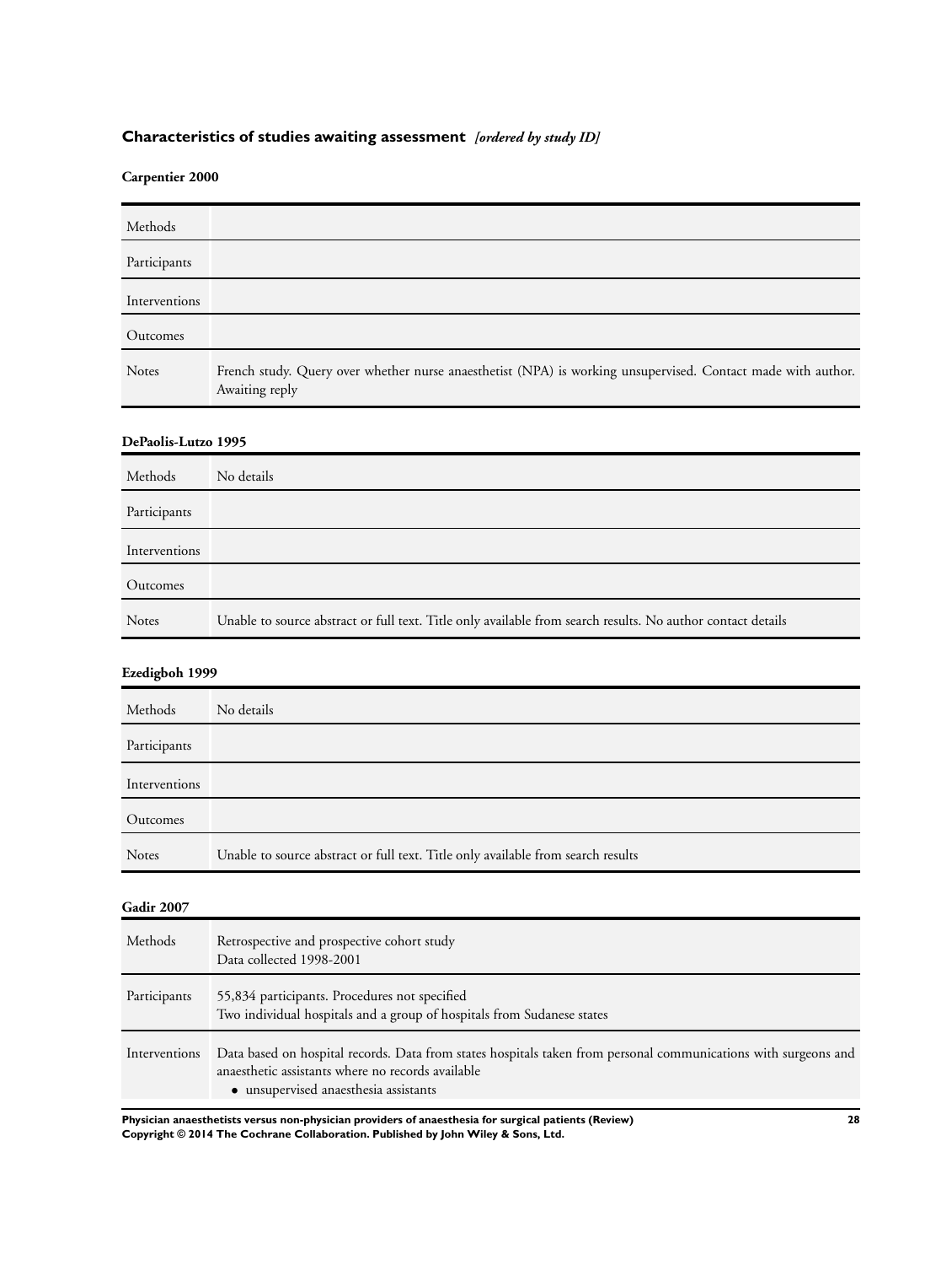## Characteristics of studies awaiting assessment *[ordered by study ID]*

### Carpentier 2000

| | |
|---|---|
| Methods | |
| Participants | |
| Interventions | |
| Outcomes | |
| Notes | French study. Query over whether nurse anaesthetist (NPA) is working unsupervised. Contact made with author. Awaiting reply |

### DePaolis-Lutzo 1995

| | |
|---|---|
| Methods | No details |
| Participants | |
| Interventions | |
| Outcomes | |
| Notes | Unable to source abstract or full text. Title only available from search results. No author contact details |

### Ezedigboh 1999

| | |
|---|---|
| Methods | No details |
| Participants | |
| Interventions | |
| Outcomes | |
| Notes | Unable to source abstract or full text. Title only available from search results |

### Gadir 2007

| | |
|---|---|
| Methods | Retrospective and prospective cohort study<br>Data collected 1998-2001 |
| Participants | 55,834 participants. Procedures not specified<br>Two individual hospitals and a group of hospitals from Sudanese states |
| Interventions | Data based on hospital records. Data from states hospitals taken from personal communications with surgeons and anaesthetic assistants where no records available<br>• unsupervised anaesthesia assistants |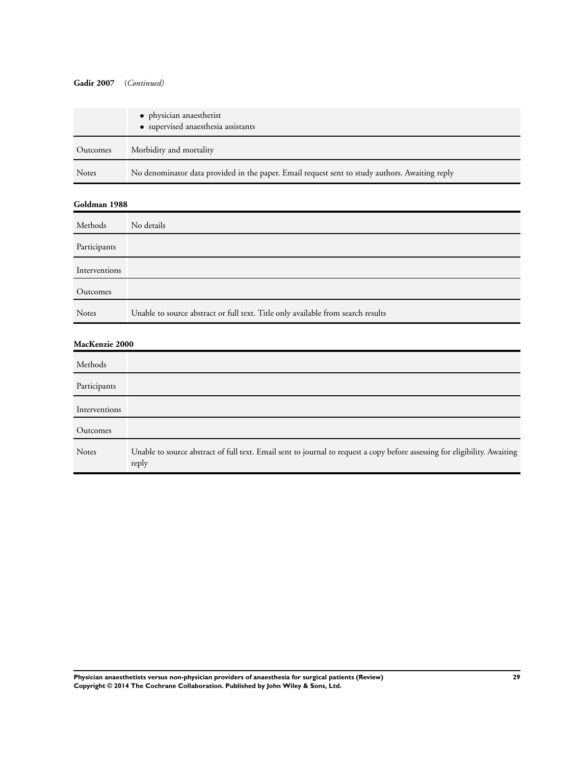**Gadir 2007** (*Continued*)

| | |
|---|---|
| | • physician anaesthetist<br>• supervised anaesthesia assistants |
| Outcomes | Morbidity and mortality |
| Notes | No denominator data provided in the paper. Email request sent to study authors. Awaiting reply |

**Goldman 1988**

| | |
|---|---|
| Methods | No details |
| Participants | |
| Interventions | |
| Outcomes | |
| Notes | Unable to source abstract or full text. Title only available from search results |

**MacKenzie 2000**

| | |
|---|---|
| Methods | |
| Participants | |
| Interventions | |
| Outcomes | |
| Notes | Unable to source abstract of full text. Email sent to journal to request a copy before assessing for eligibility. Awaiting reply |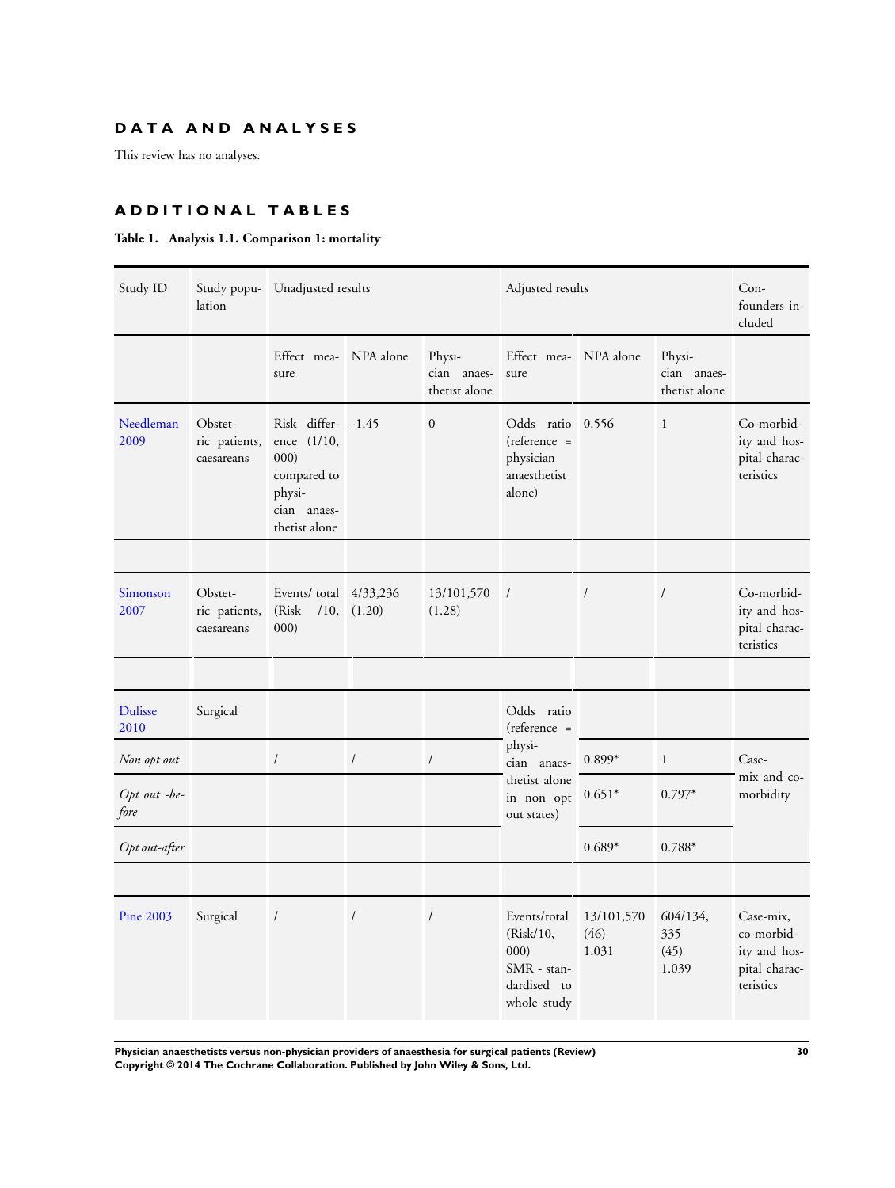# DATA AND ANALYSES

This review has no analyses.

# ADDITIONAL TABLES

**Table 1. Analysis 1.1. Comparison 1: mortality**

| Study ID | Study population | Unadjusted results | | | Adjusted results | | | Confounders included |
|---|---|---|---|---|---|---|---|---|
| | | Effect measure | NPA alone | Physician anaesthetist alone | Effect measure | NPA alone | Physician anaesthetist alone | |
| Needleman 2009 | Obstetric patients, caesareans | Risk difference (1/10,000) compared to physician anaesthetist alone | -1.45 | 0 | Odds ratio (reference = physician anaesthetist alone) | 0.556 | 1 | Co-morbidity and hospital characteristics |
| | | | | | | | | |
| Simonson 2007 | Obstetric patients, caesareans | Events/ total (Risk /10, 000) | 4/33,236 (1.20) | 13/101,570 (1.28) | / | / | / | Co-morbidity and hospital characteristics |
| | | | | | | | | |
| Dulisse 2010 | Surgical | | | | Odds ratio (reference = physician anaesthetist alone in non opt out states) | | | |
| *Non opt out* | | / | / | / | | 0.899* | 1 | Case-mix and co-morbidity |
| *Opt out -before* | | | | | | 0.651* | 0.797* | |
| *Opt out-after* | | | | | | 0.689* | 0.788* | |
| | | | | | | | | |
| Pine 2003 | Surgical | / | / | / | Events/total (Risk/10, 000) SMR - standardised to whole study | 13/101,570 (46) 1.031 | 604/134, 335 (45) 1.039 | Case-mix, co-morbidity and hospital characteristics |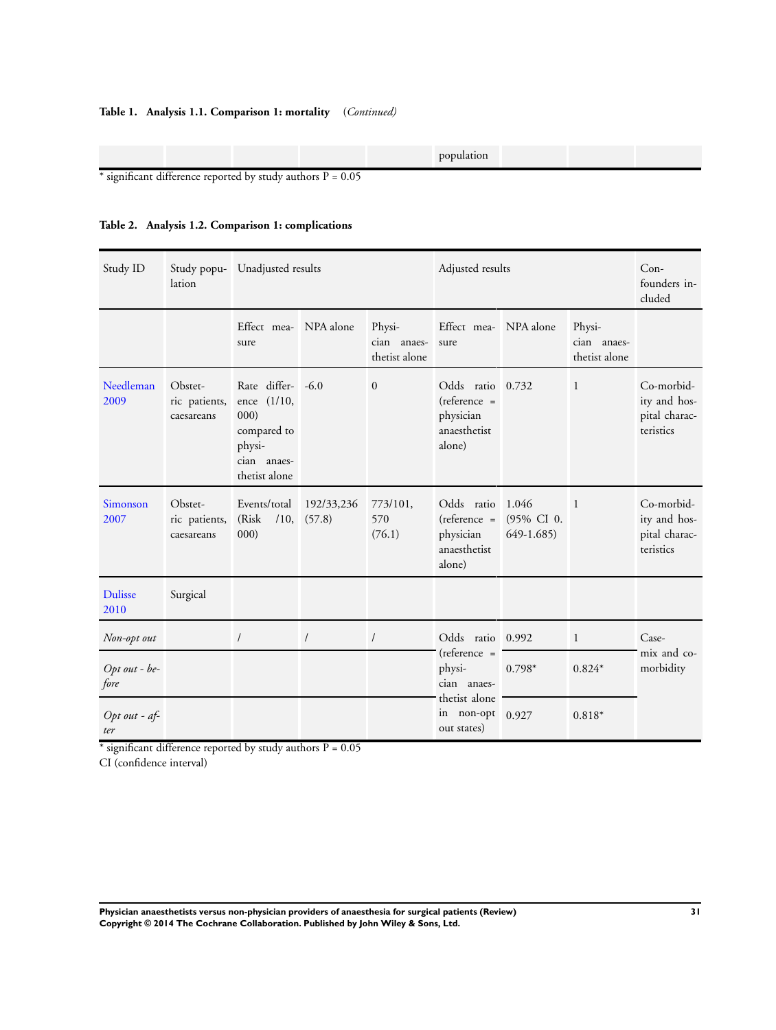**Table 1. Analysis 1.1. Comparison 1: mortality** *(Continued)*

| | | | | | population | | | |
|---|---|---|---|---|---|---|---|---|

* significant difference reported by study authors P = 0.05

**Table 2. Analysis 1.2. Comparison 1: complications**

| Study ID | Study population | Unadjusted results | | | Adjusted results | | | Confounders included |
|---|---|---|---|---|---|---|---|---|
| | | Effect measure | NPA alone | Physician anaesthetist alone | Effect measure | NPA alone | Physician anaesthetist alone | |
| Needleman 2009 | Obstetric patients, caesareans | Rate difference (1/10,000) compared to physician anaesthetist alone | -6.0 | 0 | Odds ratio (reference = physician anaesthetist alone) | 0.732 | 1 | Co-morbidity and hospital characteristics |
| Simonson 2007 | Obstetric patients, caesareans | Events/total (Risk /10,000) | 192/33,236 (57.8) | 773/101,570 (76.1) | Odds ratio (reference = physician anaesthetist alone) | 1.046 (95% CI 0.649-1.685) | 1 | Co-morbidity and hospital characteristics |
| Dulisse 2010 | Surgical | | | | | | | |
| *Non-opt out* | | / | / | / | Odds ratio (reference = physician anaesthetist alone in non-opt out states) | 0.992 | 1 | Case-mix and co-morbidity |
| *Opt out - before* | | | | | | 0.798* | 0.824* | |
| *Opt out - after* | | | | | | 0.927 | 0.818* | |

* significant difference reported by study authors P = 0.05

CI (confidence interval)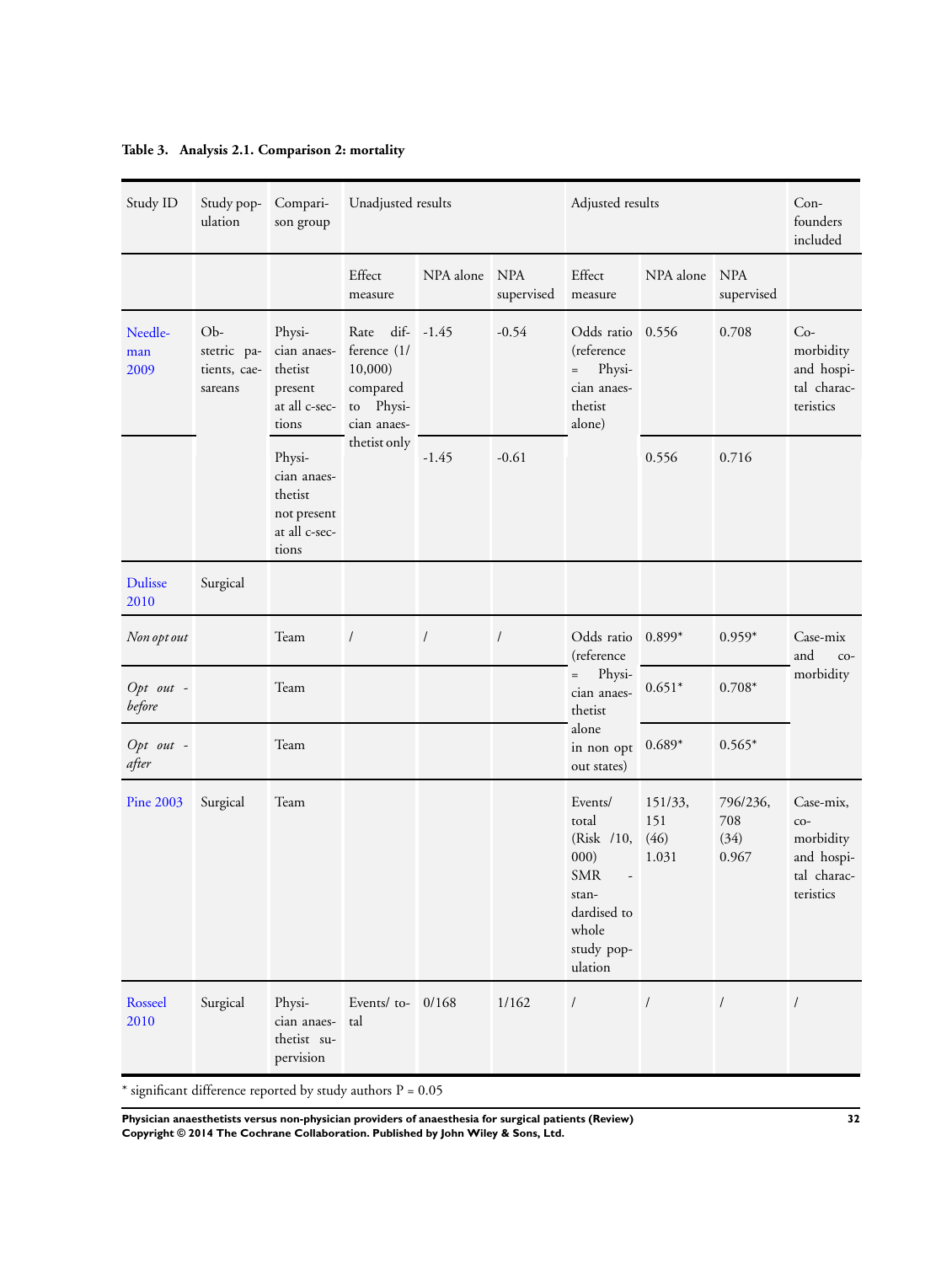**Table 3. Analysis 2.1. Comparison 2: mortality**

| Study ID | Study population | Comparison group | Unadjusted results | | | Adjusted results | | | Confounders included |
|---|---|---|---|---|---|---|---|---|---|
| | | | Effect measure | NPA alone | NPA supervised | Effect measure | NPA alone | NPA supervised | |
| Needleman 2009 | Obstetric patients, caesareans | Physician anaesthetist present at all c-sections | Rate difference (1/10,000) compared to Physician anaesthetist only | -1.45 | -0.54 | Odds ratio (reference = Physician anaesthetist alone) | 0.556 | 0.708 | Co-morbidity and hospital characteristics |
| | | Physician anaesthetist not present at all c-sections | | -1.45 | -0.61 | | 0.556 | 0.716 | |
| Dulisse 2010 | Surgical | | | | | | | | |
| *Non opt out* | | Team | / | / | / | Odds ratio (reference = Physician anaesthetist alone in non opt out states) | 0.899* | 0.959* | Case-mix and co-morbidity |
| *Opt out - before* | | Team | | | | | 0.651* | 0.708* | |
| *Opt out - after* | | Team | | | | | 0.689* | 0.565* | |
| Pine 2003 | Surgical | Team | | | | Events/ total (Risk /10, 000) SMR - standardised to whole study population | 151/33, 151 (46) 1.031 | 796/236, 708 (34) 0.967 | Case-mix, co-morbidity and hospital characteristics |
| Rosseel 2010 | Surgical | Physician anaesthetist supervision | Events/ total | 0/168 | 1/162 | / | / | / | / |

* significant difference reported by study authors P = 0.05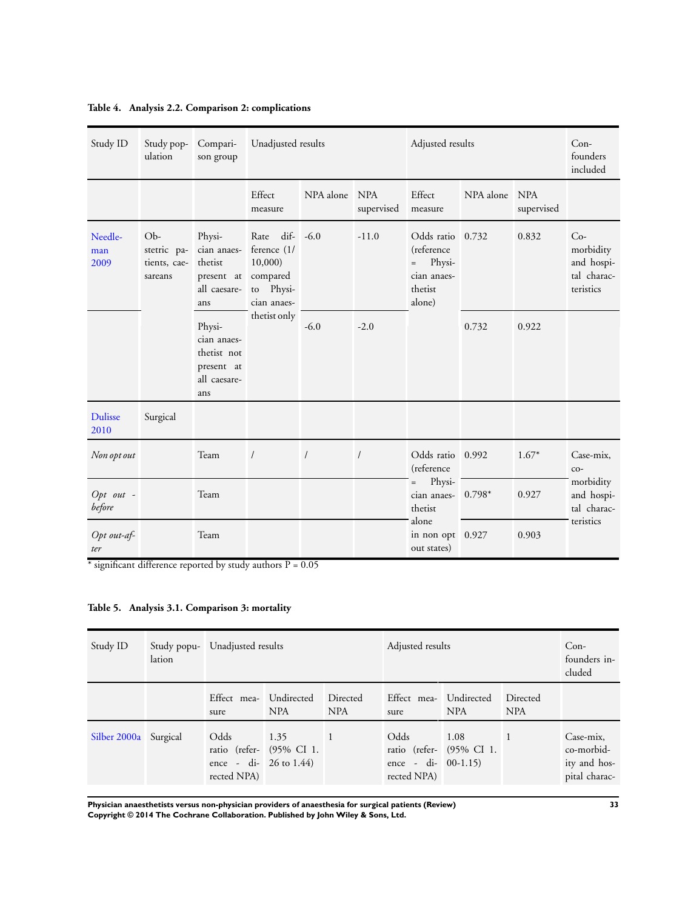**Table 4. Analysis 2.2. Comparison 2: complications**

| Study ID | Study population | Comparison group | Unadjusted results | | | Adjusted results | | | Confounders included |
|---|---|---|---|---|---|---|---|---|---|
| | | | Effect measure | NPA alone | NPA supervised | Effect measure | NPA alone | NPA supervised | |
| Needleman 2009 | Obstetric patients, caesareans | Physician anaesthetist present at all caesareans | Rate difference (1/10,000) compared to Physician anaesthetist only | -6.0 | -11.0 | Odds ratio (reference = Physician anaesthetist alone) | 0.732 | 0.832 | Co-morbidity and hospital characteristics |
| | | Physician anaesthetist not present at all caesareans | | -6.0 | -2.0 | | 0.732 | 0.922 | |
| Dulisse 2010 | Surgical | | | | | | | | |
| *Non opt out* | | Team | / | / | / | Odds ratio (reference = Physician anaesthetist alone in non opt out states) | 0.992 | 1.67* | Case-mix, co-morbidity and hospital characteristics |
| *Opt out - before* | | Team | | | | | 0.798* | 0.927 | |
| *Opt out-after* | | Team | | | | | 0.927 | 0.903 | |

* significant difference reported by study authors P = 0.05

**Table 5. Analysis 3.1. Comparison 3: mortality**

| Study ID | Study population | Unadjusted results | | | Adjusted results | | | Confounders included |
|---|---|---|---|---|---|---|---|---|
| | | Effect measure | Undirected NPA | Directed NPA | Effect measure | Undirected NPA | Directed NPA | |
| Silber 2000a | Surgical | Odds ratio (reference - directed NPA) | 1.35 (95% CI 1.26 to 1.44) | 1 | Odds ratio (reference - directed NPA) | 1.08 (95% CI 1.00-1.15) | 1 | Case-mix, co-morbidity and hospital charac- |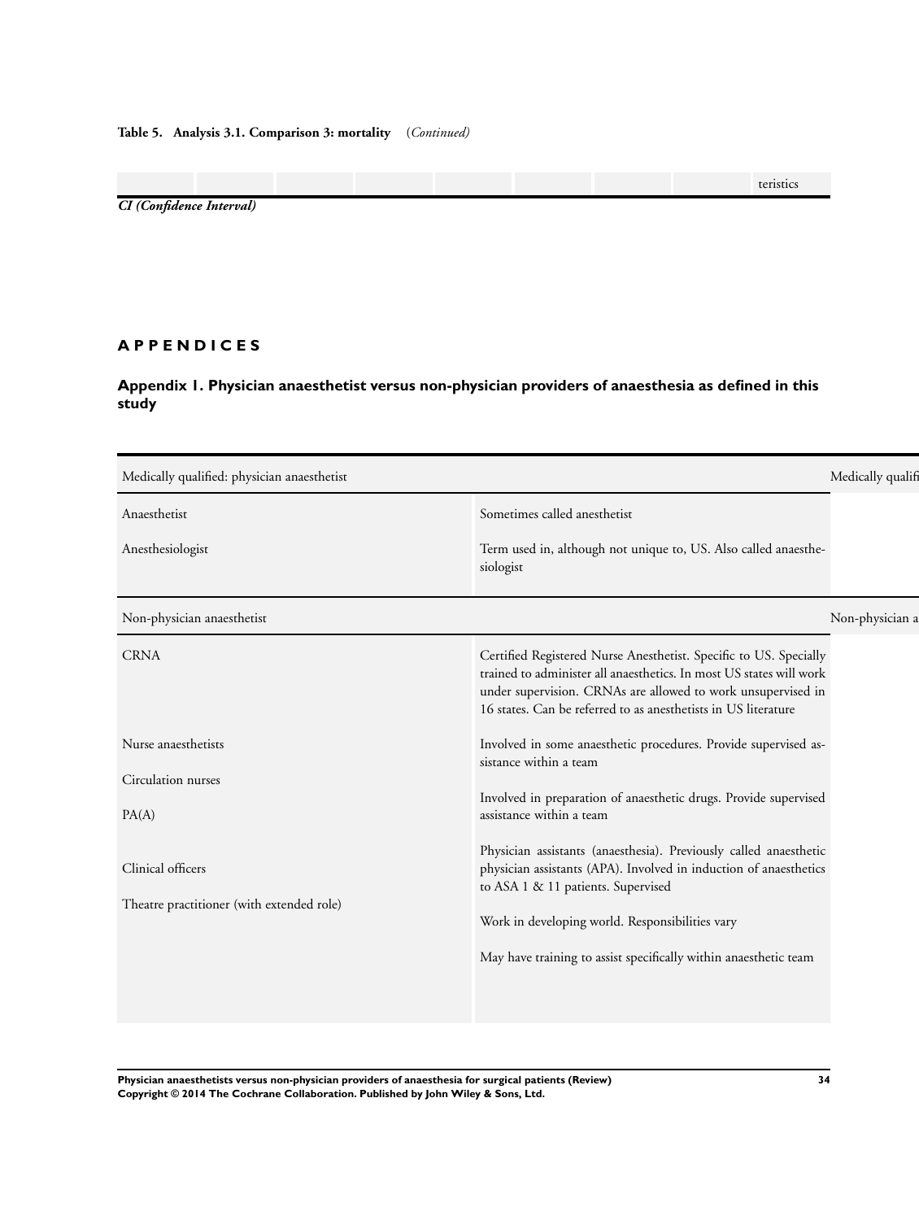**Table 5. Analysis 3.1. Comparison 3: mortality** *(Continued)*

| | | | | | | | | |
|---|---|---|---|---|---|---|---|---|
| | | | | | | | | teristics |

*CI (Confidence Interval)*

# APPENDICES

## Appendix 1. Physician anaesthetist versus non-physician providers of anaesthesia as defined in this study

| Medically qualified: physician anaesthetist | | Medically qualifi |
|---|---|---|
| Anaesthetist | Sometimes called anesthetist | |
| Anesthesiologist | Term used in, although not unique to, US. Also called anaesthesiologist | |
| **Non-physician anaesthetist** | | Non-physician a |
| CRNA | Certified Registered Nurse Anesthetist. Specific to US. Specially trained to administer all anaesthetics. In most US states will work under supervision. CRNAs are allowed to work unsupervised in 16 states. Can be referred to as anesthetists in US literature | |
| Nurse anaesthetists | Involved in some anaesthetic procedures. Provide supervised assistance within a team | |
| Circulation nurses | Involved in preparation of anaesthetic drugs. Provide supervised assistance within a team | |
| PA(A) | Physician assistants (anaesthesia). Previously called anaesthetic physician assistants (APA). Involved in induction of anaesthetics to ASA 1 & 11 patients. Supervised | |
| Clinical officers | Work in developing world. Responsibilities vary | |
| Theatre practitioner (with extended role) | May have training to assist specifically within anaesthetic team | |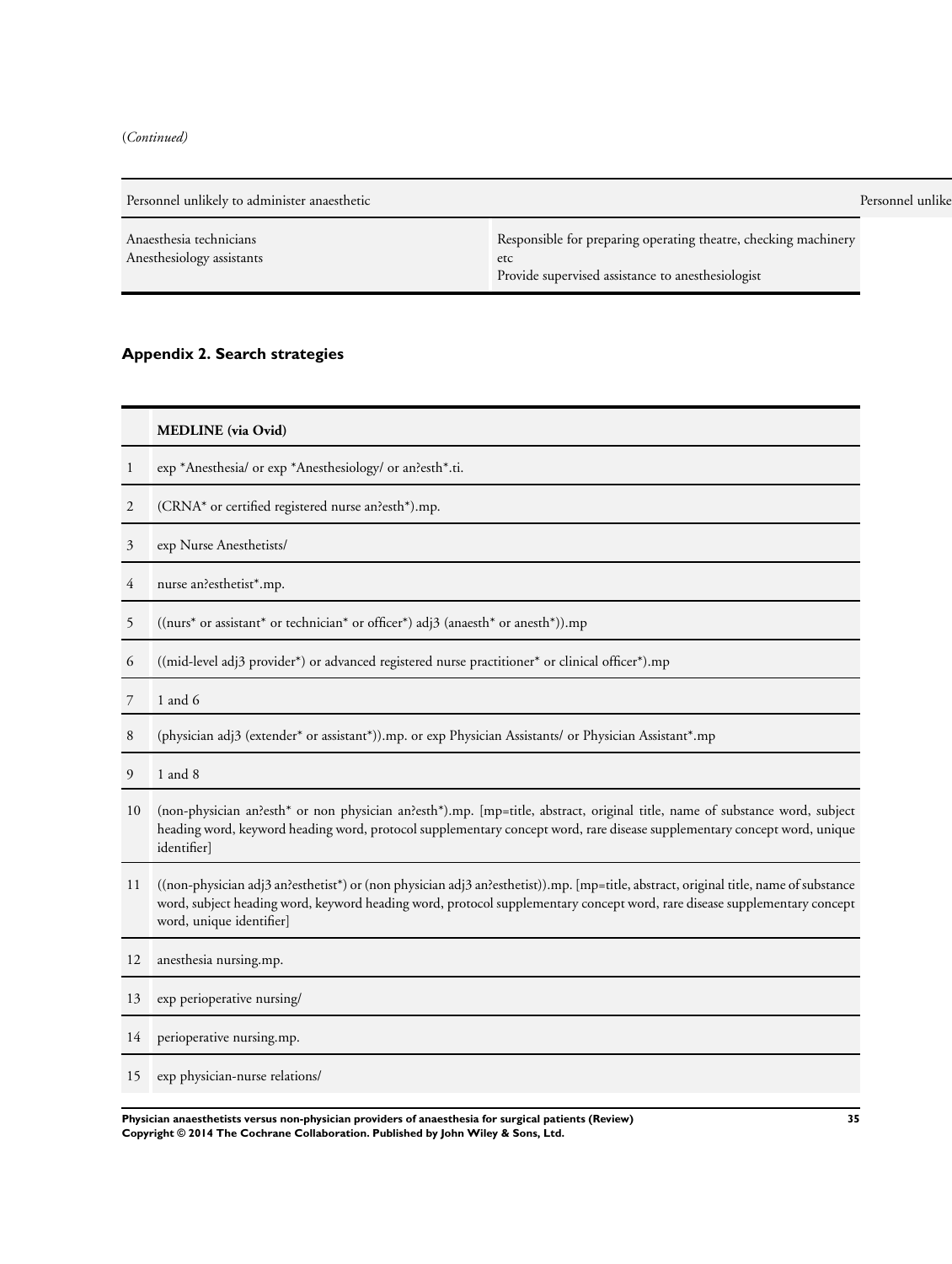(*Continued*)

| Personnel unlikely to administer anaesthetic | | Personnel unlike |
|---|---|---|
| Anaesthesia technicians<br>Anesthesiology assistants | Responsible for preparing operating theatre, checking machinery etc<br>Provide supervised assistance to anesthesiologist | |

### Appendix 2. Search strategies

| | MEDLINE (via Ovid) |
|---|---|
| 1 | exp *Anesthesia/ or exp *Anesthesiology/ or an?esth*.ti. |
| 2 | (CRNA* or certified registered nurse an?esth*).mp. |
| 3 | exp Nurse Anesthetists/ |
| 4 | nurse an?esthetist*.mp. |
| 5 | ((nurs* or assistant* or technician* or officer*) adj3 (anaesth* or anesth*)).mp |
| 6 | ((mid-level adj3 provider*) or advanced registered nurse practitioner* or clinical officer*).mp |
| 7 | 1 and 6 |
| 8 | (physician adj3 (extender* or assistant*)).mp. or exp Physician Assistants/ or Physician Assistant*.mp |
| 9 | 1 and 8 |
| 10 | (non-physician an?esth* or non physician an?esth*).mp. [mp=title, abstract, original title, name of substance word, subject heading word, keyword heading word, protocol supplementary concept word, rare disease supplementary concept word, unique identifier] |
| 11 | ((non-physician adj3 an?esthetist*) or (non physician adj3 an?esthetist)).mp. [mp=title, abstract, original title, name of substance word, subject heading word, keyword heading word, protocol supplementary concept word, rare disease supplementary concept word, unique identifier] |
| 12 | anesthesia nursing.mp. |
| 13 | exp perioperative nursing/ |
| 14 | perioperative nursing.mp. |
| 15 | exp physician-nurse relations/ |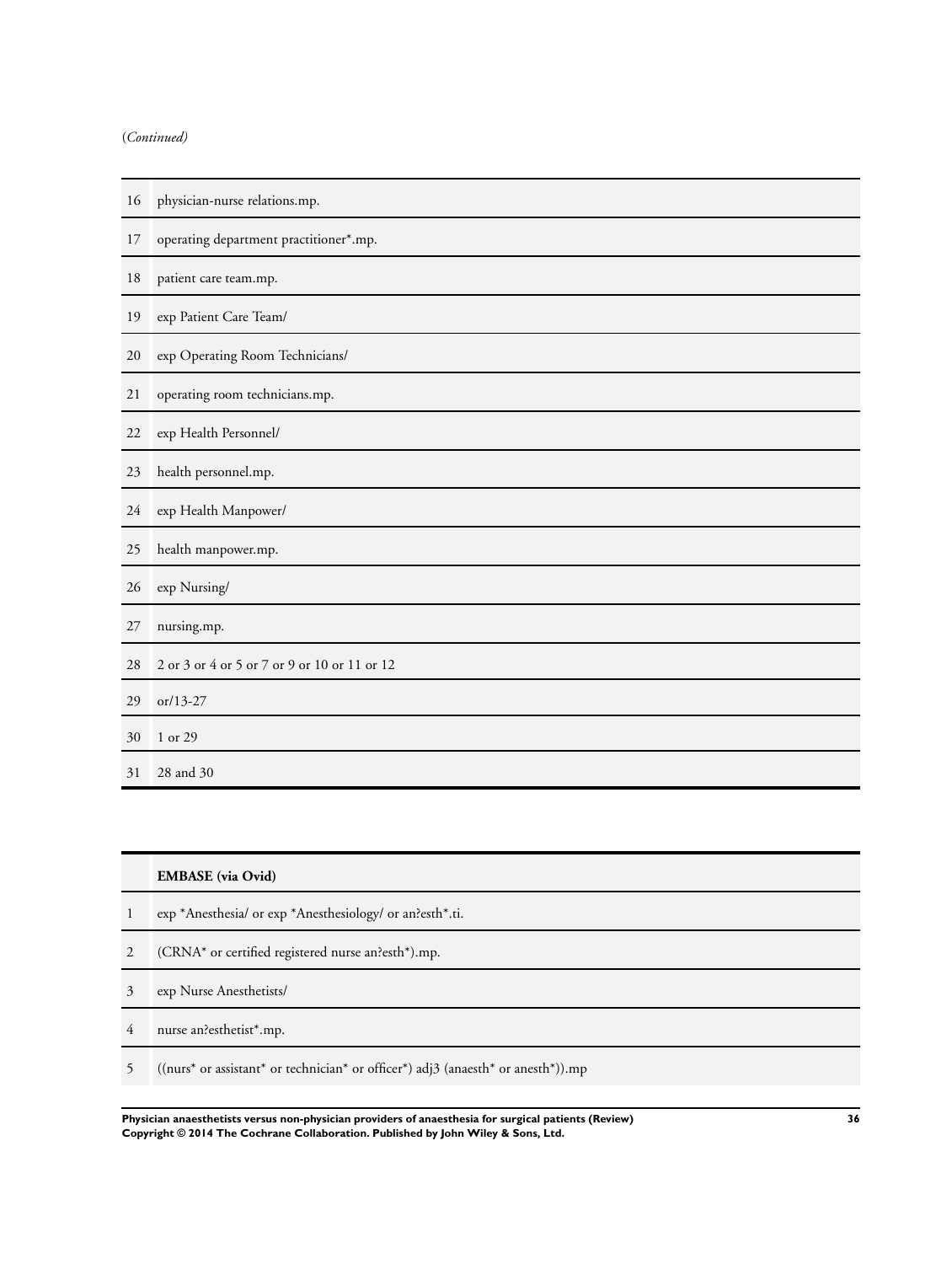(*Continued*)

| | |
|---|---|
| 16 | physician-nurse relations.mp. |
| 17 | operating department practitioner*.mp. |
| 18 | patient care team.mp. |
| 19 | exp Patient Care Team/ |
| 20 | exp Operating Room Technicians/ |
| 21 | operating room technicians.mp. |
| 22 | exp Health Personnel/ |
| 23 | health personnel.mp. |
| 24 | exp Health Manpower/ |
| 25 | health manpower.mp. |
| 26 | exp Nursing/ |
| 27 | nursing.mp. |
| 28 | 2 or 3 or 4 or 5 or 7 or 9 or 10 or 11 or 12 |
| 29 | or/13-27 |
| 30 | 1 or 29 |
| 31 | 28 and 30 |

| | **EMBASE (via Ovid)** |
|---|---|
| 1 | exp *Anesthesia/ or exp *Anesthesiology/ or an?esth*.ti. |
| 2 | (CRNA* or certified registered nurse an?esth*).mp. |
| 3 | exp Nurse Anesthetists/ |
| 4 | nurse an?esthetist*.mp. |
| 5 | ((nurs* or assistant* or technician* or officer*) adj3 (anaesth* or anesth*)).mp |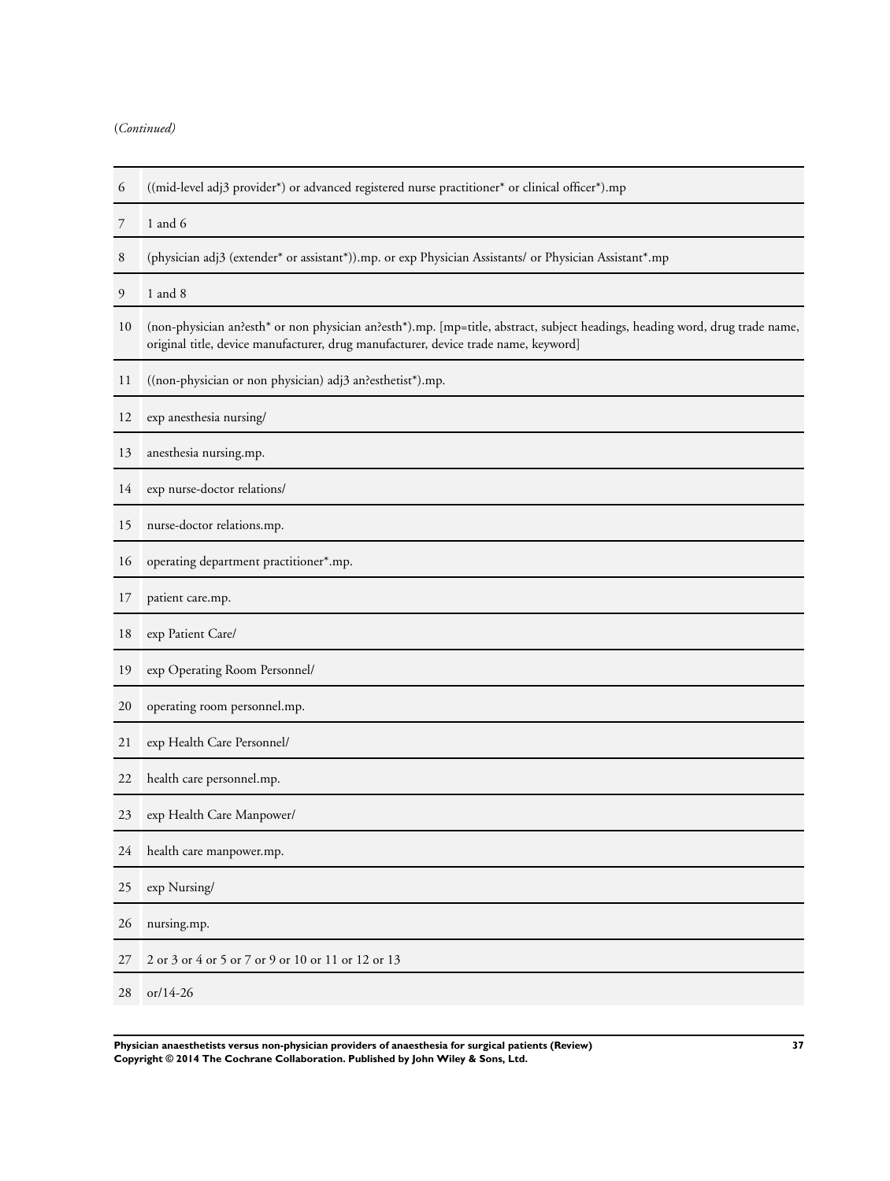(*Continued*)

| | |
|---|---|
| 6 | ((mid-level adj3 provider*) or advanced registered nurse practitioner* or clinical officer*).mp |
| 7 | 1 and 6 |
| 8 | (physician adj3 (extender* or assistant*)).mp. or exp Physician Assistants/ or Physician Assistant*.mp |
| 9 | 1 and 8 |
| 10 | (non-physician an?esth* or non physician an?esth*).mp. [mp=title, abstract, subject headings, heading word, drug trade name, original title, device manufacturer, drug manufacturer, device trade name, keyword] |
| 11 | ((non-physician or non physician) adj3 an?esthetist*).mp. |
| 12 | exp anesthesia nursing/ |
| 13 | anesthesia nursing.mp. |
| 14 | exp nurse-doctor relations/ |
| 15 | nurse-doctor relations.mp. |
| 16 | operating department practitioner*.mp. |
| 17 | patient care.mp. |
| 18 | exp Patient Care/ |
| 19 | exp Operating Room Personnel/ |
| 20 | operating room personnel.mp. |
| 21 | exp Health Care Personnel/ |
| 22 | health care personnel.mp. |
| 23 | exp Health Care Manpower/ |
| 24 | health care manpower.mp. |
| 25 | exp Nursing/ |
| 26 | nursing.mp. |
| 27 | 2 or 3 or 4 or 5 or 7 or 9 or 10 or 11 or 12 or 13 |
| 28 | or/14-26 |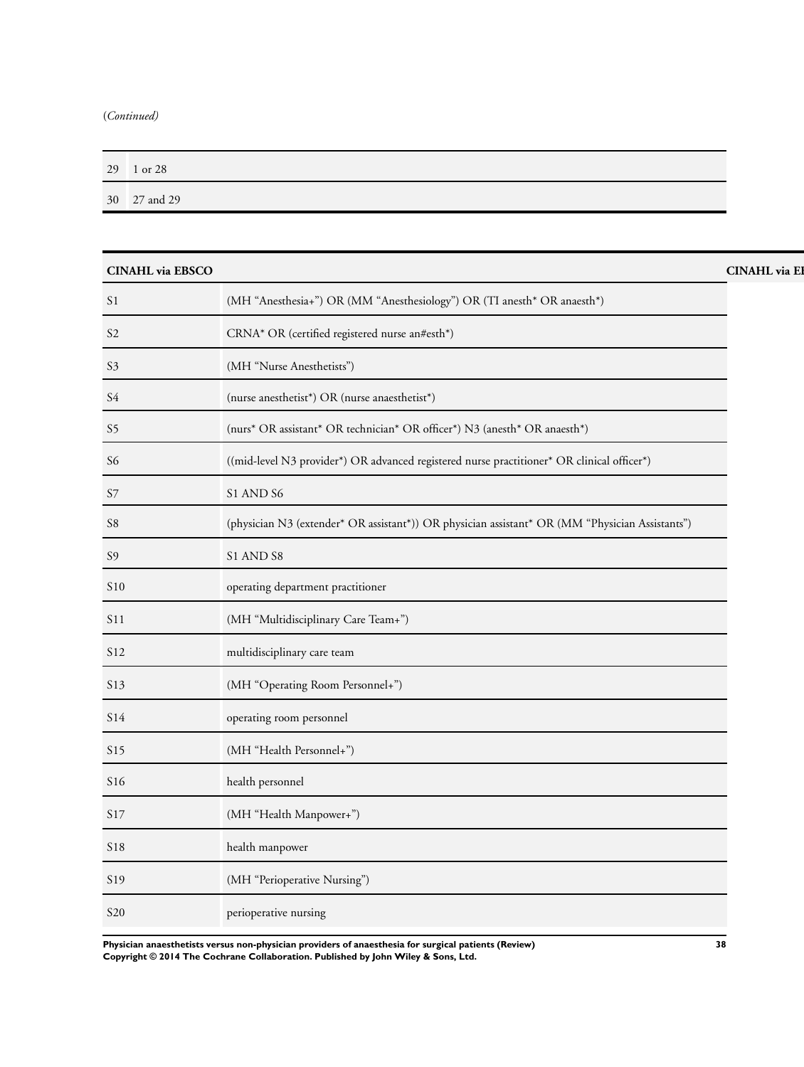(*Continued*)

| | |
|---|---|
| 29 | 1 or 28 |
| 30 | 27 and 29 |

| CINAHL via EBSCO | |
|---|---|
| S1 | (MH "Anesthesia+") OR (MM "Anesthesiology") OR (TI anesth* OR anaesth*) |
| S2 | CRNA* OR (certified registered nurse an#esth*) |
| S3 | (MH "Nurse Anesthetists") |
| S4 | (nurse anesthetist*) OR (nurse anaesthetist*) |
| S5 | (nurs* OR assistant* OR technician* OR officer*) N3 (anesth* OR anaesth*) |
| S6 | ((mid-level N3 provider*) OR advanced registered nurse practitioner* OR clinical officer*) |
| S7 | S1 AND S6 |
| S8 | (physician N3 (extender* OR assistant*)) OR physician assistant* OR (MM "Physician Assistants") |
| S9 | S1 AND S8 |
| S10 | operating department practitioner |
| S11 | (MH "Multidisciplinary Care Team+") |
| S12 | multidisciplinary care team |
| S13 | (MH "Operating Room Personnel+") |
| S14 | operating room personnel |
| S15 | (MH "Health Personnel+") |
| S16 | health personnel |
| S17 | (MH "Health Manpower+") |
| S18 | health manpower |
| S19 | (MH "Perioperative Nursing") |
| S20 | perioperative nursing |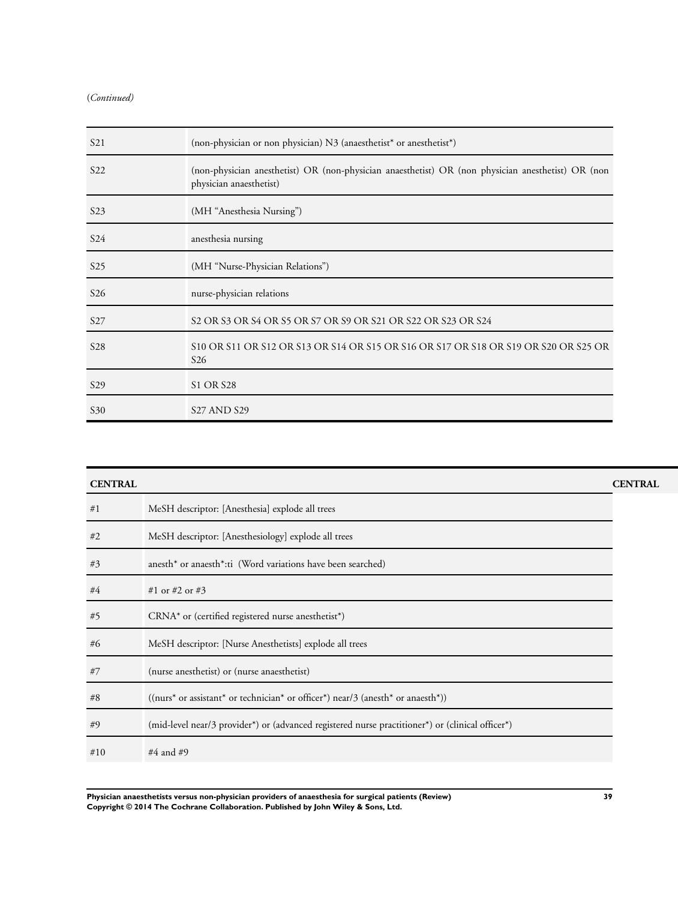(*Continued*)

| | |
|---|---|
| S21 | (non-physician or non physician) N3 (anaesthetist* or anesthetist*) |
| S22 | (non-physician anesthetist) OR (non-physician anaesthetist) OR (non physician anesthetist) OR (non physician anaesthetist) |
| S23 | (MH "Anesthesia Nursing") |
| S24 | anesthesia nursing |
| S25 | (MH "Nurse-Physician Relations") |
| S26 | nurse-physician relations |
| S27 | S2 OR S3 OR S4 OR S5 OR S7 OR S9 OR S21 OR S22 OR S23 OR S24 |
| S28 | S10 OR S11 OR S12 OR S13 OR S14 OR S15 OR S16 OR S17 OR S18 OR S19 OR S20 OR S25 OR S26 |
| S29 | S1 OR S28 |
| S30 | S27 AND S29 |

| CENTRAL | |
|---|---|
| #1 | MeSH descriptor: [Anesthesia] explode all trees |
| #2 | MeSH descriptor: [Anesthesiology] explode all trees |
| #3 | anesth* or anaesth*:ti (Word variations have been searched) |
| #4 | #1 or #2 or #3 |
| #5 | CRNA* or (certified registered nurse anesthetist*) |
| #6 | MeSH descriptor: [Nurse Anesthetists] explode all trees |
| #7 | (nurse anesthetist) or (nurse anaesthetist) |
| #8 | ((nurs* or assistant* or technician* or officer*) near/3 (anesth* or anaesth*)) |
| #9 | (mid-level near/3 provider*) or (advanced registered nurse practitioner*) or (clinical officer*) |
| #10 | #4 and #9 |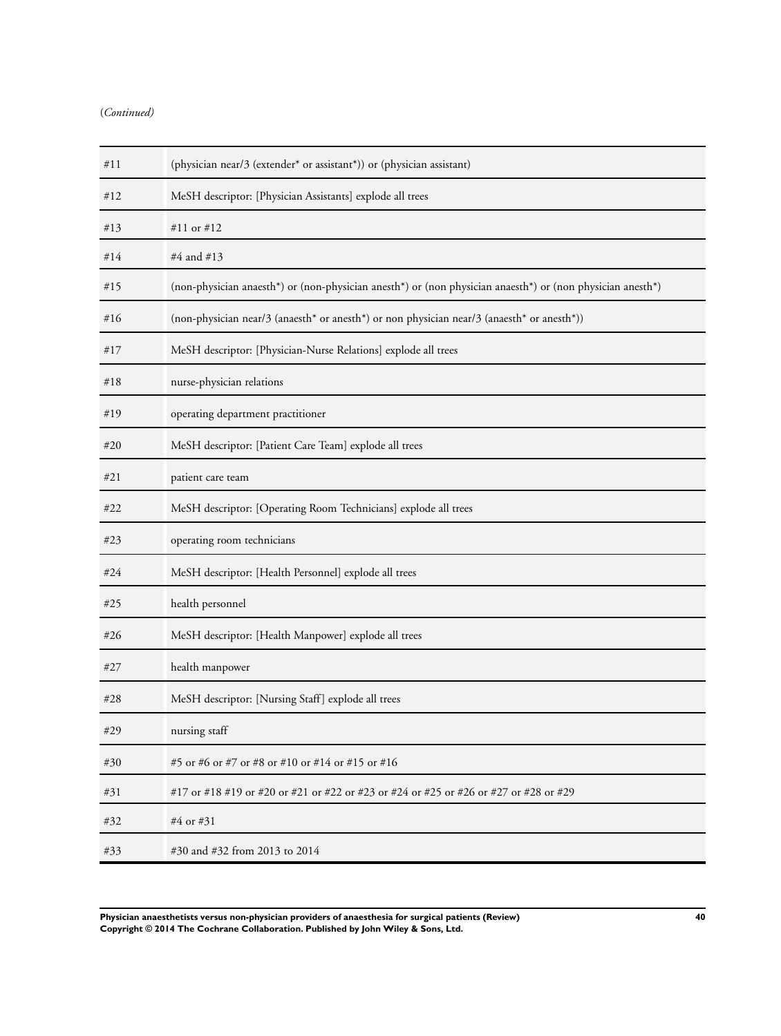(*Continued)*

| | |
|---|---|
| #11 | (physician near/3 (extender* or assistant*)) or (physician assistant) |
| #12 | MeSH descriptor: [Physician Assistants] explode all trees |
| #13 | #11 or #12 |
| #14 | #4 and #13 |
| #15 | (non-physician anaesth*) or (non-physician anesth*) or (non physician anaesth*) or (non physician anesth*) |
| #16 | (non-physician near/3 (anaesth* or anesth*) or non physician near/3 (anaesth* or anesth*)) |
| #17 | MeSH descriptor: [Physician-Nurse Relations] explode all trees |
| #18 | nurse-physician relations |
| #19 | operating department practitioner |
| #20 | MeSH descriptor: [Patient Care Team] explode all trees |
| #21 | patient care team |
| #22 | MeSH descriptor: [Operating Room Technicians] explode all trees |
| #23 | operating room technicians |
| #24 | MeSH descriptor: [Health Personnel] explode all trees |
| #25 | health personnel |
| #26 | MeSH descriptor: [Health Manpower] explode all trees |
| #27 | health manpower |
| #28 | MeSH descriptor: [Nursing Staff] explode all trees |
| #29 | nursing staff |
| #30 | #5 or #6 or #7 or #8 or #10 or #14 or #15 or #16 |
| #31 | #17 or #18 #19 or #20 or #21 or #22 or #23 or #24 or #25 or #26 or #27 or #28 or #29 |
| #32 | #4 or #31 |
| #33 | #30 and #32 from 2013 to 2014 |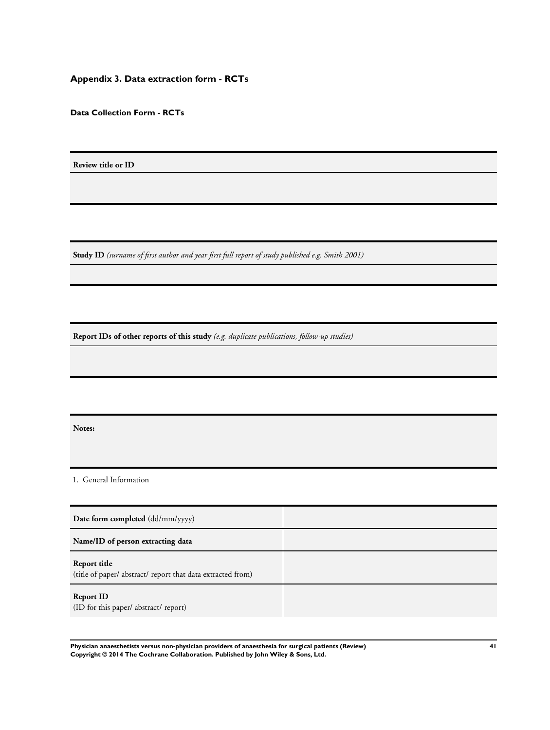## Appendix 3. Data extraction form - RCTs

**Data Collection Form - RCTs**

| **Review title or ID** |
|---|
| |

| **Study ID** *(surname of first author and year first full report of study published e.g. Smith 2001)* |
|---|
| |

| **Report IDs of other reports of this study** *(e.g. duplicate publications, follow-up studies)* |
|---|
| |

| **Notes:** |
|---|

1. General Information

| | |
|---|---|
| **Date form completed** (dd/mm/yyyy) | |
| **Name/ID of person extracting data** | |
| **Report title**<br>(title of paper/ abstract/ report that data extracted from) | |
| **Report ID**<br>(ID for this paper/ abstract/ report) | |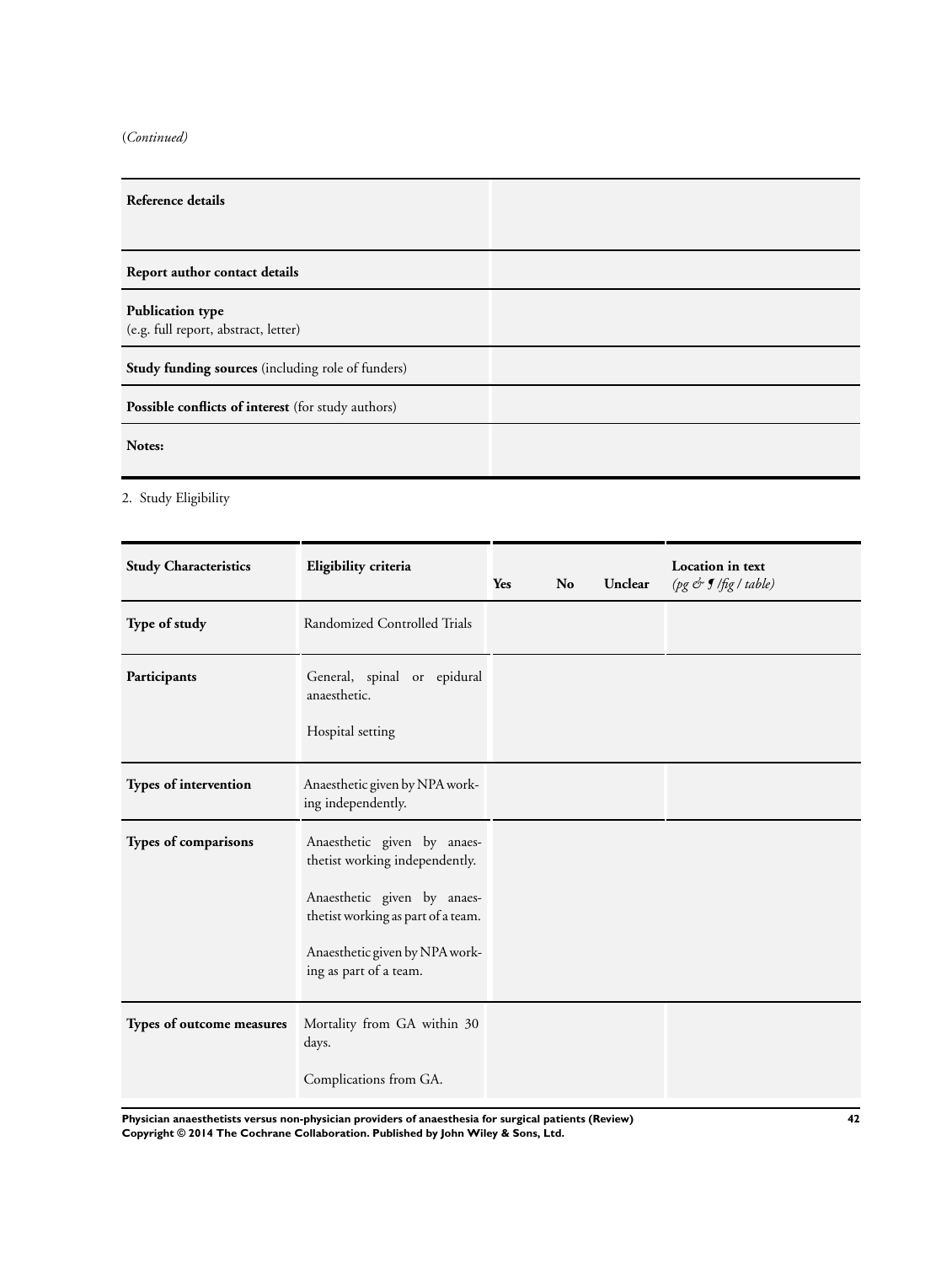(*Continued*)

| | |
|---|---|
| **Reference details** | |
| **Report author contact details** | |
| **Publication type** (e.g. full report, abstract, letter) | |
| **Study funding sources** (including role of funders) | |
| **Possible conflicts of interest** (for study authors) | |
| **Notes:** | |

2. Study Eligibility

| Study Characteristics | Eligibility criteria | Yes | No | Unclear | Location in text *(pg & ¶ /fig / table)* |
|---|---|---|---|---|---|
| **Type of study** | Randomized Controlled Trials | | | | |
| **Participants** | General, spinal or epidural anaesthetic.<br><br>Hospital setting | | | | |
| **Types of intervention** | Anaesthetic given by NPA working independently. | | | | |
| **Types of comparisons** | Anaesthetic given by anaesthetist working independently.<br><br>Anaesthetic given by anaesthetist working as part of a team.<br><br>Anaesthetic given by NPA working as part of a team. | | | | |
| **Types of outcome measures** | Mortality from GA within 30 days.<br><br>Complications from GA. | | | | |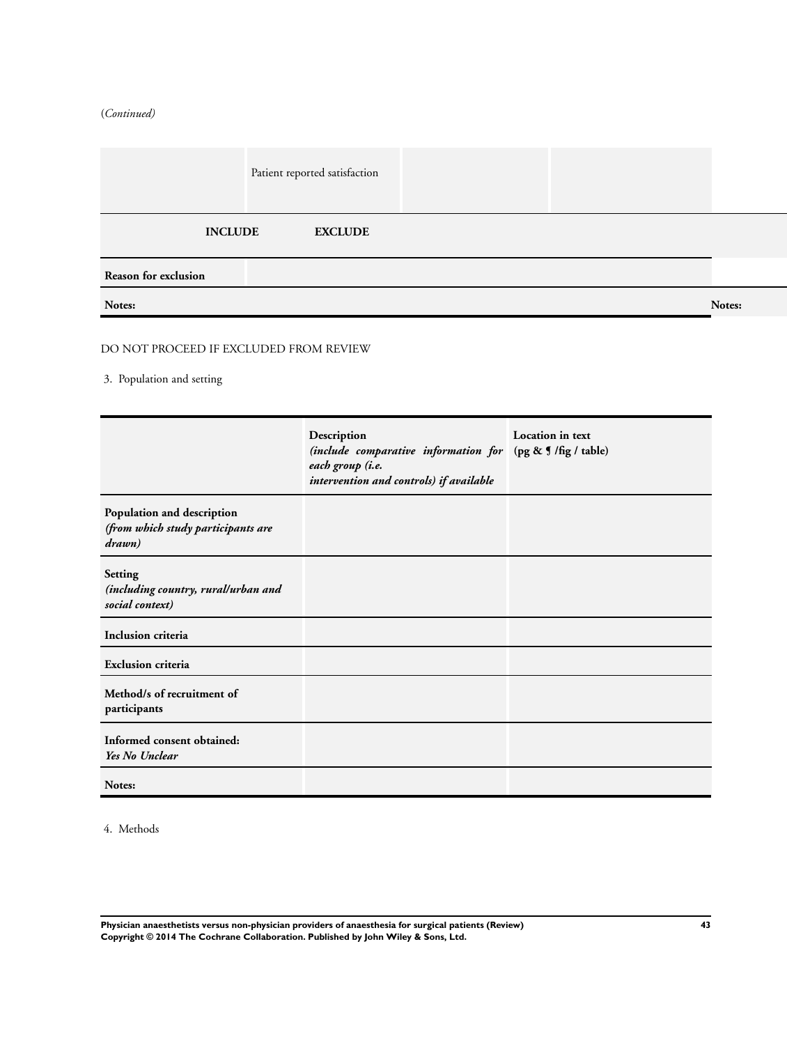(*Continued*)

| | Patient reported satisfaction | | |
|---|---|---|---|
| **INCLUDE** | **EXCLUDE** | | |
| **Reason for exclusion** | | | |
| **Notes:** | | | **Notes:** |

DO NOT PROCEED IF EXCLUDED FROM REVIEW

3. Population and setting

| | **Description** *(include comparative information for each group (i.e. intervention and controls) if available* | **Location in text (pg & ¶ /fig / table)** |
|---|---|---|
| **Population and description** *(from which study participants are drawn)* | | |
| **Setting** *(including country, rural/urban and social context)* | | |
| **Inclusion criteria** | | |
| **Exclusion criteria** | | |
| **Method/s of recruitment of participants** | | |
| **Informed consent obtained:** *Yes No Unclear* | | |
| **Notes:** | | |

4. Methods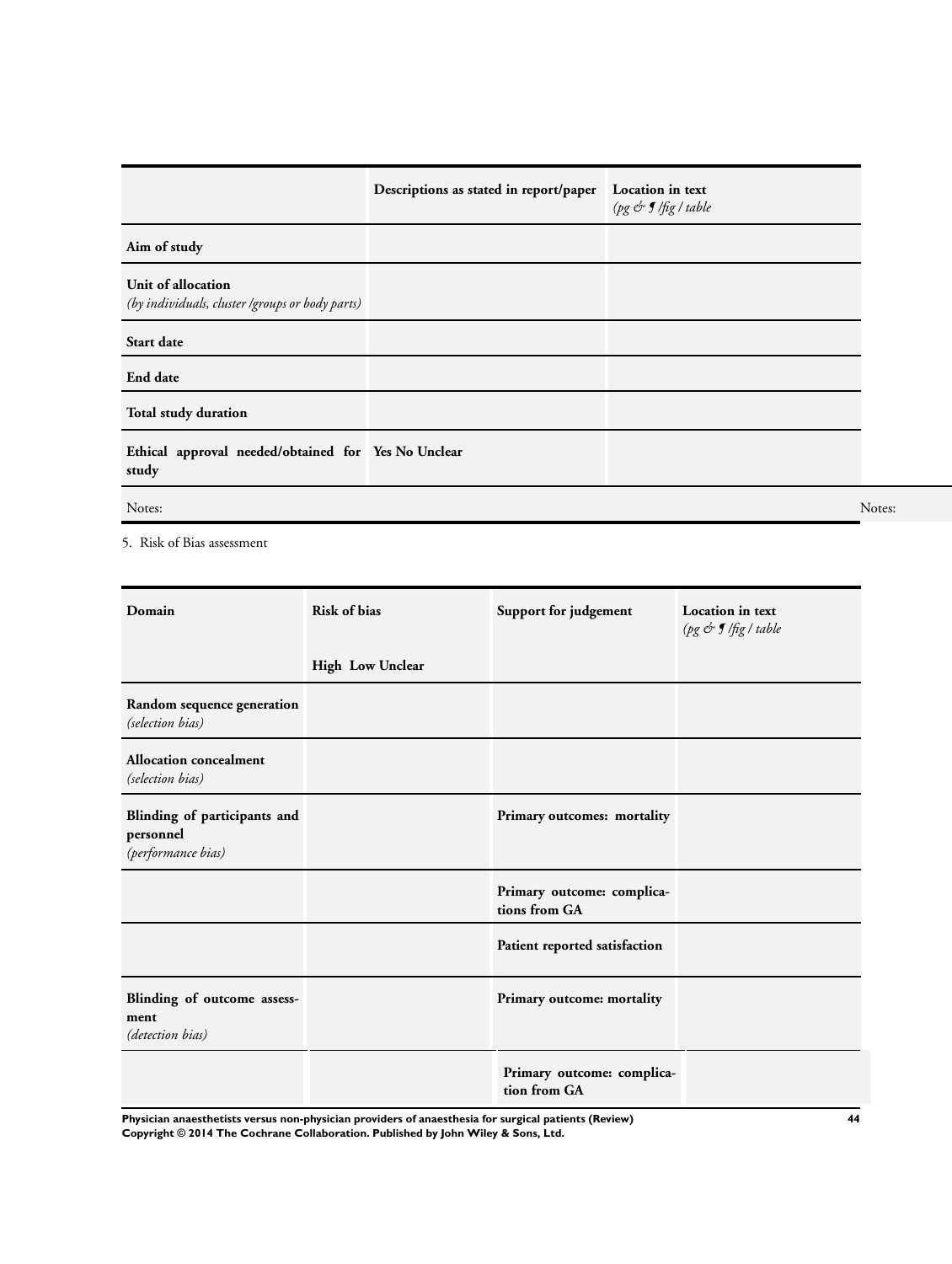| | Descriptions as stated in report/paper | Location in text *(pg & ¶ /fig / table* |
|---|---|---|
| **Aim of study** | | |
| **Unit of allocation** *(by individuals, cluster /groups or body parts)* | | |
| **Start date** | | |
| **End date** | | |
| **Total study duration** | | |
| **Ethical approval needed/obtained for study** | **Yes No Unclear** | |
| Notes: | | Notes: |

5. Risk of Bias assessment

| Domain | Risk of bias<br><br>**High Low Unclear** | Support for judgement | Location in text *(pg & ¶ /fig / table* |
|---|---|---|---|
| **Random sequence generation** *(selection bias)* | | | |
| **Allocation concealment** *(selection bias)* | | | |
| **Blinding of participants and personnel** *(performance bias)* | | **Primary outcomes: mortality** | |
| | | **Primary outcome: complications from GA** | |
| | | **Patient reported satisfaction** | |
| **Blinding of outcome assessment** *(detection bias)* | | **Primary outcome: mortality** | |
| | | **Primary outcome: complication from GA** | |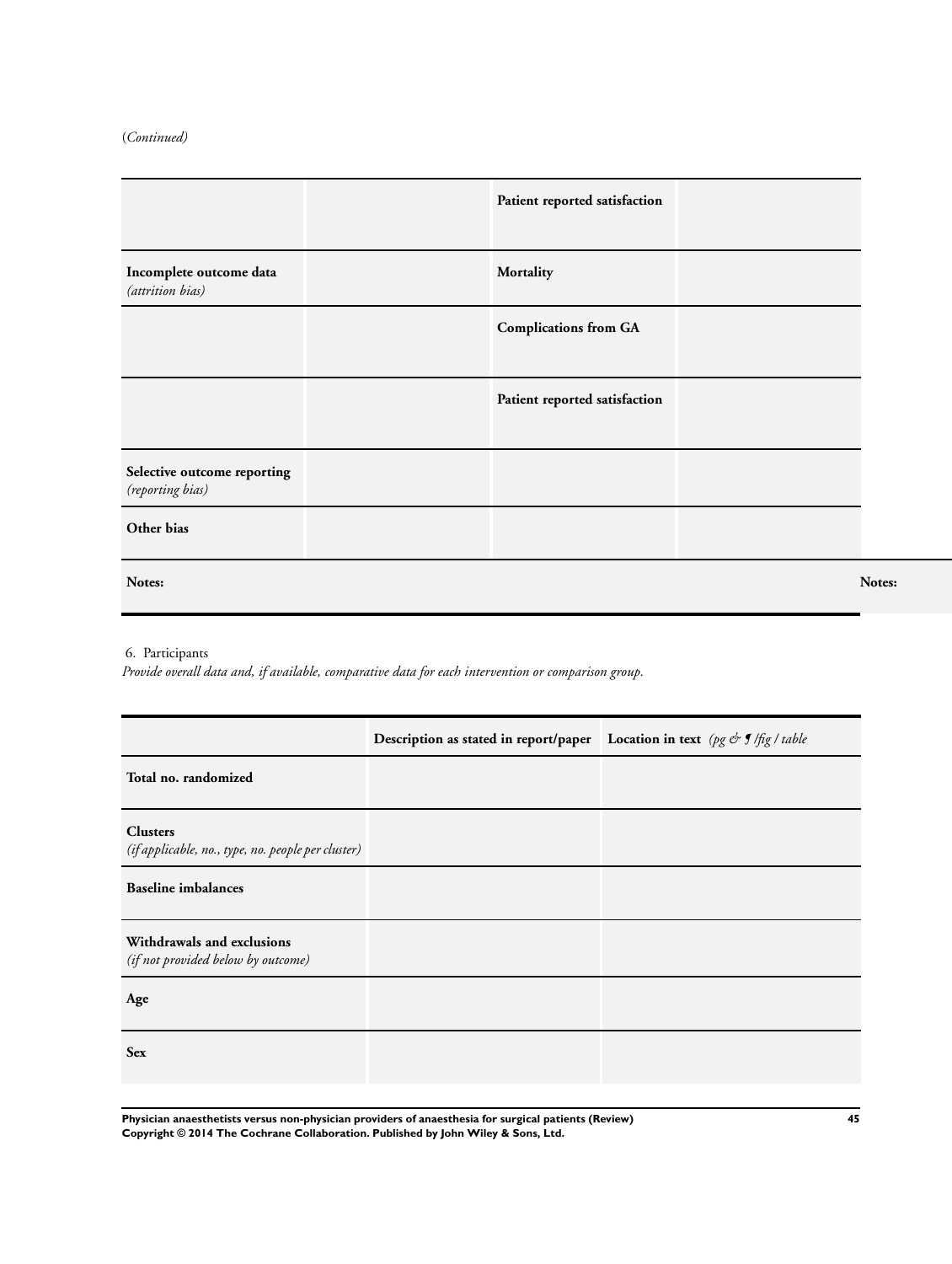(*Continued*)

| | | | |
|---|---|---|---|
| | | **Patient reported satisfaction** | |
| **Incomplete outcome data** *(attrition bias)* | | **Mortality** | |
| | | **Complications from GA** | |
| | | **Patient reported satisfaction** | |
| **Selective outcome reporting** *(reporting bias)* | | | |
| **Other bias** | | | |
| **Notes:** | | | |

6. Participants

*Provide overall data and, if available, comparative data for each intervention or comparison group.*

| | Description as stated in report/paper | Location in text *(pg & ¶ /fig / table* |
|---|---|---|
| **Total no. randomized** | | |
| **Clusters** *(if applicable, no., type, no. people per cluster)* | | |
| **Baseline imbalances** | | |
| **Withdrawals and exclusions** *(if not provided below by outcome)* | | |
| **Age** | | |
| **Sex** | | |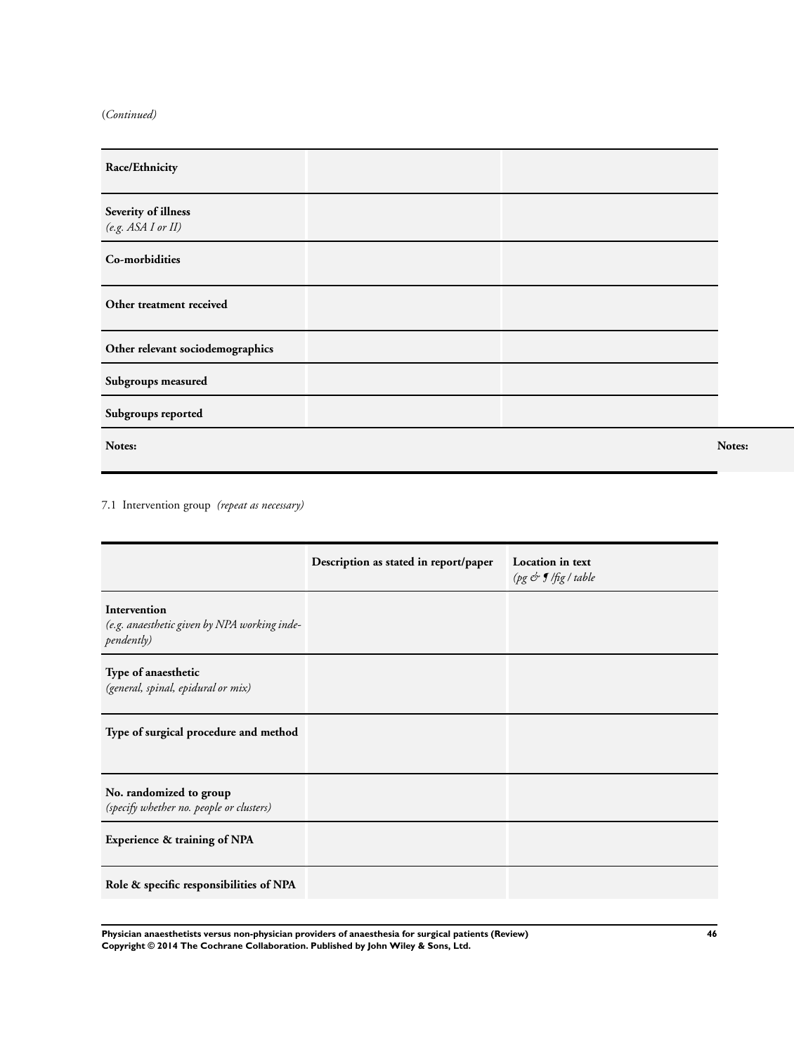(*Continued*)

| | | |
|---|---|---|
| **Race/Ethnicity** | | |
| **Severity of illness** *(e.g. ASA I or II)* | | |
| **Co-morbidities** | | |
| **Other treatment received** | | |
| **Other relevant sociodemographics** | | |
| **Subgroups measured** | | |
| **Subgroups reported** | | |
| **Notes:** | | **Notes:** |

7.1 Intervention group *(repeat as necessary)*

| | Description as stated in report/paper | Location in text *(pg & ¶ /fig / table* |
|---|---|---|
| **Intervention** *(e.g. anaesthetic given by NPA working independently)* | | |
| **Type of anaesthetic** *(general, spinal, epidural or mix)* | | |
| **Type of surgical procedure and method** | | |
| **No. randomized to group** *(specify whether no. people or clusters)* | | |
| **Experience & training of NPA** | | |
| **Role & specific responsibilities of NPA** | | |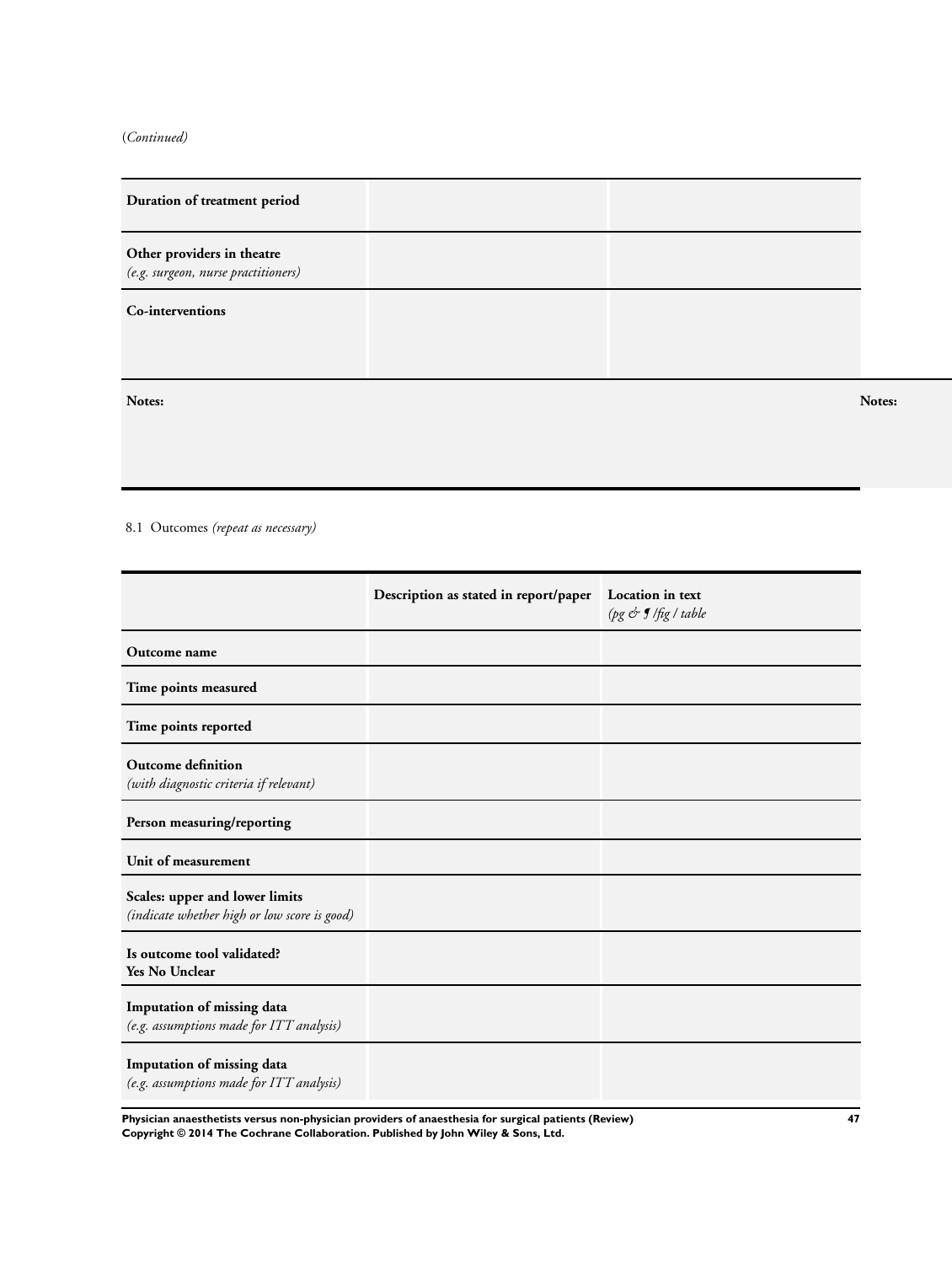(*Continued*)

| | | |
|---|---|---|
| **Duration of treatment period** | | |
| **Other providers in theatre** *(e.g. surgeon, nurse practitioners)* | | |
| **Co-interventions** | | |
| **Notes:** | | **Notes:** |

8.1 Outcomes *(repeat as necessary)*

| | Description as stated in report/paper | Location in text *(pg & ¶ /fig / table* |
|---|---|---|
| **Outcome name** | | |
| **Time points measured** | | |
| **Time points reported** | | |
| **Outcome definition** *(with diagnostic criteria if relevant)* | | |
| **Person measuring/reporting** | | |
| **Unit of measurement** | | |
| **Scales: upper and lower limits** *(indicate whether high or low score is good)* | | |
| **Is outcome tool validated?** **Yes No Unclear** | | |
| **Imputation of missing data** *(e.g. assumptions made for ITT analysis)* | | |
| **Imputation of missing data** *(e.g. assumptions made for ITT analysis)* | | |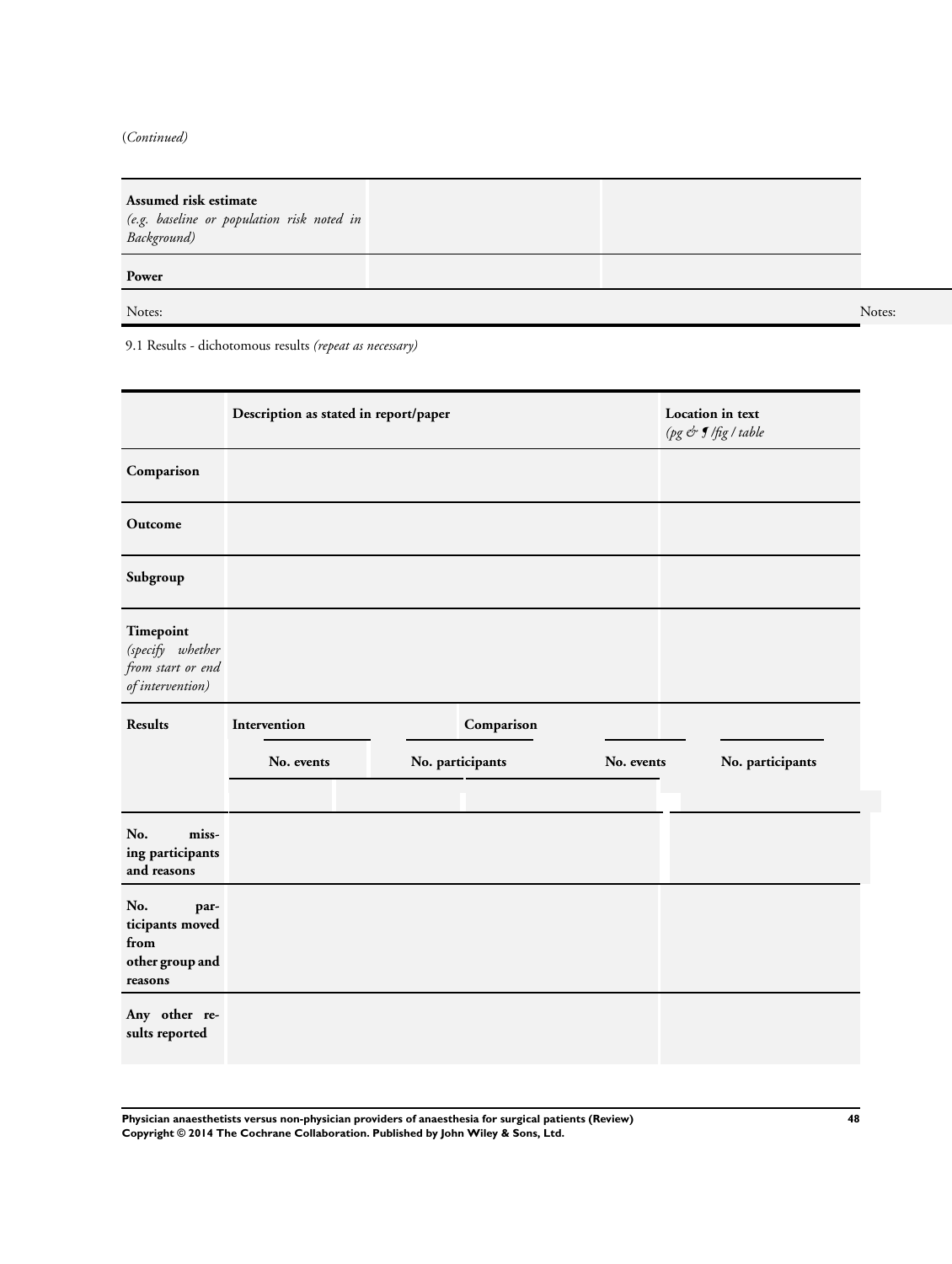(*Continued*)

| | | |
|---|---|---|
| **Assumed risk estimate** *(e.g. baseline or population risk noted in Background)* | | |
| **Power** | | |
| Notes: | | Notes: |

9.1 Results - dichotomous results *(repeat as necessary)*

| | Description as stated in report/paper | | | | Location in text *(pg & ¶ /fig / table* |
|---|---|---|---|---|---|
| **Comparison** | | | | | |
| **Outcome** | | | | | |
| **Subgroup** | | | | | |
| **Timepoint** *(specify whether from start or end of intervention)* | | | | | |
| **Results** | **Intervention** | | **Comparison** | | |
| | **No. events** | **No. participants** | **No. events** | **No. participants** | |
| | | | | | |
| **No. missing participants and reasons** | | | | | |
| **No. participants moved from other group and reasons** | | | | | |
| **Any other results reported** | | | | | |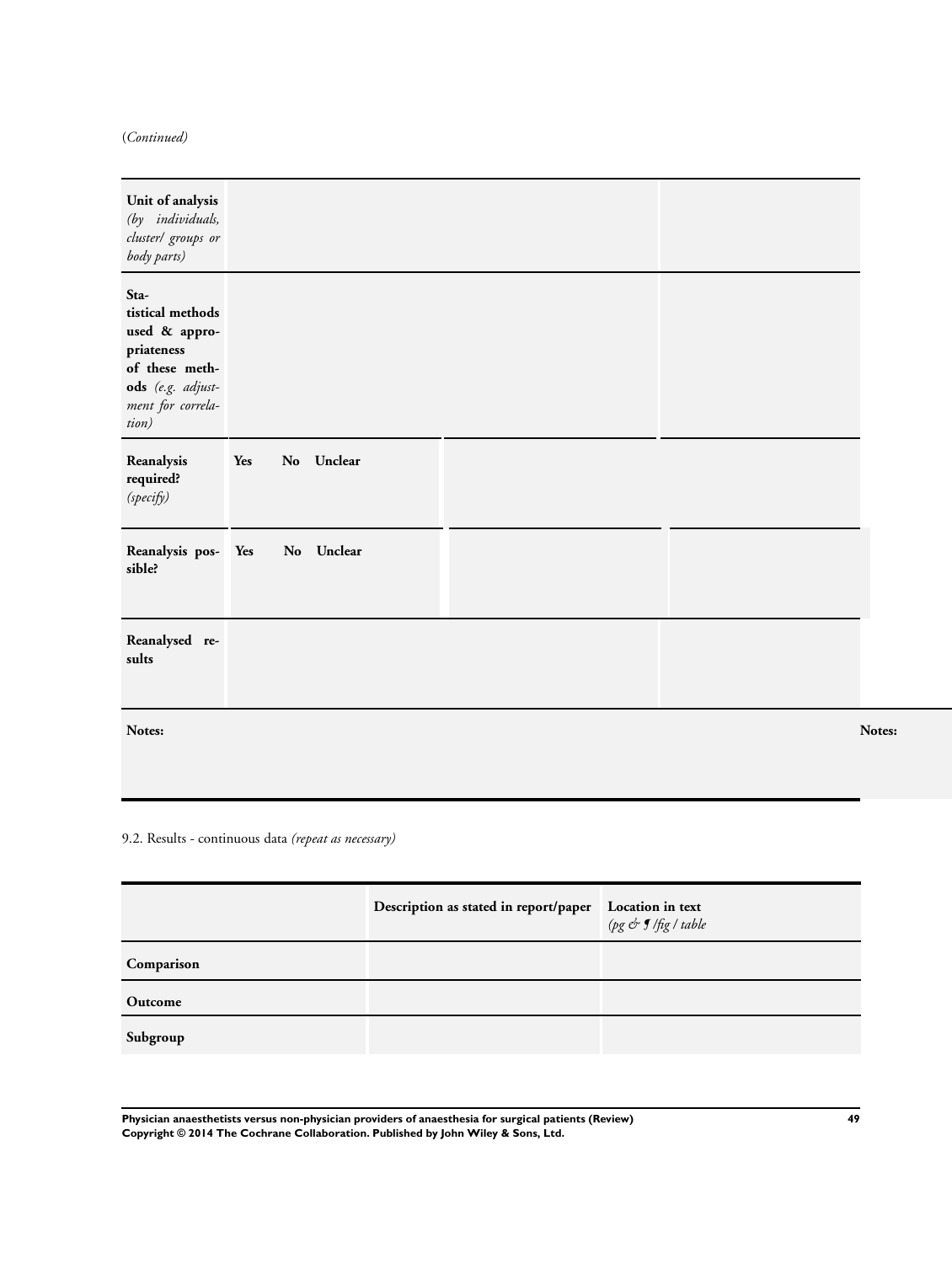(*Continued*)

| | | |
|---|---|---|
| **Unit of analysis** *(by individuals, cluster/ groups or body parts)* | | |
| **Statistical methods used & appropriateness of these methods** *(e.g. adjustment for correlation)* | | |
| **Reanalysis required?** *(specify)* | **Yes No Unclear** | |
| **Reanalysis possible?** | **Yes No Unclear** | |
| **Reanalysed results** | | |
| **Notes:** | | **Notes:** |

9.2. Results - continuous data *(repeat as necessary)*

| | **Description as stated in report/paper** | **Location in text** *(pg & ¶ /fig / table* |
|---|---|---|
| **Comparison** | | |
| **Outcome** | | |
| **Subgroup** | | |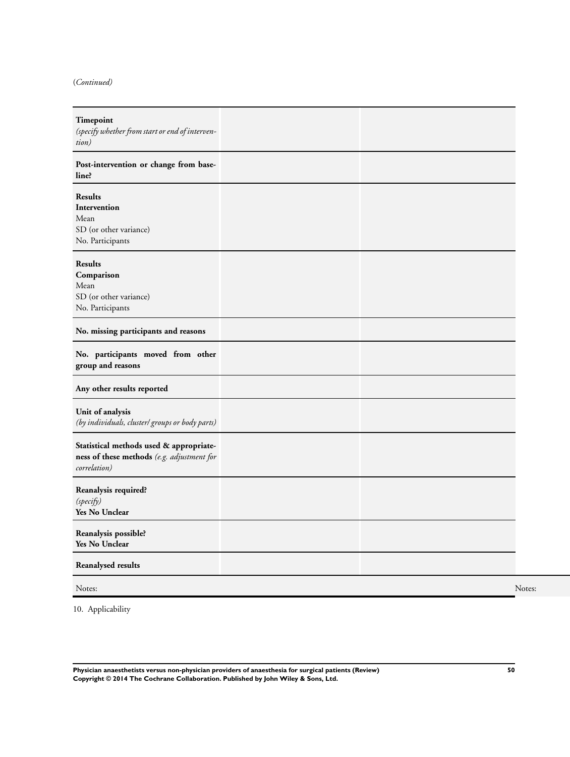(*Continued*)

| | | |
|---|---|---|
| **Timepoint** *(specify whether from start or end of intervention)* | | |
| **Post-intervention or change from baseline?** | | |
| **Results** **Intervention** Mean SD (or other variance) No. Participants | | |
| **Results** **Comparison** Mean SD (or other variance) No. Participants | | |
| **No. missing participants and reasons** | | |
| **No. participants moved from other group and reasons** | | |
| **Any other results reported** | | |
| **Unit of analysis** *(by individuals, cluster/ groups or body parts)* | | |
| **Statistical methods used & appropriateness of these methods** *(e.g. adjustment for correlation)* | | |
| **Reanalysis required?** *(specify)* **Yes No Unclear** | | |
| **Reanalysis possible?** **Yes No Unclear** | | |
| **Reanalysed results** | | |
| Notes: | | Notes: |

10. Applicability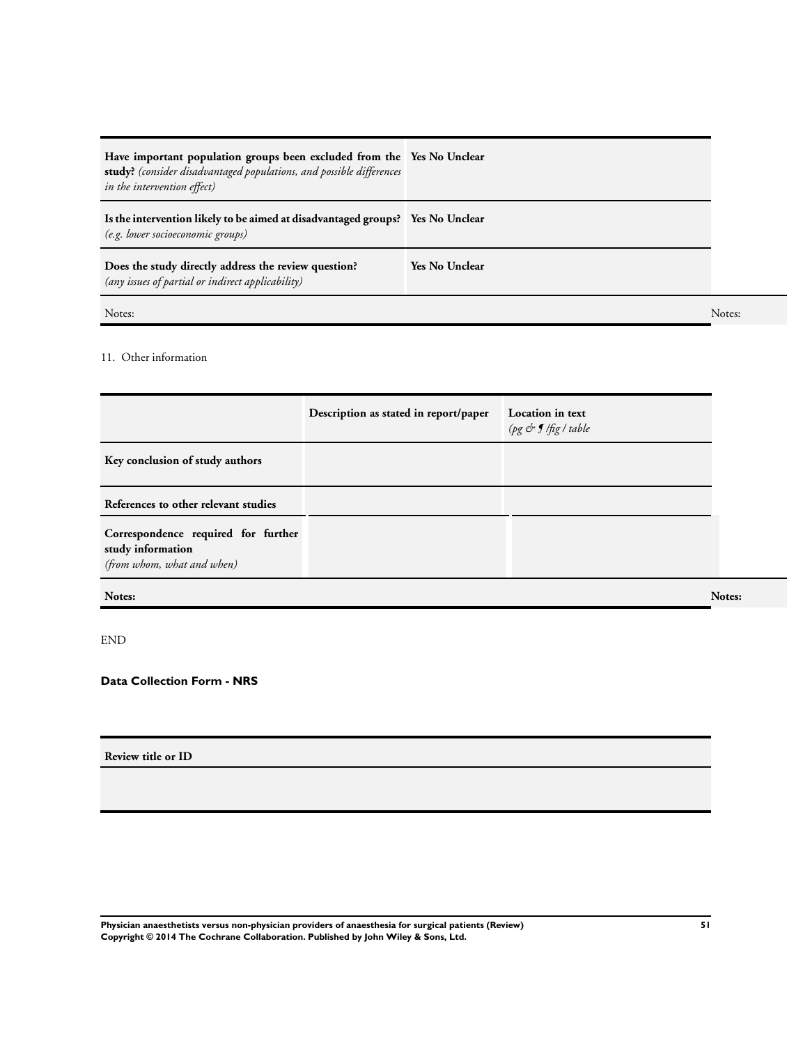| | |
|---|---|
| **Have important population groups been excluded from the study?** *(consider disadvantaged populations, and possible differences in the intervention effect)* | **Yes No Unclear** |
| **Is the intervention likely to be aimed at disadvantaged groups?** *(e.g. lower socioeconomic groups)* | **Yes No Unclear** |
| **Does the study directly address the review question?** *(any issues of partial or indirect applicability)* | **Yes No Unclear** |
| Notes: | |

11. Other information

| | **Description as stated in report/paper** | **Location in text** *(pg & ¶ /fig / table* |
|---|---|---|
| **Key conclusion of study authors** | | |
| **References to other relevant studies** | | |
| **Correspondence required for further study information** *(from whom, what and when)* | | |
| **Notes:** | | |

END

**Data Collection Form - NRS**

| **Review title or ID** |
|---|
| |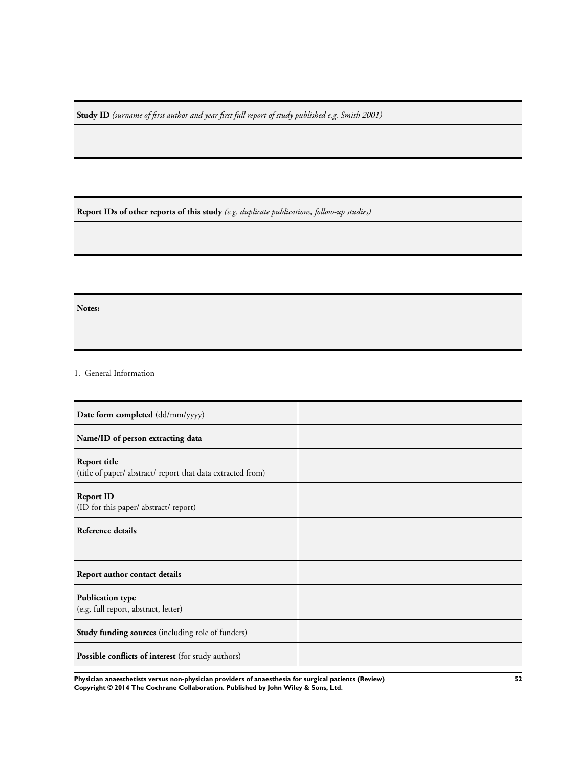| **Study ID** *(surname of first author and year first full report of study published e.g. Smith 2001)* |
| --- |
| |

| **Report IDs of other reports of this study** *(e.g. duplicate publications, follow-up studies)* |
| --- |
| |

| **Notes:** |
| --- |

1. General Information

| | |
| --- | --- |
| **Date form completed** (dd/mm/yyyy) | |
| **Name/ID of person extracting data** | |
| **Report title**<br>(title of paper/ abstract/ report that data extracted from) | |
| **Report ID**<br>(ID for this paper/ abstract/ report) | |
| **Reference details** | |
| **Report author contact details** | |
| **Publication type**<br>(e.g. full report, abstract, letter) | |
| **Study funding sources** (including role of funders) | |
| **Possible conflicts of interest** (for study authors) | |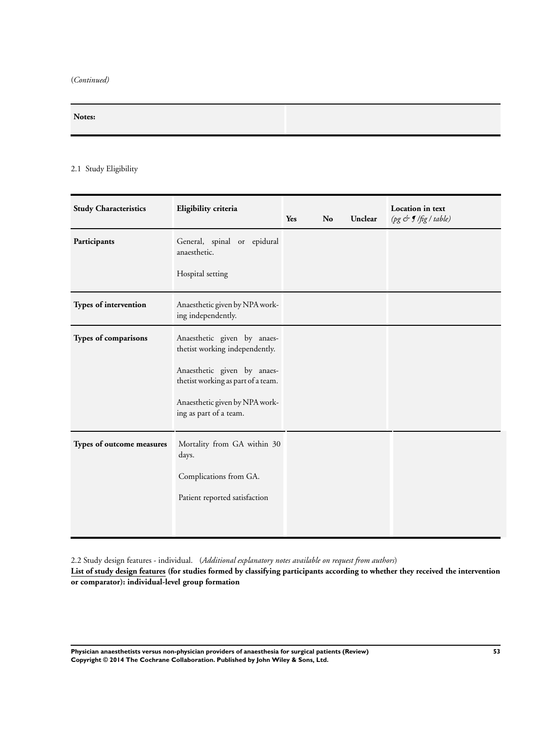(*Continued*)

| Notes: | |
|---|---|

2.1 Study Eligibility

| Study Characteristics | Eligibility criteria | Yes | No | Unclear | Location in text *(pg & ¶ /fig / table)* |
|---|---|---|---|---|---|
| **Participants** | General, spinal or epidural anaesthetic.<br><br>Hospital setting | | | | |
| **Types of intervention** | Anaesthetic given by NPA working independently. | | | | |
| **Types of comparisons** | Anaesthetic given by anaesthetist working independently.<br><br>Anaesthetic given by anaesthetist working as part of a team.<br><br>Anaesthetic given by NPA working as part of a team. | | | | |
| **Types of outcome measures** | Mortality from GA within 30 days.<br><br>Complications from GA.<br><br>Patient reported satisfaction | | | | |

2.2 Study design features - individual. (*Additional explanatory notes available on request from authors*)

**List of study design features (for studies formed by classifying participants according to whether they received the intervention or comparator): individual-level group formation**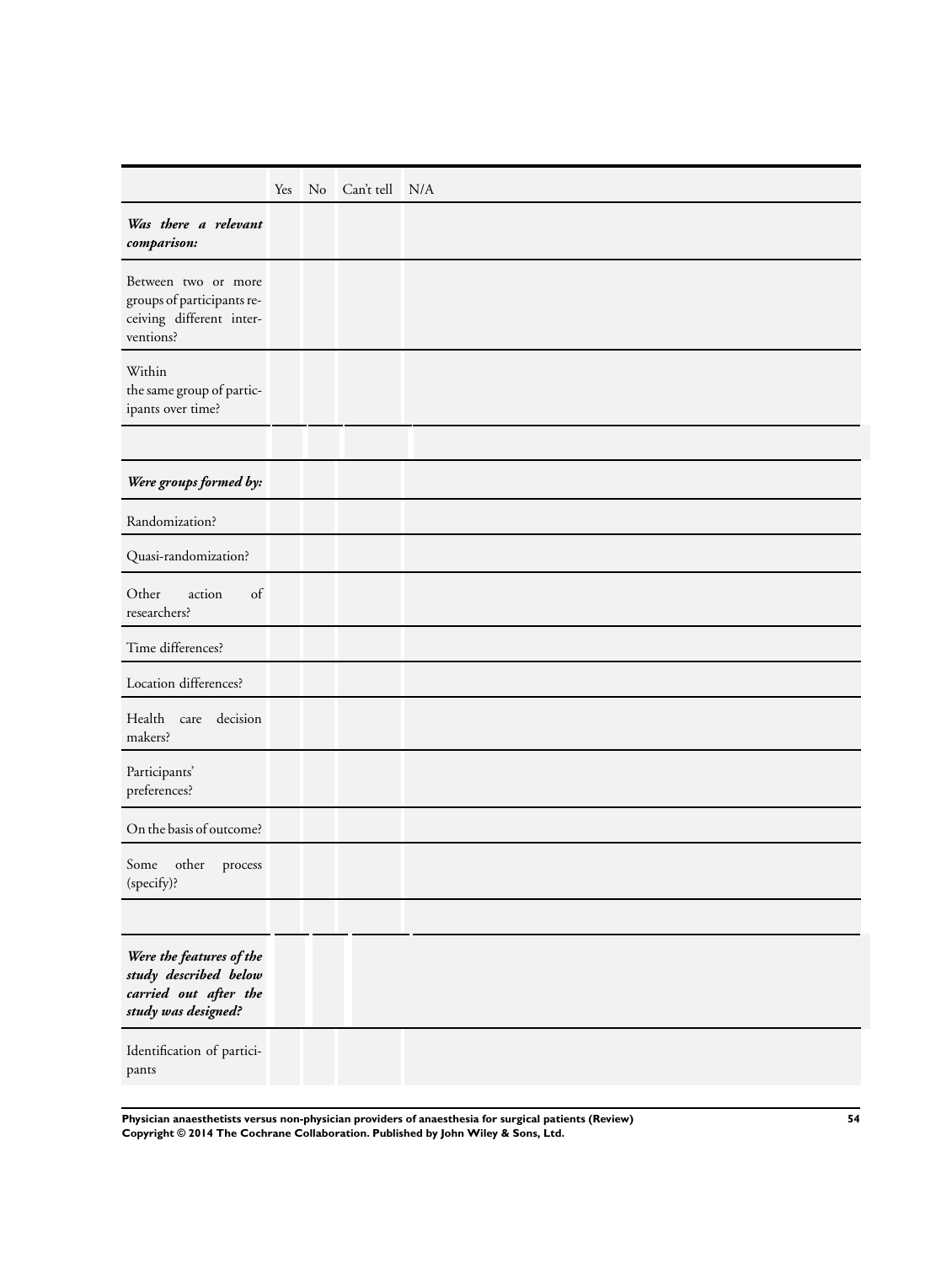| | Yes | No | Can't tell | N/A |
|---|---|---|---|---|
| ***Was there a relevant comparison:*** | | | | |
| Between two or more groups of participants receiving different interventions? | | | | |
| Within the same group of participants over time? | | | | |
| | | | | |
| ***Were groups formed by:*** | | | | |
| Randomization? | | | | |
| Quasi-randomization? | | | | |
| Other action of researchers? | | | | |
| Time differences? | | | | |
| Location differences? | | | | |
| Health care decision makers? | | | | |
| Participants' preferences? | | | | |
| On the basis of outcome? | | | | |
| Some other process (specify)? | | | | |
| | | | | |
| ***Were the features of the study described below carried out after the study was designed?*** | | | | |
| Identification of participants | | | | |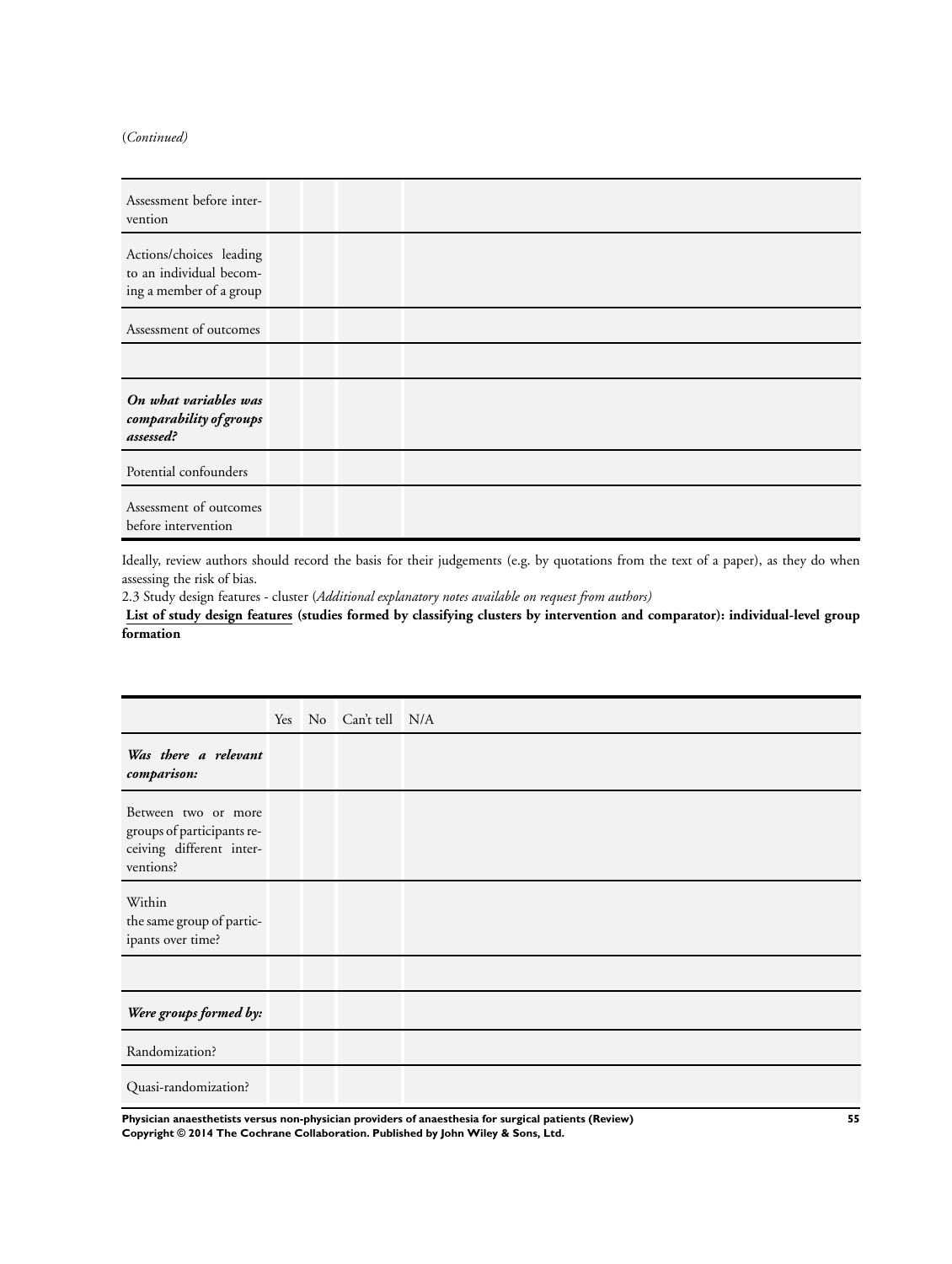(*Continued*)

| | | | | |
|---|---|---|---|---|
| Assessment before intervention | | | | |
| Actions/choices leading to an individual becoming a member of a group | | | | |
| Assessment of outcomes | | | | |
| | | | | |
| ***On what variables was comparability of groups assessed?*** | | | | |
| Potential confounders | | | | |
| Assessment of outcomes before intervention | | | | |

Ideally, review authors should record the basis for their judgements (e.g. by quotations from the text of a paper), as they do when assessing the risk of bias.

2.3 Study design features - cluster (*Additional explanatory notes available on request from authors*)

**List of study design features (studies formed by classifying clusters by intervention and comparator): individual-level group formation**

| | Yes | No | Can't tell | N/A |
|---|---|---|---|---|
| ***Was there a relevant comparison:*** | | | | |
| Between two or more groups of participants receiving different interventions? | | | | |
| Within the same group of participants over time? | | | | |
| | | | | |
| ***Were groups formed by:*** | | | | |
| Randomization? | | | | |
| Quasi-randomization? | | | | |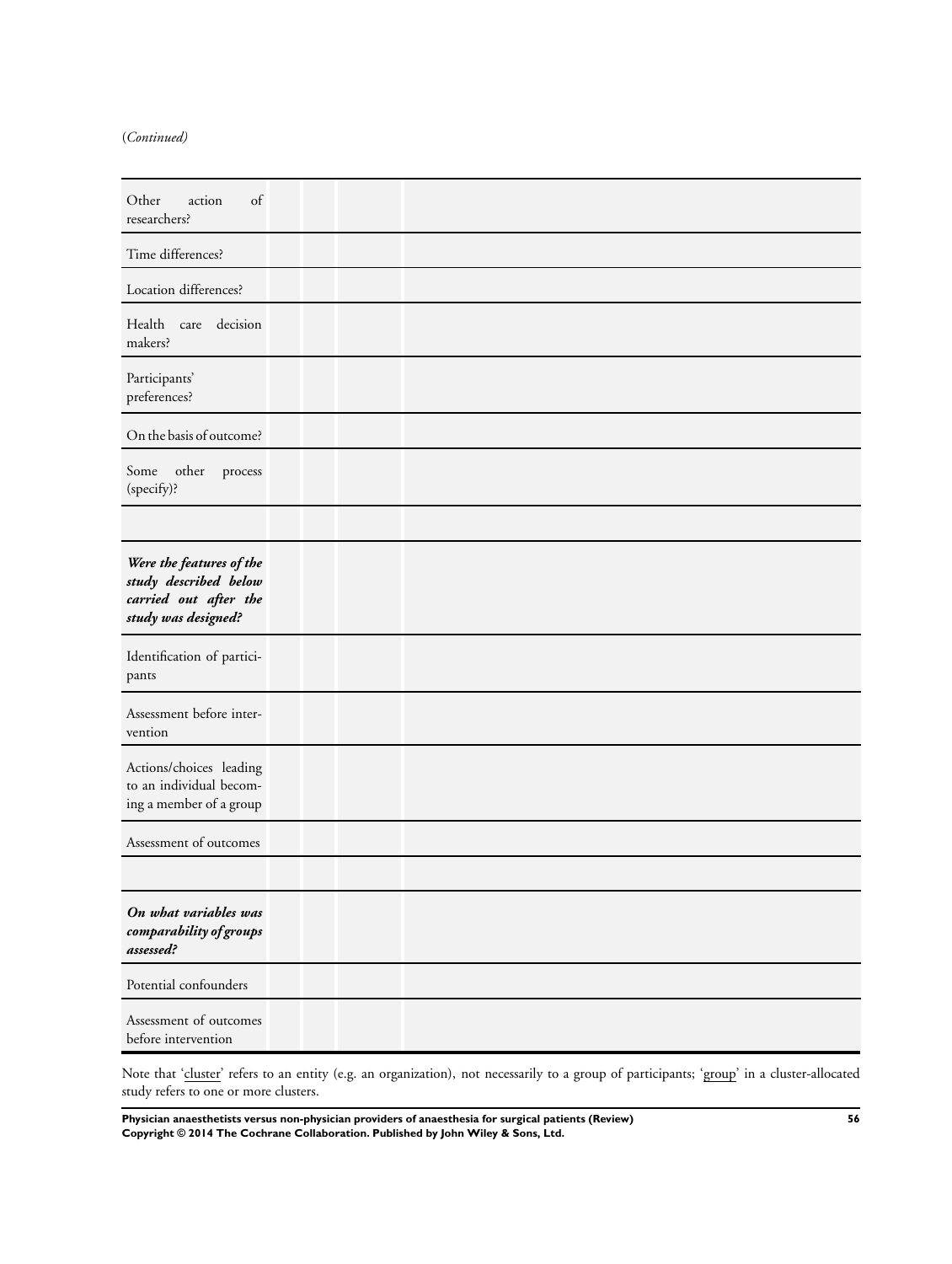(*Continued*)

| | | | |
|---|---|---|---|
| Other action of researchers? | | | |
| Time differences? | | | |
| Location differences? | | | |
| Health care decision makers? | | | |
| Participants' preferences? | | | |
| On the basis of outcome? | | | |
| Some other process (specify)? | | | |
| | | | |
| ***Were the features of the study described below carried out after the study was designed?*** | | | |
| Identification of participants | | | |
| Assessment before intervention | | | |
| Actions/choices leading to an individual becoming a member of a group | | | |
| Assessment of outcomes | | | |
| | | | |
| ***On what variables was comparability of groups assessed?*** | | | |
| Potential confounders | | | |
| Assessment of outcomes before intervention | | | |

Note that 'cluster' refers to an entity (e.g. an organization), not necessarily to a group of participants; 'group' in a cluster-allocated study refers to one or more clusters.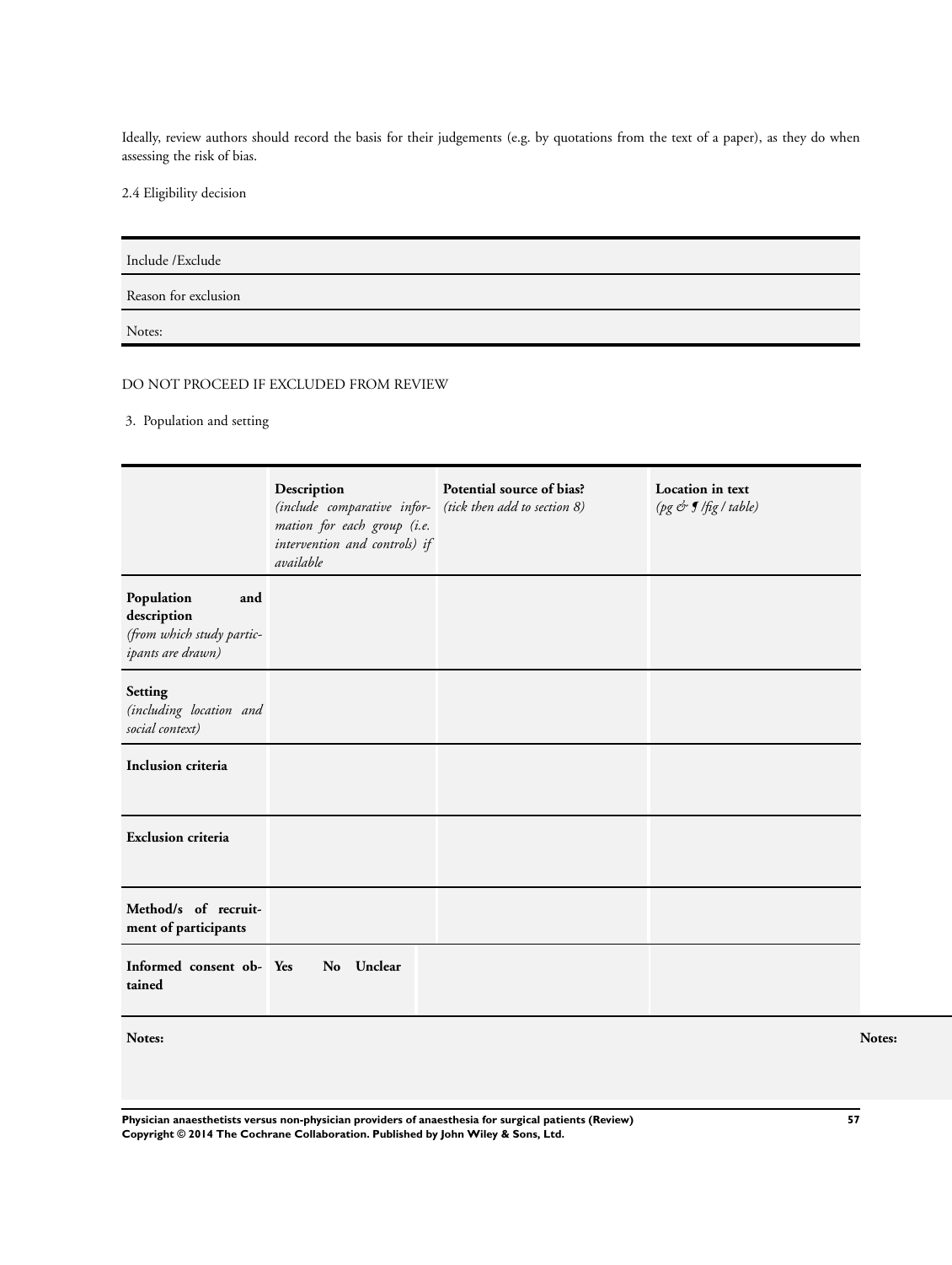Ideally, review authors should record the basis for their judgements (e.g. by quotations from the text of a paper), as they do when assessing the risk of bias.

2.4 Eligibility decision

| Include /Exclude |
|---|
| Reason for exclusion |
| Notes: |

DO NOT PROCEED IF EXCLUDED FROM REVIEW

3. Population and setting

| | **Description** *(include comparative information for each group (i.e. intervention and controls) if available* | **Potential source of bias?** *(tick then add to section 8)* | **Location in text** *(pg & ¶ /fig / table)* |
|---|---|---|---|
| **Population and description** *(from which study participants are drawn)* | | | |
| **Setting** *(including location and social context)* | | | |
| **Inclusion criteria** | | | |
| **Exclusion criteria** | | | |
| **Method/s of recruitment of participants** | | | |
| **Informed consent obtained** | **Yes** **No** **Unclear** | | |
| **Notes:** | | | **Notes:** |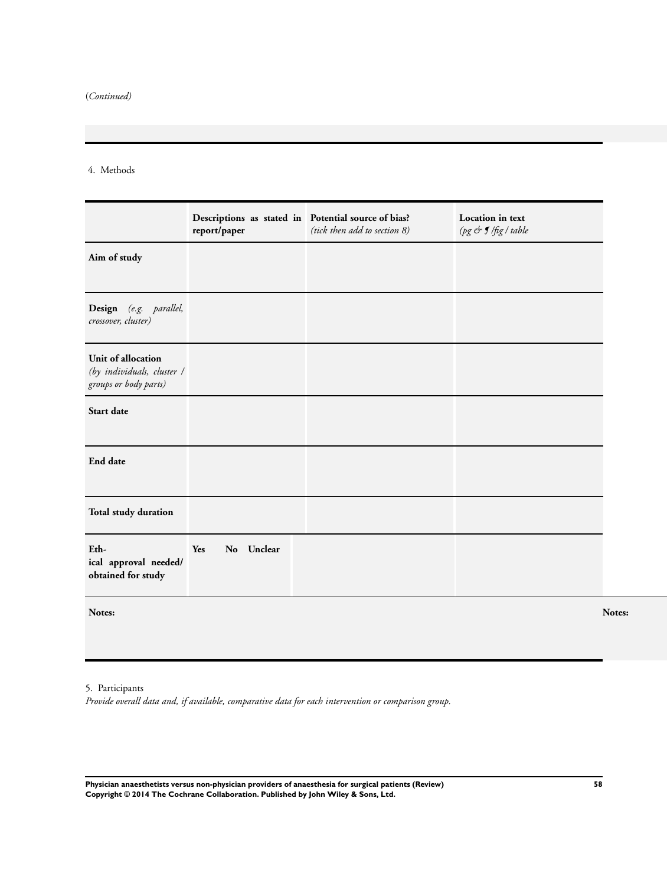(*Continued*)

4. Methods

| | Descriptions as stated in report/paper | Potential source of bias? *(tick then add to section 8)* | Location in text *(pg & ¶ /fig / table* |
|---|---|---|---|
| **Aim of study** | | | |
| **Design** *(e.g. parallel, crossover, cluster)* | | | |
| **Unit of allocation** *(by individuals, cluster / groups or body parts)* | | | |
| **Start date** | | | |
| **End date** | | | |
| **Total study duration** | | | |
| **Ethical approval needed/ obtained for study** | **Yes** **No** **Unclear** | | |
| **Notes:** | | | |

5. Participants

*Provide overall data and, if available, comparative data for each intervention or comparison group.*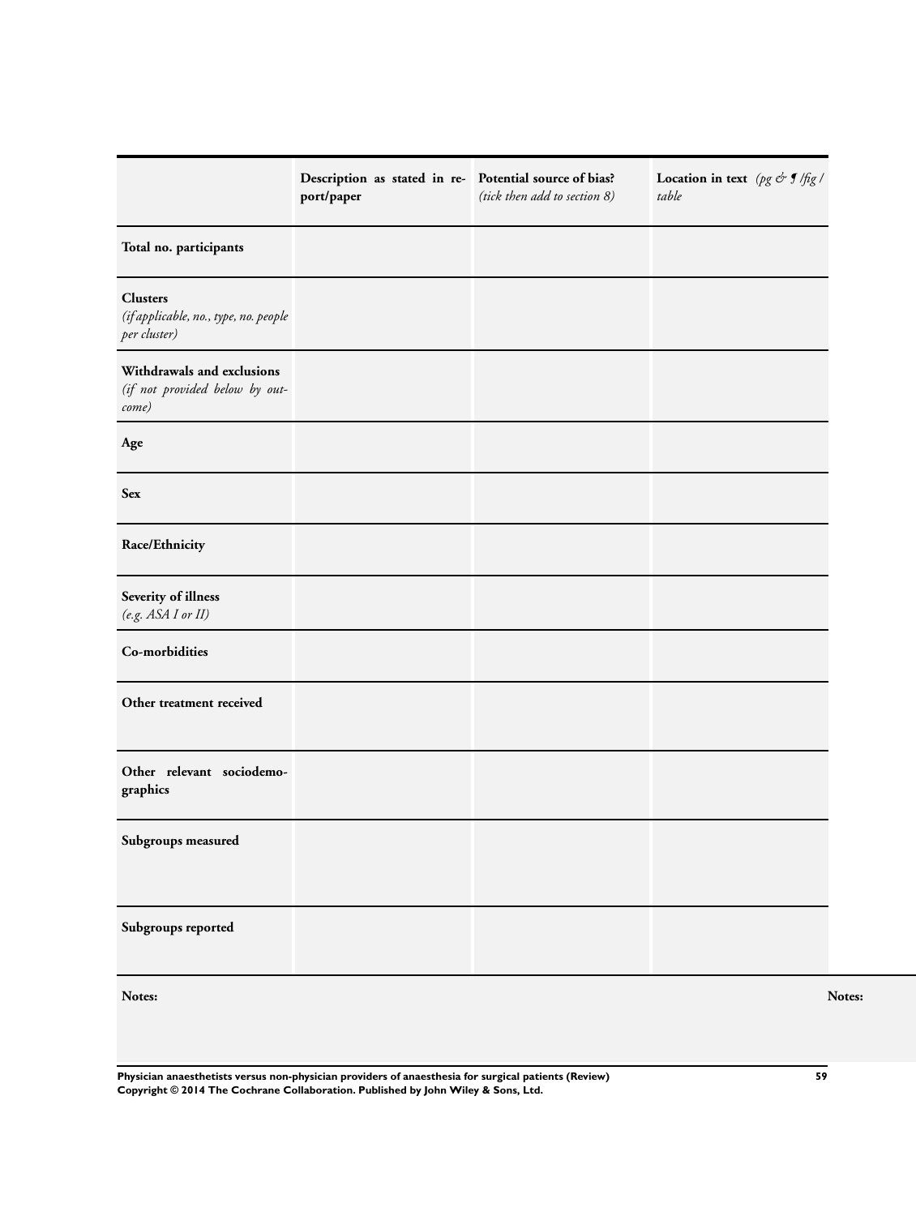| | Description as stated in report/paper | Potential source of bias? *(tick then add to section 8)* | Location in text *(pg & ¶ /fig / table* |
|---|---|---|---|
| **Total no. participants** | | | |
| **Clusters** *(if applicable, no., type, no. people per cluster)* | | | |
| **Withdrawals and exclusions** *(if not provided below by outcome)* | | | |
| **Age** | | | |
| **Sex** | | | |
| **Race/Ethnicity** | | | |
| **Severity of illness** *(e.g. ASA I or II)* | | | |
| **Co-morbidities** | | | |
| **Other treatment received** | | | |
| **Other relevant sociodemographics** | | | |
| **Subgroups measured** | | | |
| **Subgroups reported** | | | |

**Notes:**

**Notes:**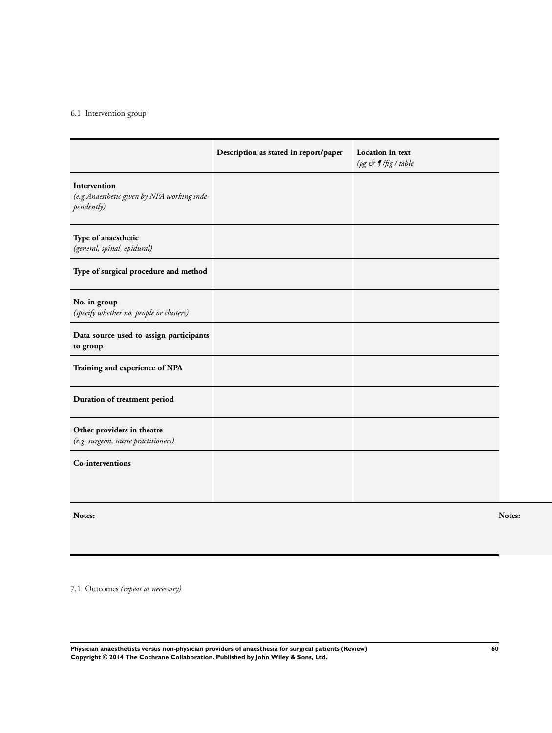6.1 Intervention group

| | Description as stated in report/paper | Location in text *(pg & ¶ /fig / table* |
|---|---|---|
| **Intervention** *(e.g.Anaesthetic given by NPA working independently)* | | |
| **Type of anaesthetic** *(general, spinal, epidural)* | | |
| **Type of surgical procedure and method** | | |
| **No. in group** *(specify whether no. people or clusters)* | | |
| **Data source used to assign participants to group** | | |
| **Training and experience of NPA** | | |
| **Duration of treatment period** | | |
| **Other providers in theatre** *(e.g. surgeon, nurse practitioners)* | | |
| **Co-interventions** | | |
| **Notes:** | | **Notes:** |

7.1 Outcomes *(repeat as necessary)*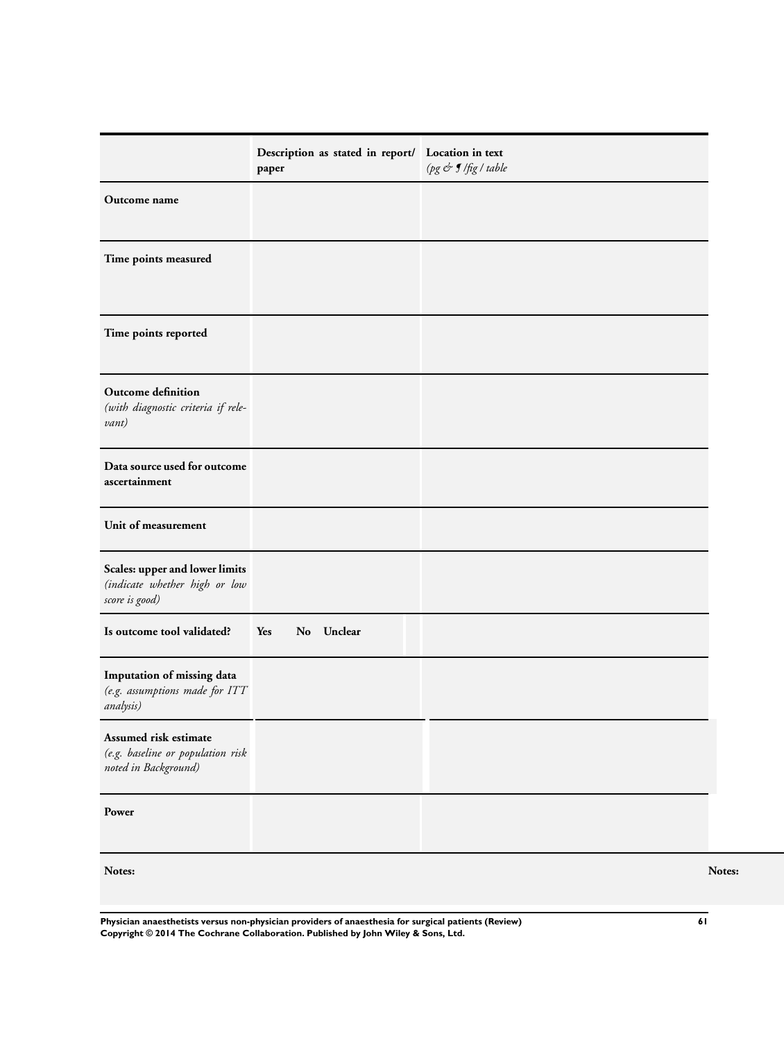| | Description as stated in report/ paper | Location in text *(pg & ¶ /fig / table* |
|---|---|---|
| **Outcome name** | | |
| **Time points measured** | | |
| **Time points reported** | | |
| **Outcome definition** *(with diagnostic criteria if relevant)* | | |
| **Data source used for outcome ascertainment** | | |
| **Unit of measurement** | | |
| **Scales: upper and lower limits** *(indicate whether high or low score is good)* | | |
| **Is outcome tool validated?** | **Yes No Unclear** | |
| **Imputation of missing data** *(e.g. assumptions made for ITT analysis)* | | |
| **Assumed risk estimate** *(e.g. baseline or population risk noted in Background)* | | |
| **Power** | | |

**Notes:**

**Notes:**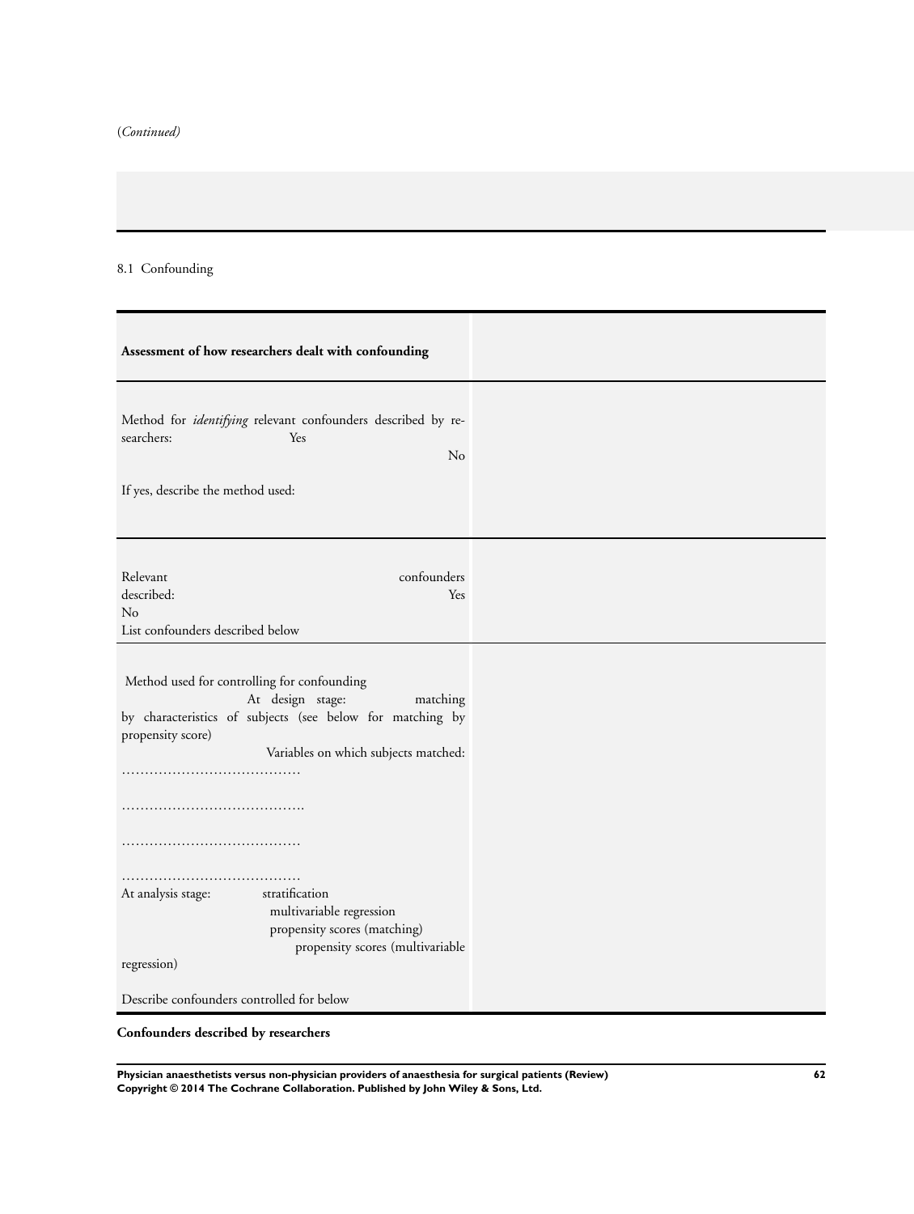(*Continued*)

| | |
|---|---|
| | |

8.1 Confounding

| **Assessment of how researchers dealt with confounding** | |
|---|---|
| Method for *identifying* relevant confounders described by researchers: Yes No<br><br>If yes, describe the method used: | |
| Relevant confounders described: Yes No<br>List confounders described below | |
| Method used for controlling for confounding<br>At design stage: matching by characteristics of subjects (see below for matching by propensity score)<br>Variables on which subjects matched:<br>…………………………………<br><br>………………………………….<br><br>…………………………………<br><br>…………………………………<br>At analysis stage: stratification<br>multivariable regression<br>propensity scores (matching)<br>propensity scores (multivariable regression)<br><br>Describe confounders controlled for below | |

**Confounders described by researchers**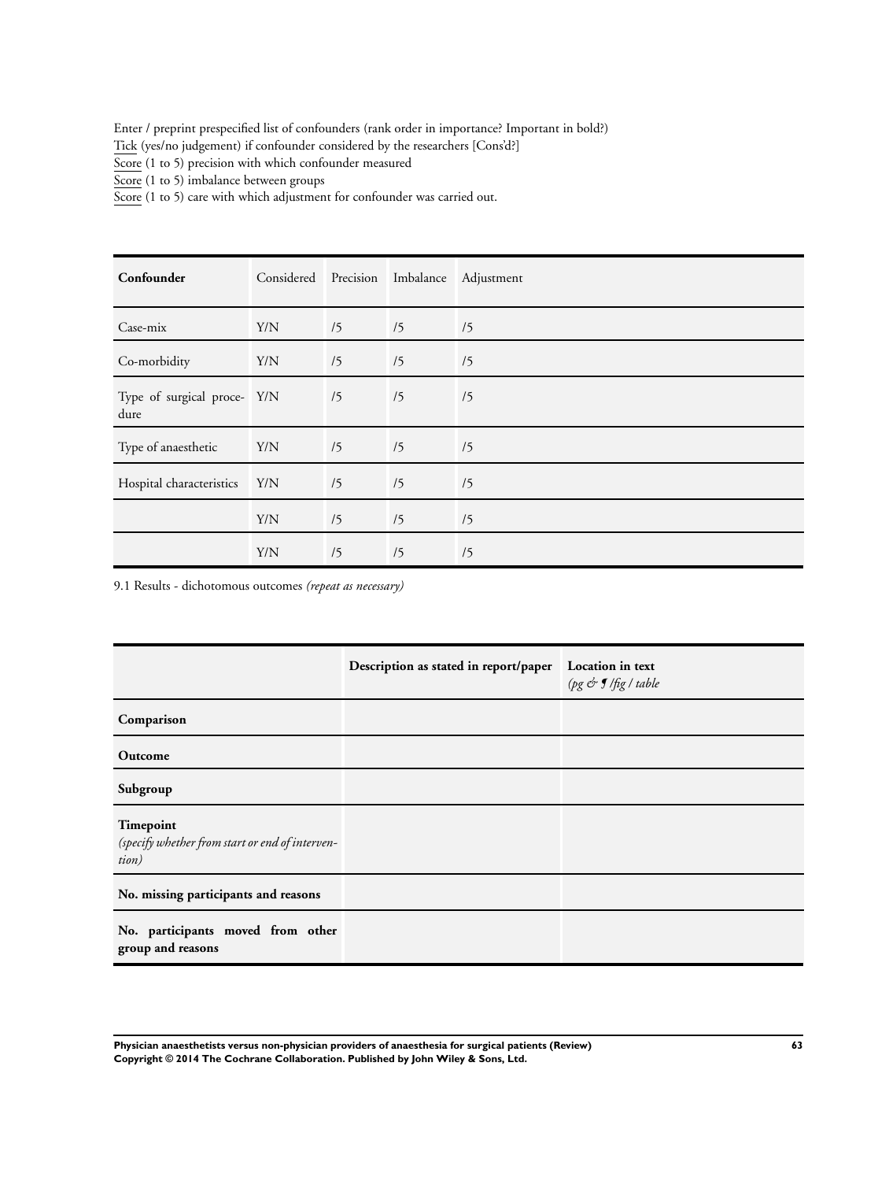Enter / preprint prespecified list of confounders (rank order in importance? Important in bold?)

Tick (yes/no judgement) if confounder considered by the researchers [Cons'd?]

Score (1 to 5) precision with which confounder measured

Score (1 to 5) imbalance between groups

Score (1 to 5) care with which adjustment for confounder was carried out.

| Confounder | Considered | Precision | Imbalance | Adjustment |
|---|---|---|---|---|
| Case-mix | Y/N | /5 | /5 | /5 |
| Co-morbidity | Y/N | /5 | /5 | /5 |
| Type of surgical procedure | Y/N | /5 | /5 | /5 |
| Type of anaesthetic | Y/N | /5 | /5 | /5 |
| Hospital characteristics | Y/N | /5 | /5 | /5 |
| | Y/N | /5 | /5 | /5 |
| | Y/N | /5 | /5 | /5 |

9.1 Results - dichotomous outcomes *(repeat as necessary)*

| | **Description as stated in report/paper** | **Location in text** *(pg & ¶ /fig / table* |
|---|---|---|
| **Comparison** | | |
| **Outcome** | | |
| **Subgroup** | | |
| **Timepoint** *(specify whether from start or end of intervention)* | | |
| **No. missing participants and reasons** | | |
| **No. participants moved from other group and reasons** | | |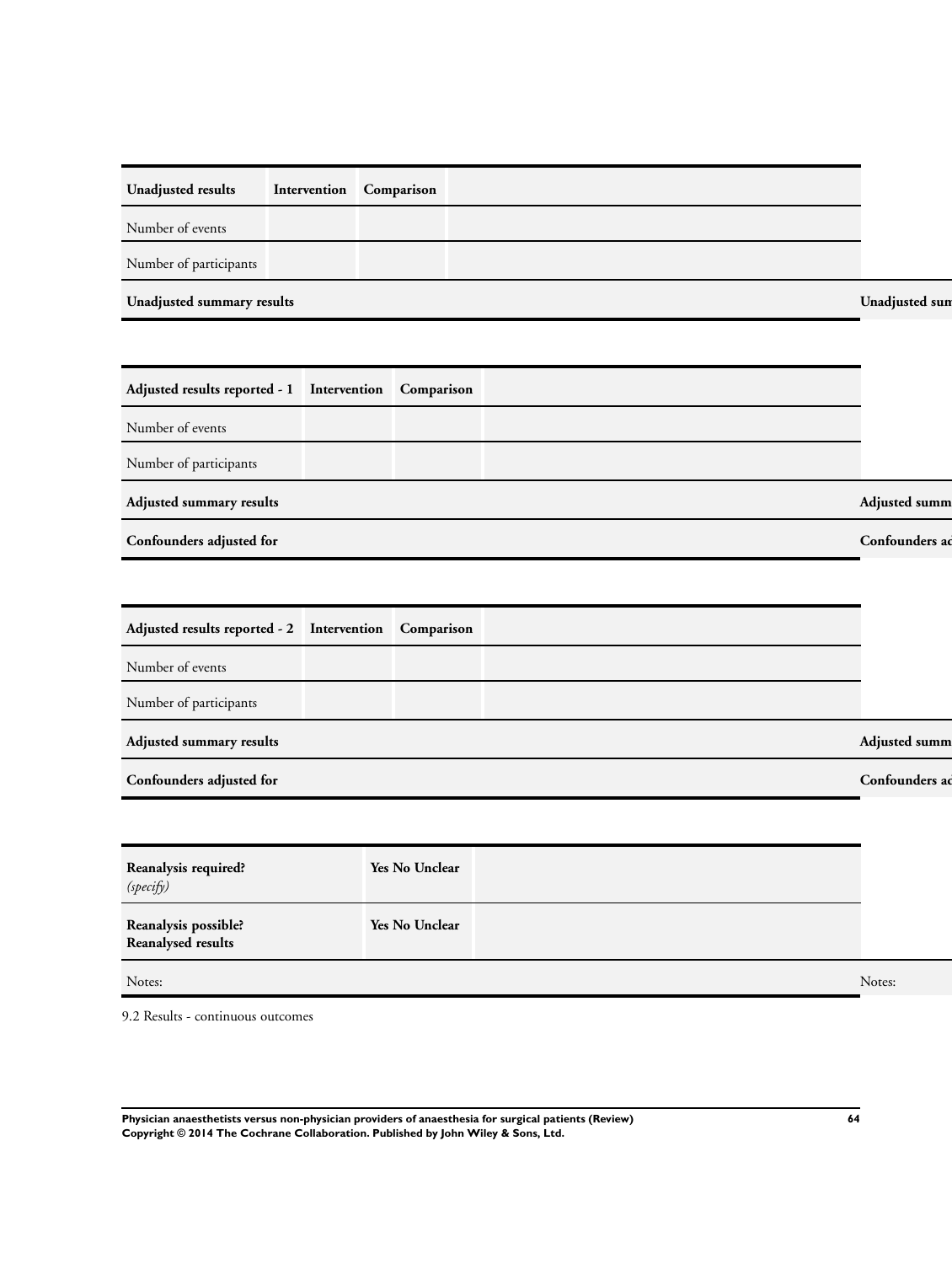| Unadjusted results | Intervention | Comparison | |
|---|---|---|---|
| Number of events | | | |
| Number of participants | | | |
| **Unadjusted summary results** | | | |

| Adjusted results reported - 1 | Intervention | Comparison | |
|---|---|---|---|
| Number of events | | | |
| Number of participants | | | |
| **Adjusted summary results** | | | |
| **Confounders adjusted for** | | | |

| Adjusted results reported - 2 | Intervention | Comparison | |
|---|---|---|---|
| Number of events | | | |
| Number of participants | | | |
| **Adjusted summary results** | | | |
| **Confounders adjusted for** | | | |

| | | |
|---|---|---|
| **Reanalysis required?** *(specify)* | **Yes No Unclear** | |
| **Reanalysis possible? Reanalysed results** | **Yes No Unclear** | |
| Notes: | | |

9.2 Results - continuous outcomes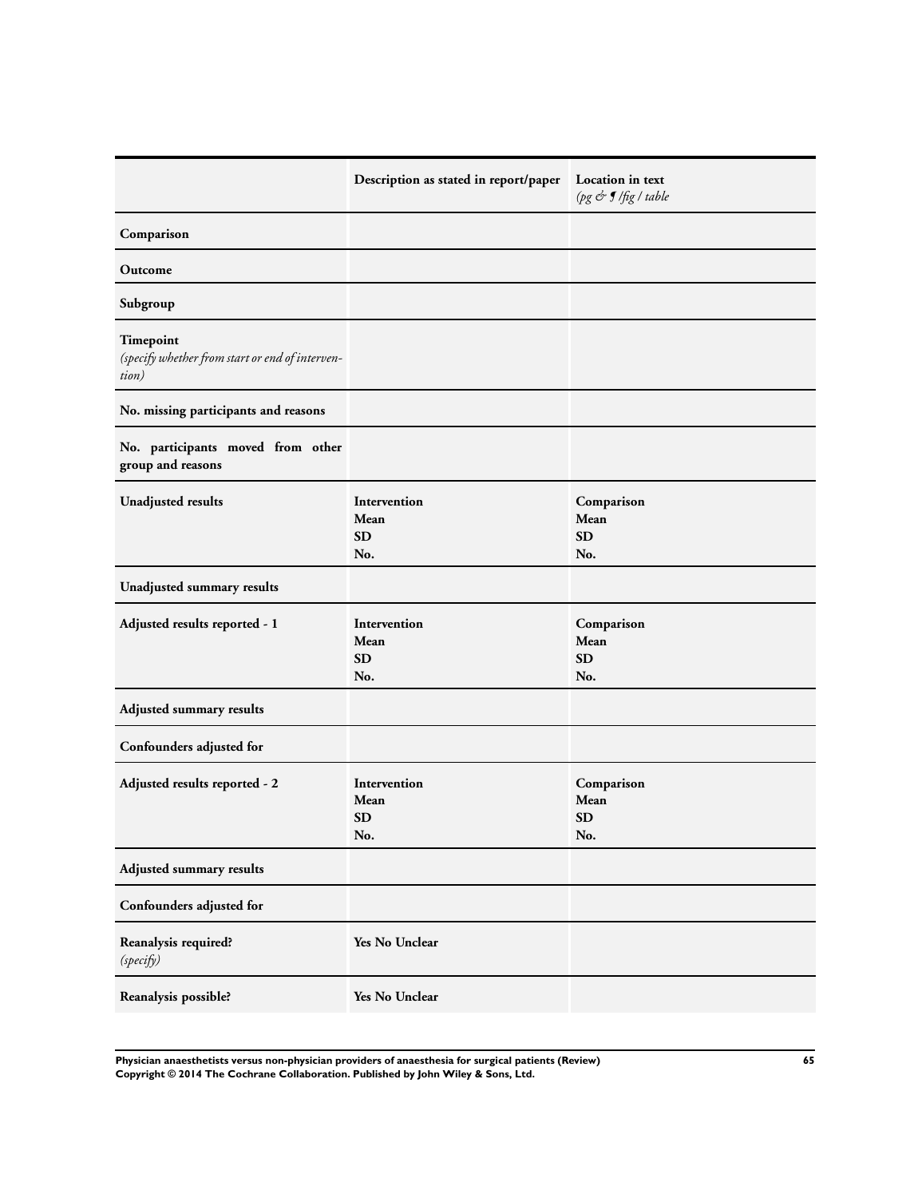| | Description as stated in report/paper | Location in text *(pg & ¶ /fig / table* |
|---|---|---|
| **Comparison** | | |
| **Outcome** | | |
| **Subgroup** | | |
| **Timepoint** *(specify whether from start or end of intervention)* | | |
| **No. missing participants and reasons** | | |
| **No. participants moved from other group and reasons** | | |
| **Unadjusted results** | **Intervention** **Mean** **SD** **No.** | **Comparison** **Mean** **SD** **No.** |
| **Unadjusted summary results** | | |
| **Adjusted results reported - 1** | **Intervention** **Mean** **SD** **No.** | **Comparison** **Mean** **SD** **No.** |
| **Adjusted summary results** | | |
| **Confounders adjusted for** | | |
| **Adjusted results reported - 2** | **Intervention** **Mean** **SD** **No.** | **Comparison** **Mean** **SD** **No.** |
| **Adjusted summary results** | | |
| **Confounders adjusted for** | | |
| **Reanalysis required?** *(specify)* | **Yes No Unclear** | |
| **Reanalysis possible?** | **Yes No Unclear** | |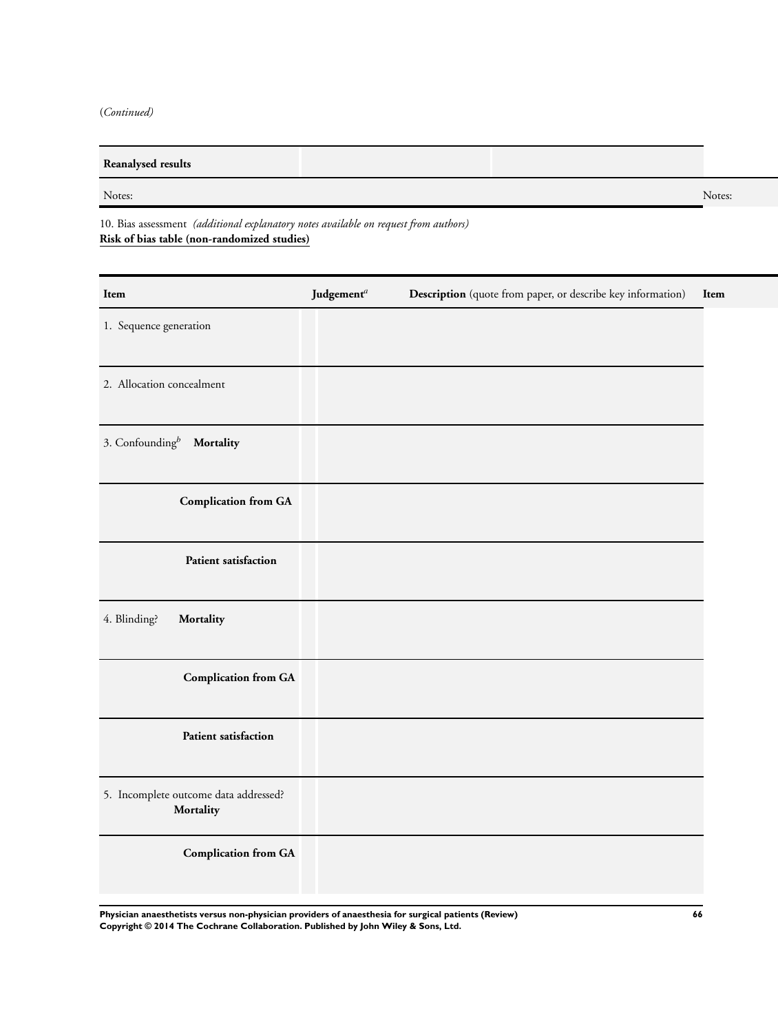(*Continued*)

| **Reanalysed results** | | |
|---|---|---|
| Notes: | | |

10. Bias assessment *(additional explanatory notes available on request from authors)*
**Risk of bias table (non-randomized studies)**

| **Item** | **Judgement**[a] | **Description** (quote from paper, or describe key information) |
|---|---|---|
| 1. Sequence generation | | |
| 2. Allocation concealment | | |
| 3. Confounding[b] **Mortality** | | |
| **Complication from GA** | | |
| **Patient satisfaction** | | |
| 4. Blinding? **Mortality** | | |
| **Complication from GA** | | |
| **Patient satisfaction** | | |
| 5. Incomplete outcome data addressed? **Mortality** | | |
| **Complication from GA** | | |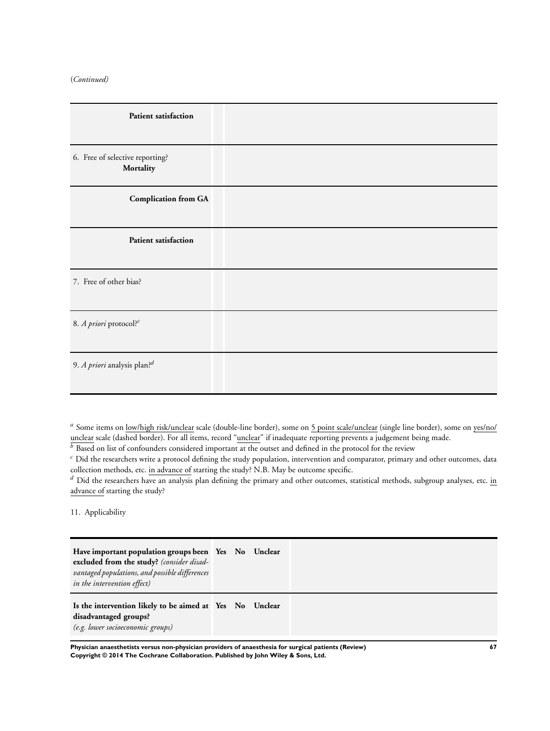(*Continued*)

| | | |
|---|---|---|
| **Patient satisfaction** | | |
| 6. Free of selective reporting? **Mortality** | | |
| **Complication from GA** | | |
| **Patient satisfaction** | | |
| 7. Free of other bias? | | |
| 8. *A priori* protocol?[c] | | |
| 9. *A priori* analysis plan?[d] | | |

[a] Some items on low/high risk/unclear scale (double-line border), some on 5 point scale/unclear (single line border), some on yes/no/unclear scale (dashed border). For all items, record "unclear" if inadequate reporting prevents a judgement being made.

[b] Based on list of confounders considered important at the outset and defined in the protocol for the review

[c] Did the researchers write a protocol defining the study population, intervention and comparator, primary and other outcomes, data collection methods, etc. in advance of starting the study? N.B. May be outcome specific.

[d] Did the researchers have an analysis plan defining the primary and other outcomes, statistical methods, subgroup analyses, etc. in advance of starting the study?

11. Applicability

| | | |
|---|---|---|
| **Have important population groups been excluded from the study?** *(consider disadvantaged populations, and possible differences in the intervention effect)* | Yes No Unclear | |
| **Is the intervention likely to be aimed at disadvantaged groups?** *(e.g. lower socioeconomic groups)* | Yes No Unclear | |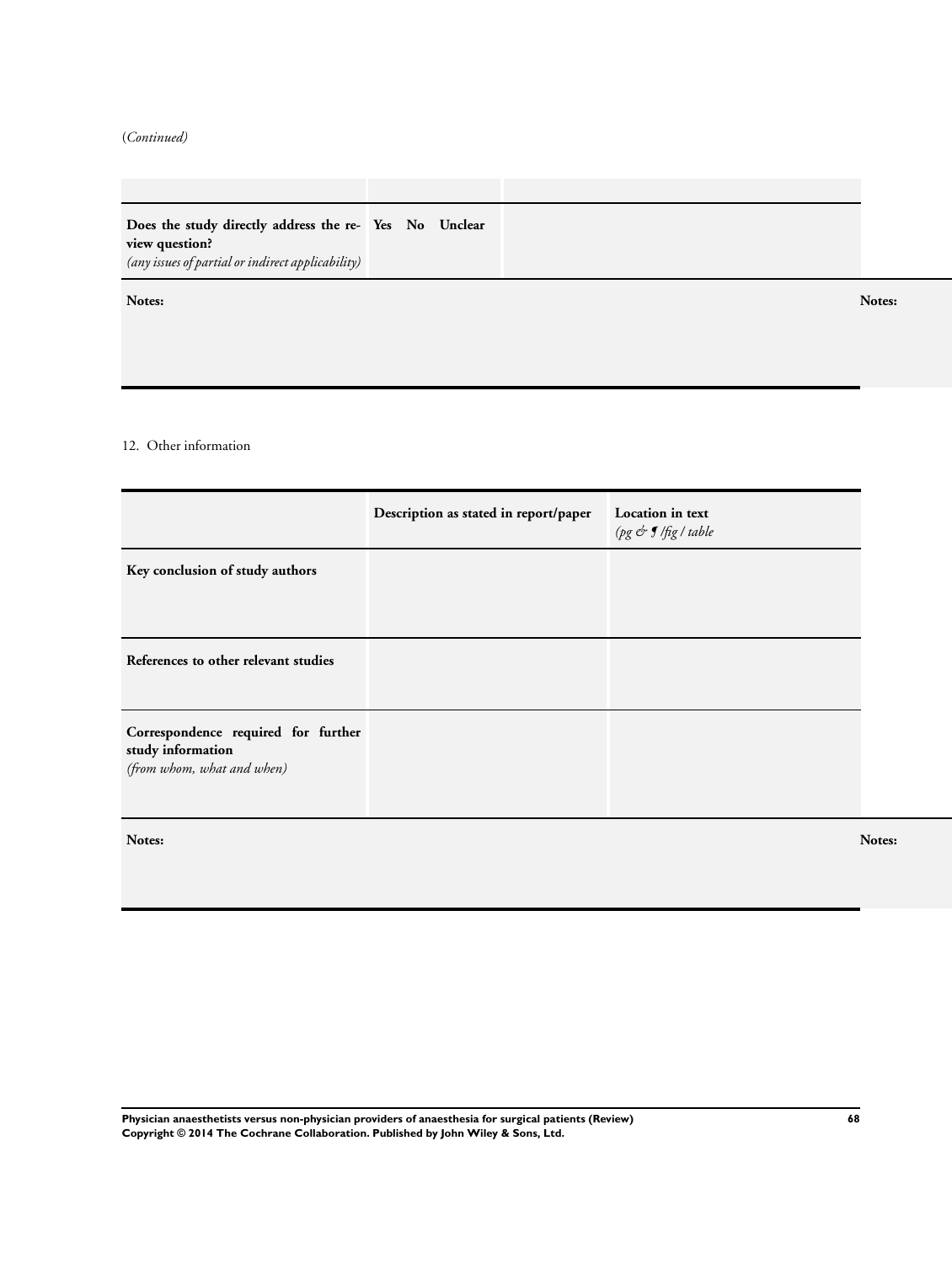(*Continued*)

| | | |
|---|---|---|
| **Does the study directly address the review question?** *(any issues of partial or indirect applicability)* | **Yes No Unclear** | |

**Notes:**

12. Other information

| | **Description as stated in report/paper** | **Location in text** *(pg & ¶ /fig / table* |
|---|---|---|
| **Key conclusion of study authors** | | |
| **References to other relevant studies** | | |
| **Correspondence required for further study information** *(from whom, what and when)* | | |

**Notes:**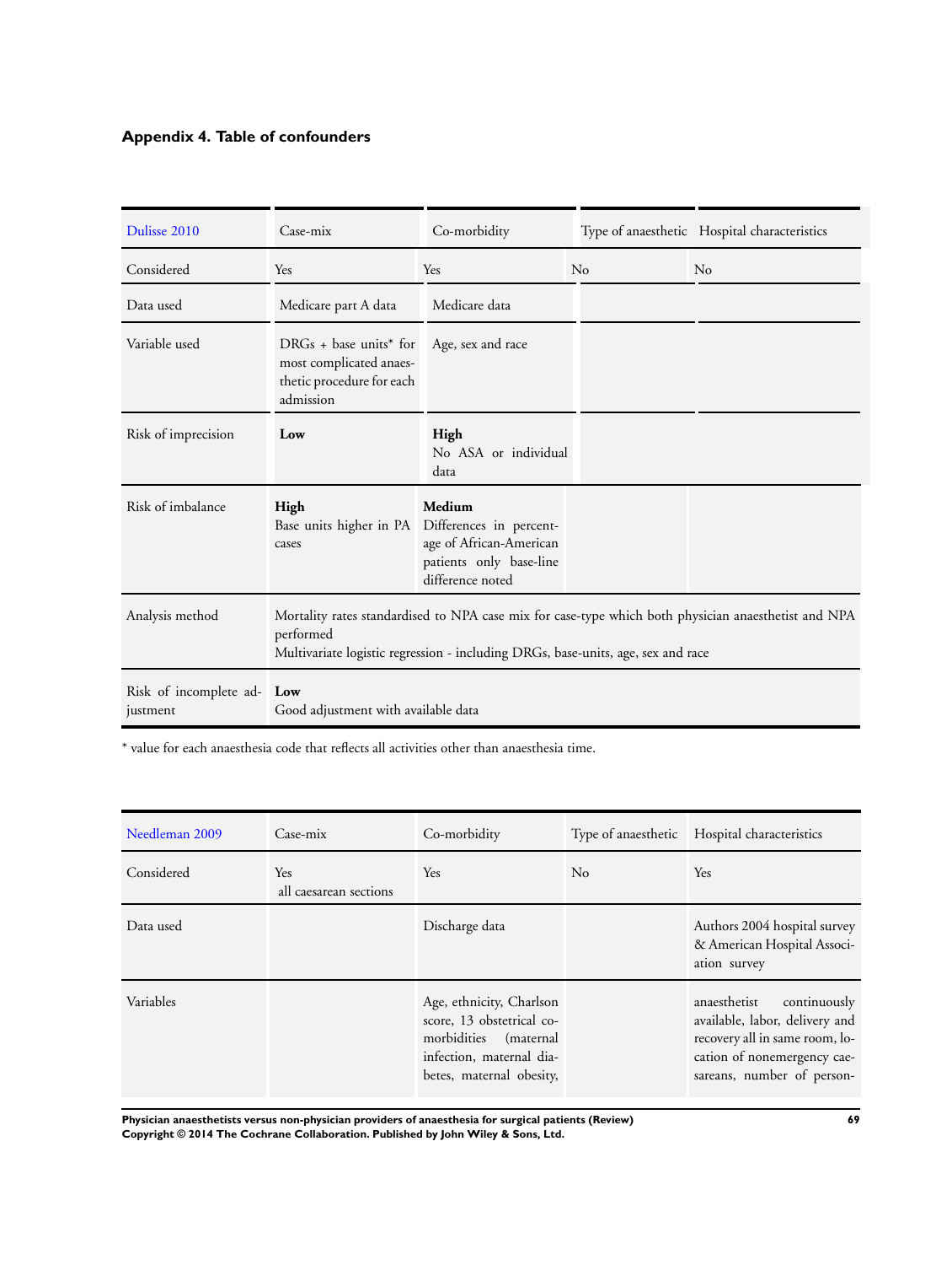## Appendix 4. Table of confounders

| Dulisse 2010 | Case-mix | Co-morbidity | Type of anaesthetic | Hospital characteristics |
|---|---|---|---|---|
| Considered | Yes | Yes | No | No |
| Data used | Medicare part A data | Medicare data | | |
| Variable used | DRGs + base units* for most complicated anaesthetic procedure for each admission | Age, sex and race | | |
| Risk of imprecision | **Low** | **High** No ASA or individual data | | |
| Risk of imbalance | **High** Base units higher in PA cases | **Medium** Differences in percentage of African-American patients only base-line difference noted | | |
| Analysis method | Mortality rates standardised to NPA case mix for case-type which both physician anaesthetist and NPA performed<br>Multivariate logistic regression - including DRGs, base-units, age, sex and race | | | |
| Risk of incomplete adjustment | **Low** Good adjustment with available data | | | |

* value for each anaesthesia code that reflects all activities other than anaesthesia time.

| Needleman 2009 | Case-mix | Co-morbidity | Type of anaesthetic | Hospital characteristics |
|---|---|---|---|---|
| Considered | Yes all caesarean sections | Yes | No | Yes |
| Data used | | Discharge data | | Authors 2004 hospital survey & American Hospital Association survey |
| Variables | | Age, ethnicity, Charlson score, 13 obstetrical co-morbidities (maternal infection, maternal diabetes, maternal obesity, | | anaesthetist continuously available, labor, delivery and recovery all in same room, location of nonemergency caesareans, number of person- |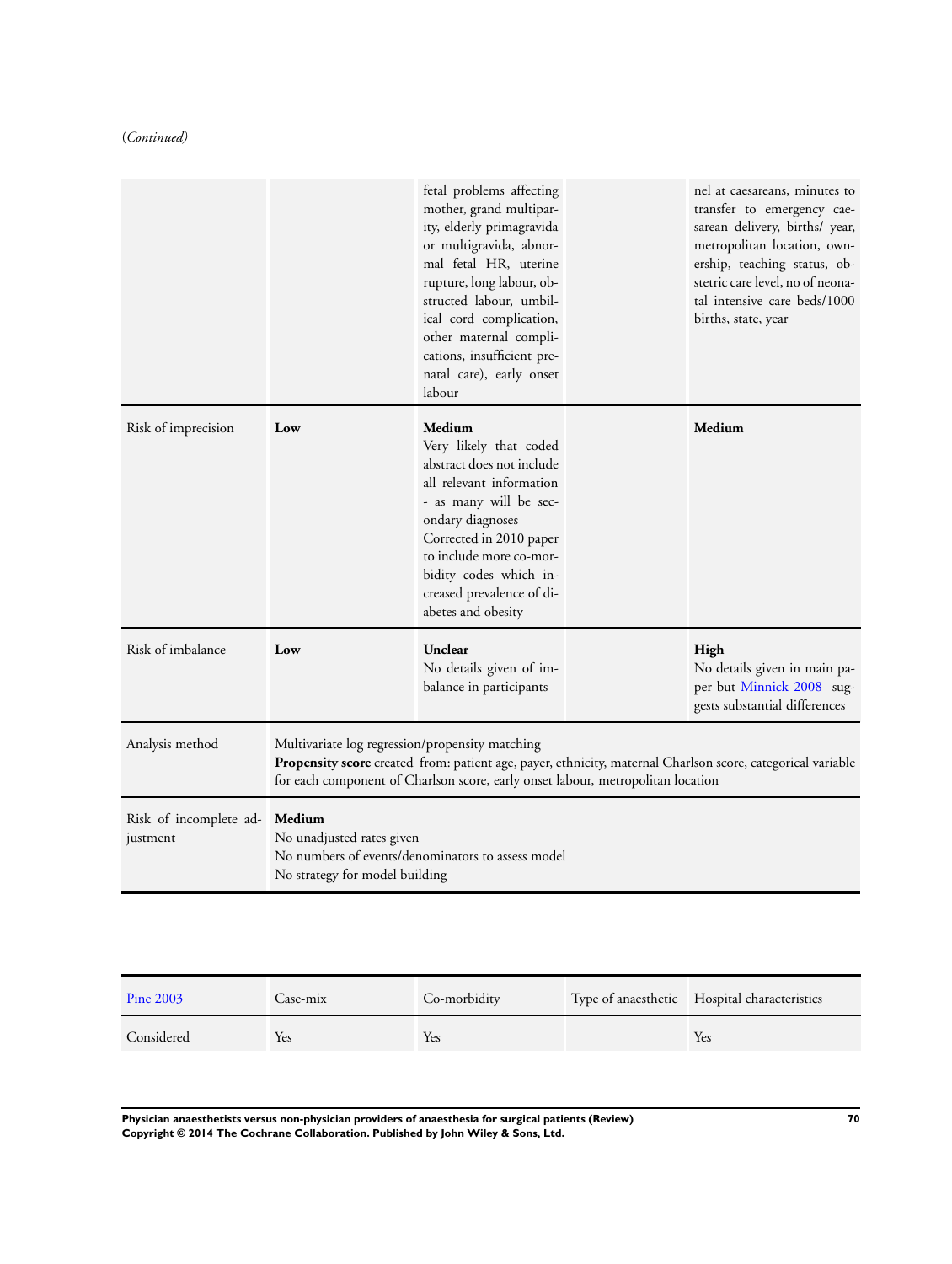(*Continued*)

| | | | | |
|---|---|---|---|---|
| | | fetal problems affecting mother, grand multiparity, elderly primagravida or multigravida, abnormal fetal HR, uterine rupture, long labour, obstructed labour, umbilical cord complication, other maternal complications, insufficient prenatal care), early onset labour | | nel at caesareans, minutes to transfer to emergency caesarean delivery, births/ year, metropolitan location, ownership, teaching status, obstetric care level, no of neonatal intensive care beds/1000 births, state, year |
| Risk of imprecision | **Low** | **Medium**<br>Very likely that coded abstract does not include all relevant information - as many will be secondary diagnoses<br>Corrected in 2010 paper to include more co-morbidity codes which increased prevalence of diabetes and obesity | | **Medium** |
| Risk of imbalance | **Low** | **Unclear**<br>No details given of imbalance in participants | | **High**<br>No details given in main paper but Minnick 2008 suggests substantial differences |
| Analysis method | Multivariate log regression/propensity matching<br>**Propensity score** created from: patient age, payer, ethnicity, maternal Charlson score, categorical variable for each component of Charlson score, early onset labour, metropolitan location | | | |
| Risk of incomplete adjustment | **Medium**<br>No unadjusted rates given<br>No numbers of events/denominators to assess model<br>No strategy for model building | | | |

| Pine 2003 | Case-mix | Co-morbidity | Type of anaesthetic | Hospital characteristics |
|---|---|---|---|---|
| Considered | Yes | Yes | | Yes |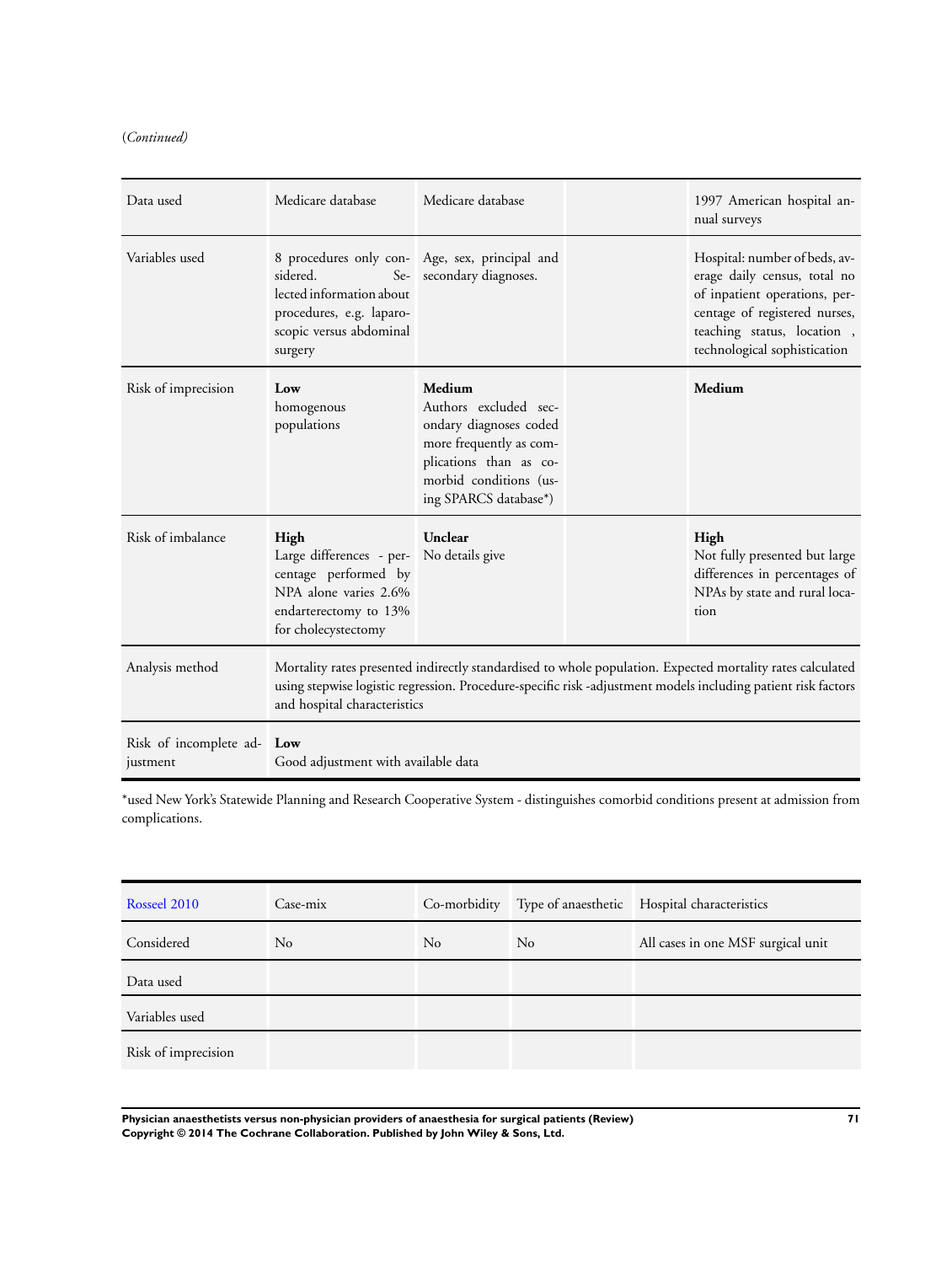(*Continued*)

| | | | | |
|---|---|---|---|---|
| Data used | Medicare database | Medicare database | | 1997 American hospital annual surveys |
| Variables used | 8 procedures only considered. Selected information about procedures, e.g. laparoscopic versus abdominal surgery | Age, sex, principal and secondary diagnoses. | | Hospital: number of beds, average daily census, total no of inpatient operations, percentage of registered nurses, teaching status, location , technological sophistication |
| Risk of imprecision | **Low** homogenous populations | **Medium** Authors excluded secondary diagnoses coded more frequently as complications than as comorbid conditions (using SPARCS database*) | | **Medium** |
| Risk of imbalance | **High** Large differences - percentage performed by NPA alone varies 2.6% endarterectomy to 13% for cholecystectomy | **Unclear** No details give | | **High** Not fully presented but large differences in percentages of NPAs by state and rural location |
| Analysis method | Mortality rates presented indirectly standardised to whole population. Expected mortality rates calculated using stepwise logistic regression. Procedure-specific risk -adjustment models including patient risk factors and hospital characteristics | | | |
| Risk of incomplete adjustment | **Low** Good adjustment with available data | | | |

*used New York's Statewide Planning and Research Cooperative System - distinguishes comorbid conditions present at admission from complications.

| Rosseel 2010 | Case-mix | Co-morbidity | Type of anaesthetic | Hospital characteristics |
|---|---|---|---|---|
| Considered | No | No | No | All cases in one MSF surgical unit |
| Data used | | | | |
| Variables used | | | | |
| Risk of imprecision | | | | |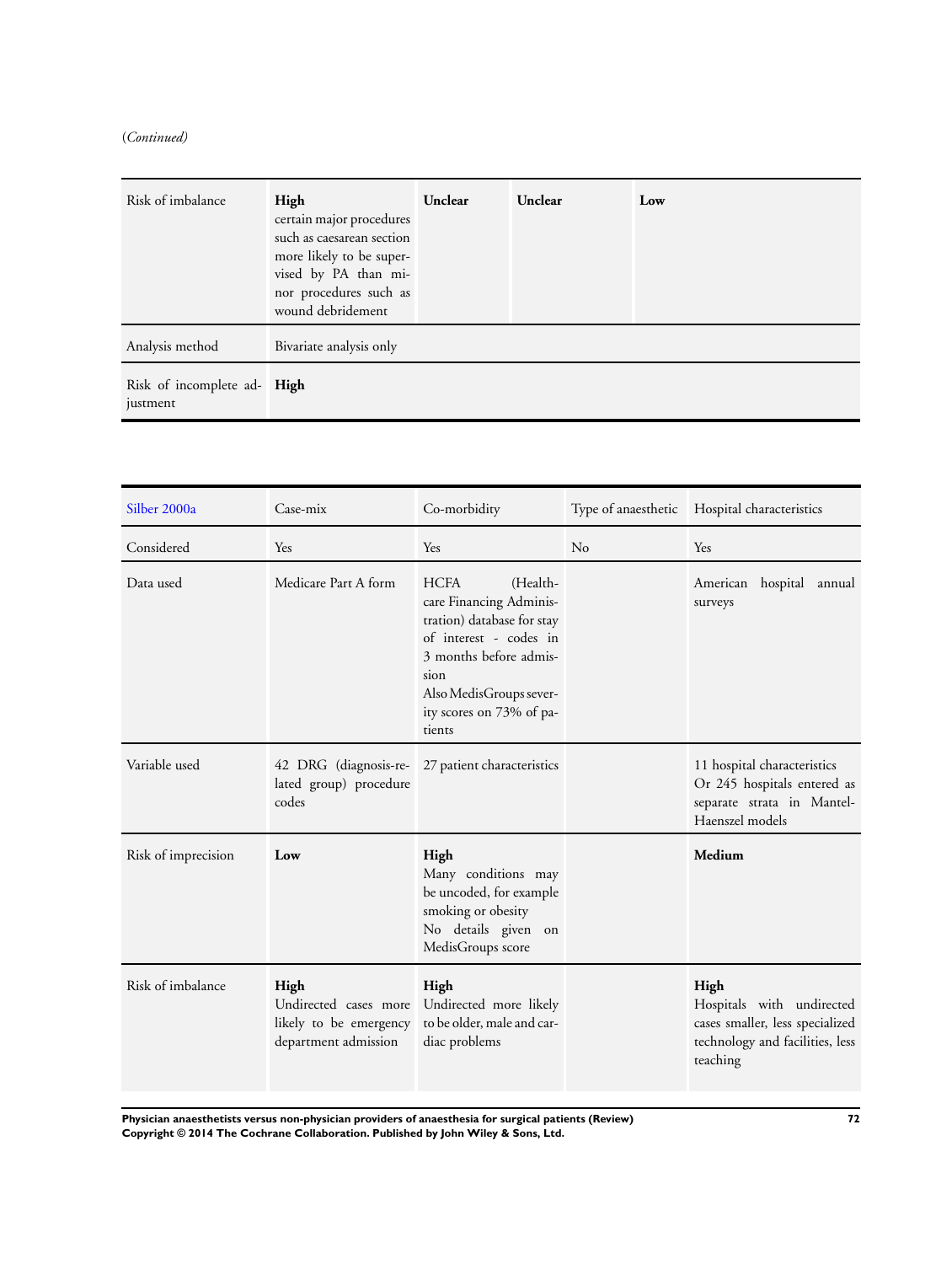(*Continued*)

| | | | | |
|---|---|---|---|---|
| Risk of imbalance | **High** certain major procedures such as caesarean section more likely to be supervised by PA than minor procedures such as wound debridement | **Unclear** | **Unclear** | **Low** |
| Analysis method | Bivariate analysis only | | | |
| Risk of incomplete adjustment | **High** | | | |

| Silber 2000a | Case-mix | Co-morbidity | Type of anaesthetic | Hospital characteristics |
|---|---|---|---|---|
| Considered | Yes | Yes | No | Yes |
| Data used | Medicare Part A form | HCFA (Health-care Financing Administration) database for stay of interest - codes in 3 months before admission<br>Also MedisGroups severity scores on 73% of patients | | American hospital annual surveys |
| Variable used | 42 DRG (diagnosis-related group) procedure codes | 27 patient characteristics | | 11 hospital characteristics<br>Or 245 hospitals entered as separate strata in Mantel-Haenszel models |
| Risk of imprecision | **Low** | **High**<br>Many conditions may be uncoded, for example smoking or obesity<br>No details given on MedisGroups score | | **Medium** |
| Risk of imbalance | **High**<br>Undirected cases more likely to be emergency department admission | **High**<br>Undirected more likely to be older, male and cardiac problems | | **High**<br>Hospitals with undirected cases smaller, less specialized technology and facilities, less teaching |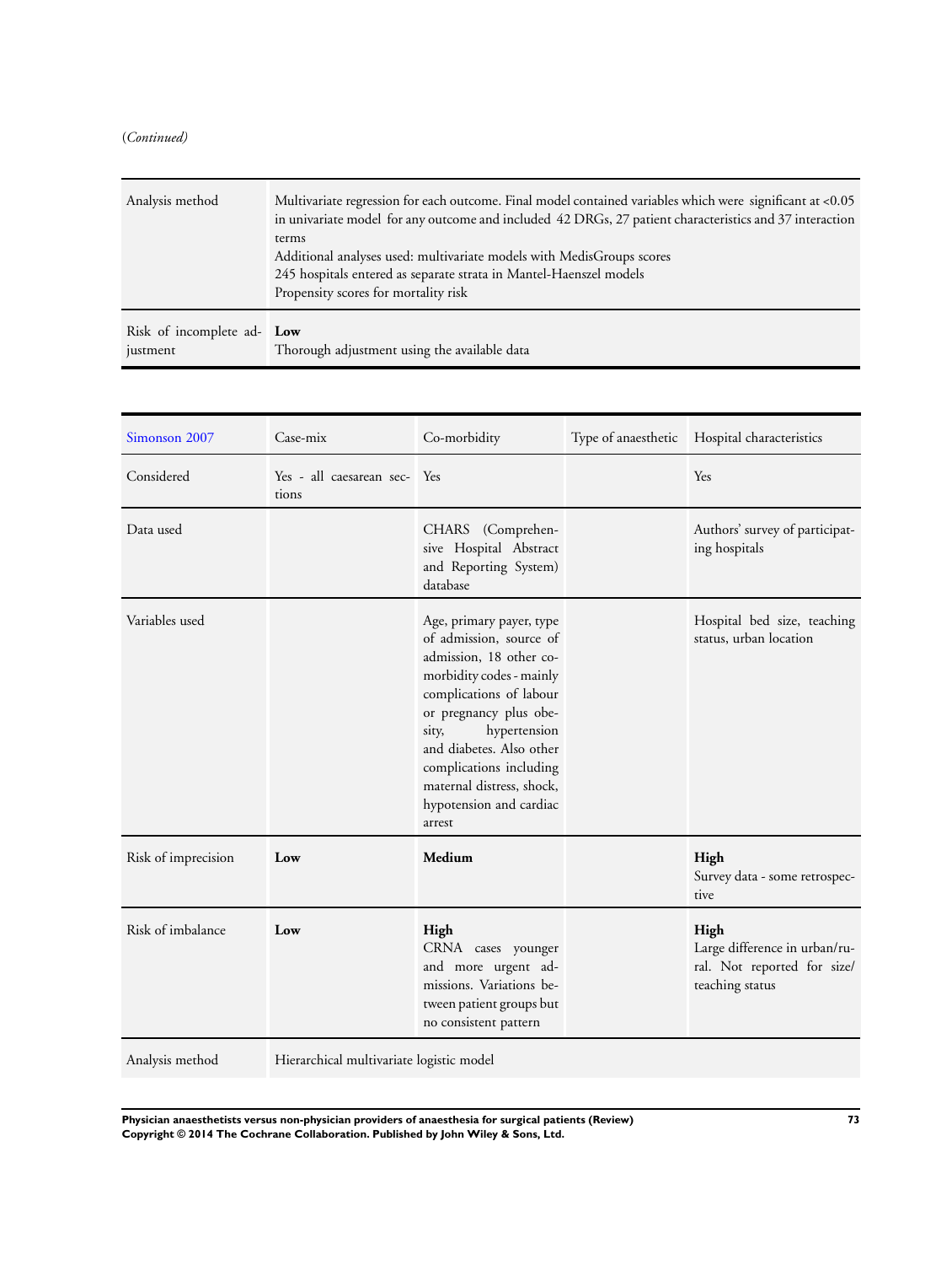(*Continued*)

| | |
|---|---|
| Analysis method | Multivariate regression for each outcome. Final model contained variables which were significant at <0.05 in univariate model for any outcome and included 42 DRGs, 27 patient characteristics and 37 interaction terms<br>Additional analyses used: multivariate models with MedisGroups scores<br>245 hospitals entered as separate strata in Mantel-Haenszel models<br>Propensity scores for mortality risk |
| Risk of incomplete adjustment | **Low**<br>Thorough adjustment using the available data |

| Simonson 2007 | Case-mix | Co-morbidity | Type of anaesthetic | Hospital characteristics |
|---|---|---|---|---|
| Considered | Yes - all caesarean sections | Yes | | Yes |
| Data used | | CHARS (Comprehensive Hospital Abstract and Reporting System) database | | Authors' survey of participating hospitals |
| Variables used | | Age, primary payer, type of admission, source of admission, 18 other co-morbidity codes - mainly complications of labour or pregnancy plus obesity, hypertension and diabetes. Also other complications including maternal distress, shock, hypotension and cardiac arrest | | Hospital bed size, teaching status, urban location |
| Risk of imprecision | **Low** | **Medium** | | **High**<br>Survey data - some retrospective |
| Risk of imbalance | **Low** | **High**<br>CRNA cases younger and more urgent admissions. Variations between patient groups but no consistent pattern | | **High**<br>Large difference in urban/rural. Not reported for size/teaching status |
| Analysis method | Hierarchical multivariate logistic model | | | |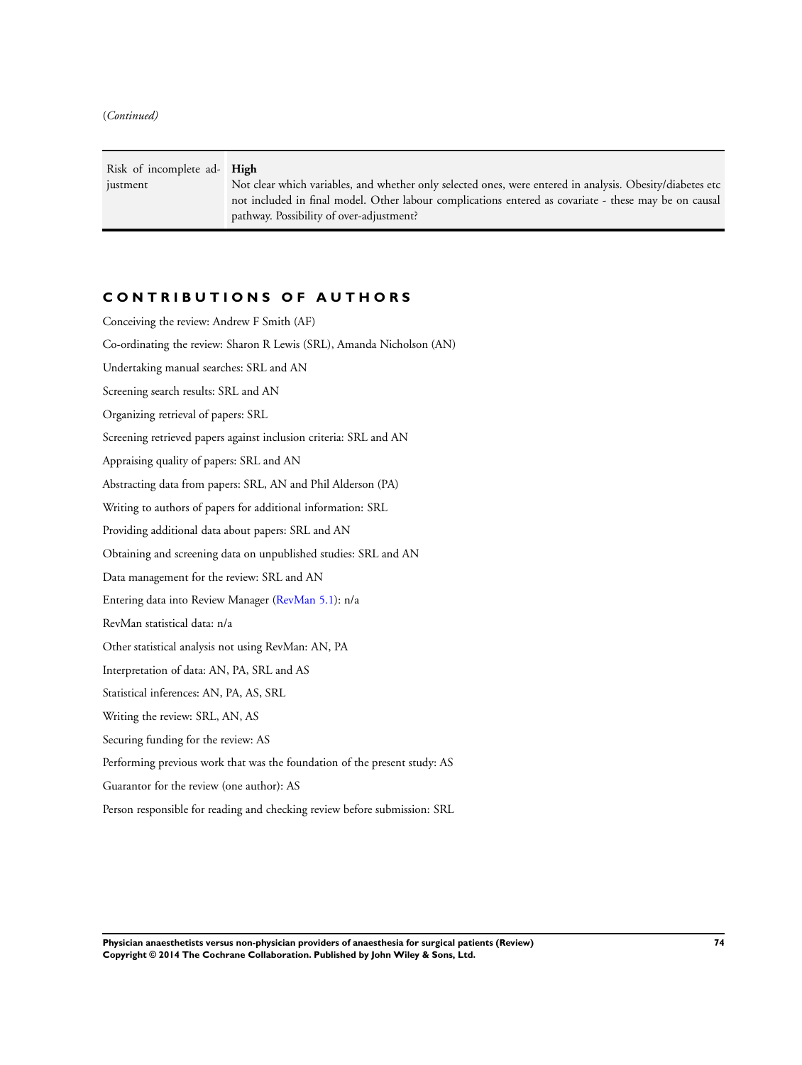(*Continued*)

| Risk of incomplete adjustment | **High**<br>Not clear which variables, and whether only selected ones, were entered in analysis. Obesity/diabetes etc not included in final model. Other labour complications entered as covariate - these may be on causal pathway. Possibility of over-adjustment? |
|---|---|

# CONTRIBUTIONS OF AUTHORS

Conceiving the review: Andrew F Smith (AF)

Co-ordinating the review: Sharon R Lewis (SRL), Amanda Nicholson (AN)

Undertaking manual searches: SRL and AN

Screening search results: SRL and AN

Organizing retrieval of papers: SRL

Screening retrieved papers against inclusion criteria: SRL and AN

Appraising quality of papers: SRL and AN

Abstracting data from papers: SRL, AN and Phil Alderson (PA)

Writing to authors of papers for additional information: SRL

Providing additional data about papers: SRL and AN

Obtaining and screening data on unpublished studies: SRL and AN

Data management for the review: SRL and AN

Entering data into Review Manager (RevMan 5.1): n/a

RevMan statistical data: n/a

Other statistical analysis not using RevMan: AN, PA

Interpretation of data: AN, PA, SRL and AS

Statistical inferences: AN, PA, AS, SRL

Writing the review: SRL, AN, AS

Securing funding for the review: AS

Performing previous work that was the foundation of the present study: AS

Guarantor for the review (one author): AS

Person responsible for reading and checking review before submission: SRL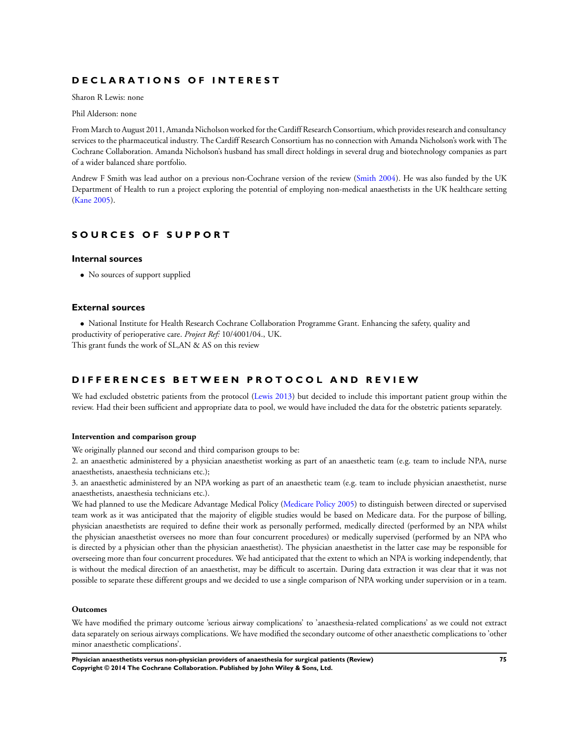# DECLARATIONS OF INTEREST

Sharon R Lewis: none

Phil Alderson: none

From March to August 2011, Amanda Nicholson worked for the Cardiff Research Consortium, which provides research and consultancy services to the pharmaceutical industry. The Cardiff Research Consortium has no connection with Amanda Nicholson's work with The Cochrane Collaboration. Amanda Nicholson's husband has small direct holdings in several drug and biotechnology companies as part of a wider balanced share portfolio.

Andrew F Smith was lead author on a previous non-Cochrane version of the review (Smith 2004). He was also funded by the UK Department of Health to run a project exploring the potential of employing non-medical anaesthetists in the UK healthcare setting (Kane 2005).

# SOURCES OF SUPPORT

## Internal sources

- No sources of support supplied

## External sources

- National Institute for Health Research Cochrane Collaboration Programme Grant. Enhancing the safety, quality and productivity of perioperative care. *Project Ref:* 10/4001/04., UK.

This grant funds the work of SL,AN & AS on this review

# DIFFERENCES BETWEEN PROTOCOL AND REVIEW

We had excluded obstetric patients from the protocol (Lewis 2013) but decided to include this important patient group within the review. Had their been sufficient and appropriate data to pool, we would have included the data for the obstetric patients separately.

#### Intervention and comparison group

We originally planned our second and third comparison groups to be:

2. an anaesthetic administered by a physician anaesthetist working as part of an anaesthetic team (e.g. team to include NPA, nurse anaesthetists, anaesthesia technicians etc.);

3. an anaesthetic administered by an NPA working as part of an anaesthetic team (e.g. team to include physician anaesthetist, nurse anaesthetists, anaesthesia technicians etc.).

We had planned to use the Medicare Advantage Medical Policy (Medicare Policy 2005) to distinguish between directed or supervised team work as it was anticipated that the majority of eligible studies would be based on Medicare data. For the purpose of billing, physician anaesthetists are required to define their work as personally performed, medically directed (performed by an NPA whilst the physician anaesthetist oversees no more than four concurrent procedures) or medically supervised (performed by an NPA who is directed by a physician other than the physician anaesthetist). The physician anaesthetist in the latter case may be responsible for overseeing more than four concurrent procedures. We had anticipated that the extent to which an NPA is working independently, that is without the medical direction of an anaesthetist, may be difficult to ascertain. During data extraction it was clear that it was not possible to separate these different groups and we decided to use a single comparison of NPA working under supervision or in a team.

#### Outcomes

We have modified the primary outcome 'serious airway complications' to 'anaesthesia-related complications' as we could not extract data separately on serious airways complications. We have modified the secondary outcome of other anaesthetic complications to 'other minor anaesthetic complications'.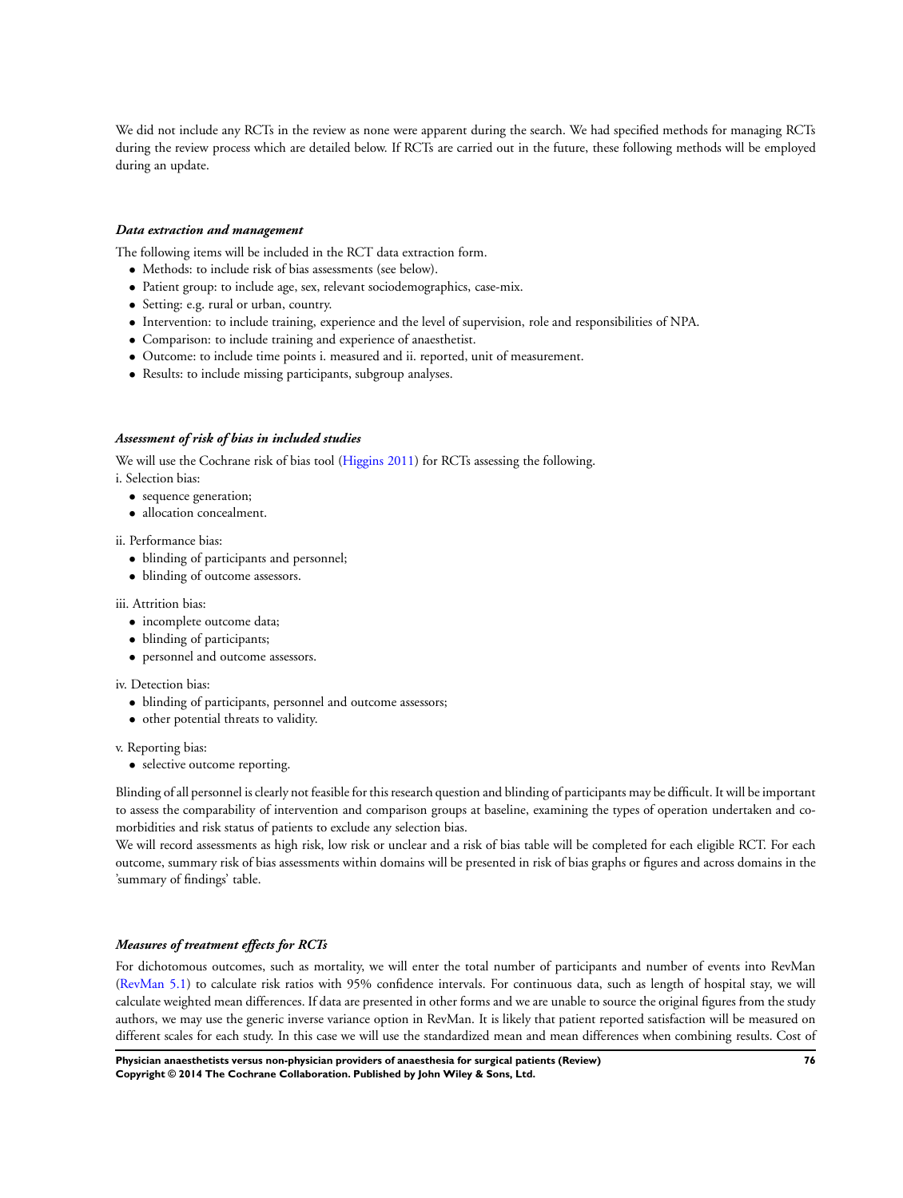We did not include any RCTs in the review as none were apparent during the search. We had specified methods for managing RCTs during the review process which are detailed below. If RCTs are carried out in the future, these following methods will be employed during an update.

### *Data extraction and management*

The following items will be included in the RCT data extraction form.

- Methods: to include risk of bias assessments (see below).
- Patient group: to include age, sex, relevant sociodemographics, case-mix.
- Setting: e.g. rural or urban, country.
- Intervention: to include training, experience and the level of supervision, role and responsibilities of NPA.
- Comparison: to include training and experience of anaesthetist.
- Outcome: to include time points i. measured and ii. reported, unit of measurement.
- Results: to include missing participants, subgroup analyses.

### *Assessment of risk of bias in included studies*

We will use the Cochrane risk of bias tool (Higgins 2011) for RCTs assessing the following.

i. Selection bias:

- sequence generation;
- allocation concealment.

ii. Performance bias:

- blinding of participants and personnel;
- blinding of outcome assessors.

iii. Attrition bias:

- incomplete outcome data;
- blinding of participants;
- personnel and outcome assessors.

iv. Detection bias:

- blinding of participants, personnel and outcome assessors;
- other potential threats to validity.

v. Reporting bias:

- selective outcome reporting.

Blinding of all personnel is clearly not feasible for this research question and blinding of participants may be difficult. It will be important to assess the comparability of intervention and comparison groups at baseline, examining the types of operation undertaken and co-morbidities and risk status of patients to exclude any selection bias.

We will record assessments as high risk, low risk or unclear and a risk of bias table will be completed for each eligible RCT. For each outcome, summary risk of bias assessments within domains will be presented in risk of bias graphs or figures and across domains in the 'summary of findings' table.

### *Measures of treatment effects for RCTs*

For dichotomous outcomes, such as mortality, we will enter the total number of participants and number of events into RevMan (RevMan 5.1) to calculate risk ratios with 95% confidence intervals. For continuous data, such as length of hospital stay, we will calculate weighted mean differences. If data are presented in other forms and we are unable to source the original figures from the study authors, we may use the generic inverse variance option in RevMan. It is likely that patient reported satisfaction will be measured on different scales for each study. In this case we will use the standardized mean and mean differences when combining results. Cost of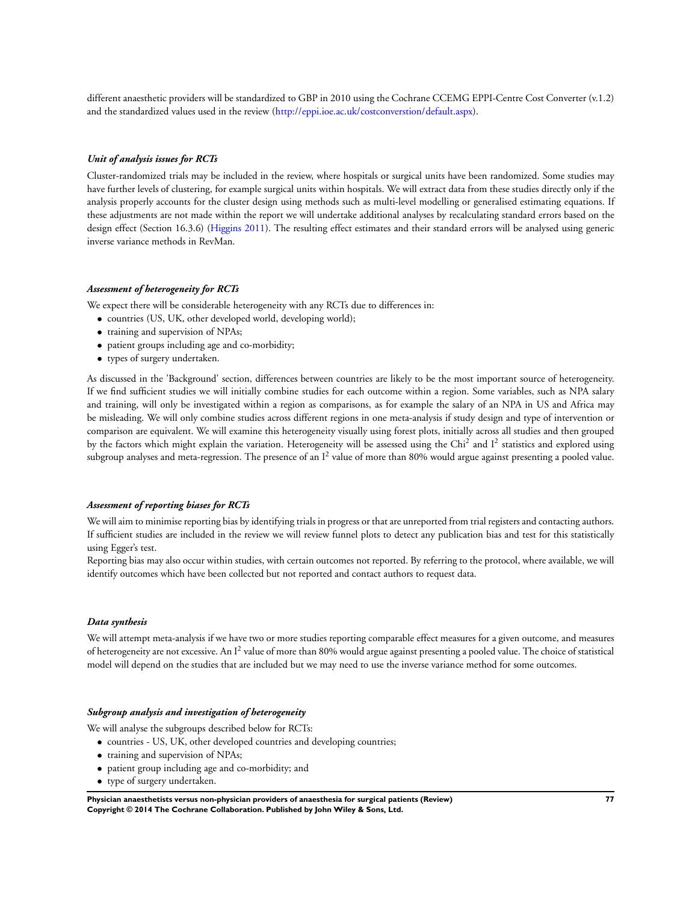different anaesthetic providers will be standardized to GBP in 2010 using the Cochrane CCEMG EPPI-Centre Cost Converter (v.1.2) and the standardized values used in the review (http://eppi.ioe.ac.uk/costconverstion/default.aspx).

### *Unit of analysis issues for RCTs*

Cluster-randomized trials may be included in the review, where hospitals or surgical units have been randomized. Some studies may have further levels of clustering, for example surgical units within hospitals. We will extract data from these studies directly only if the analysis properly accounts for the cluster design using methods such as multi-level modelling or generalised estimating equations. If these adjustments are not made within the report we will undertake additional analyses by recalculating standard errors based on the design effect (Section 16.3.6) (Higgins 2011). The resulting effect estimates and their standard errors will be analysed using generic inverse variance methods in RevMan.

### *Assessment of heterogeneity for RCTs*

We expect there will be considerable heterogeneity with any RCTs due to differences in:

- countries (US, UK, other developed world, developing world);
- training and supervision of NPAs;
- patient groups including age and co-morbidity;
- types of surgery undertaken.

As discussed in the 'Background' section, differences between countries are likely to be the most important source of heterogeneity. If we find sufficient studies we will initially combine studies for each outcome within a region. Some variables, such as NPA salary and training, will only be investigated within a region as comparisons, as for example the salary of an NPA in US and Africa may be misleading. We will only combine studies across different regions in one meta-analysis if study design and type of intervention or comparison are equivalent. We will examine this heterogeneity visually using forest plots, initially across all studies and then grouped by the factors which might explain the variation. Heterogeneity will be assessed using the $Chi^2$ and $I^2$ statistics and explored using subgroup analyses and meta-regression. The presence of an $I^2$ value of more than 80% would argue against presenting a pooled value.

### *Assessment of reporting biases for RCTs*

We will aim to minimise reporting bias by identifying trials in progress or that are unreported from trial registers and contacting authors. If sufficient studies are included in the review we will review funnel plots to detect any publication bias and test for this statistically using Egger's test.

Reporting bias may also occur within studies, with certain outcomes not reported. By referring to the protocol, where available, we will identify outcomes which have been collected but not reported and contact authors to request data.

### *Data synthesis*

We will attempt meta-analysis if we have two or more studies reporting comparable effect measures for a given outcome, and measures of heterogeneity are not excessive. An $I^2$ value of more than 80% would argue against presenting a pooled value. The choice of statistical model will depend on the studies that are included but we may need to use the inverse variance method for some outcomes.

### *Subgroup analysis and investigation of heterogeneity*

We will analyse the subgroups described below for RCTs:

- countries - US, UK, other developed countries and developing countries;
- training and supervision of NPAs;
- patient group including age and co-morbidity; and
- type of surgery undertaken.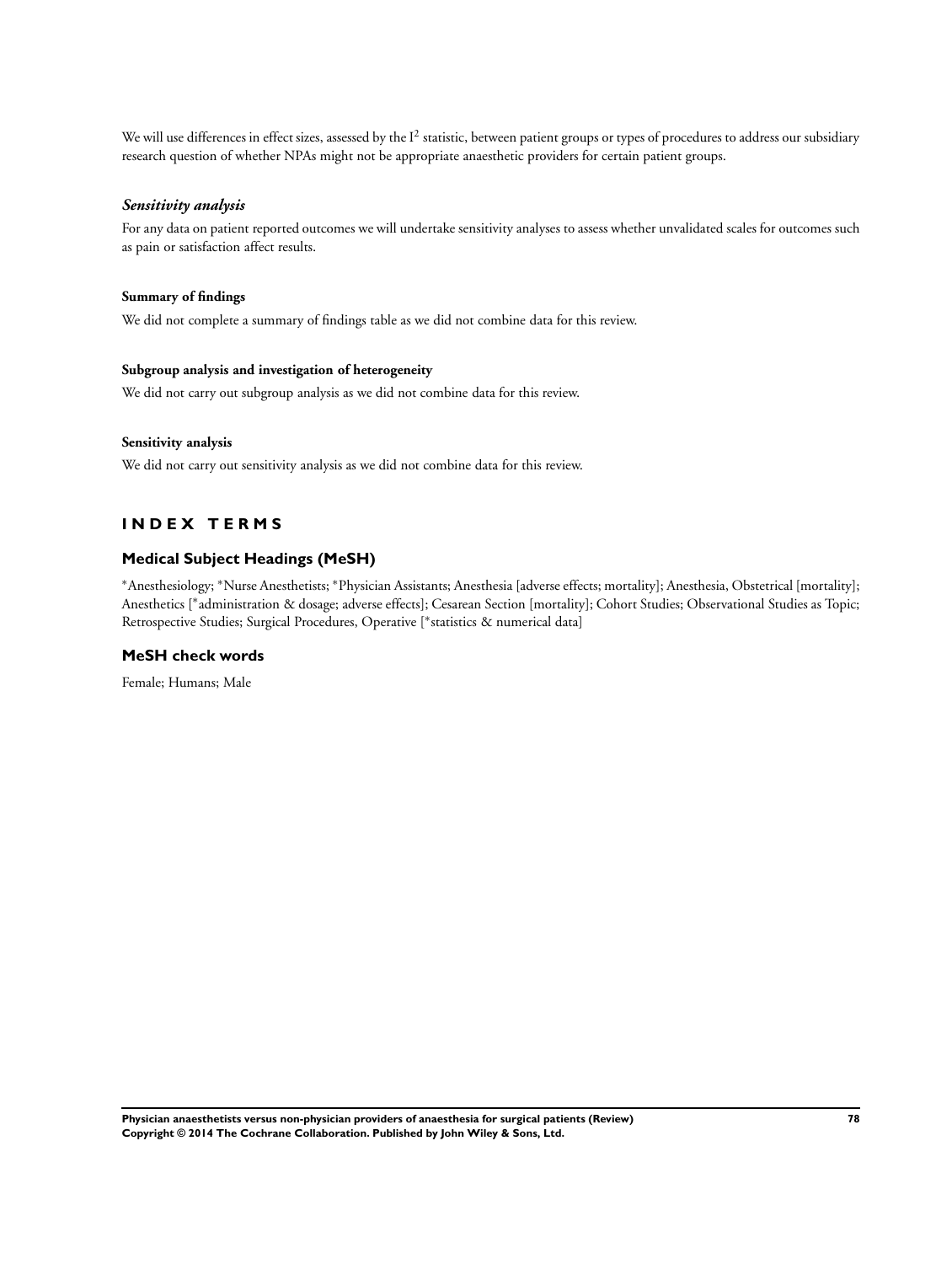We will use differences in effect sizes, assessed by the $I^2$ statistic, between patient groups or types of procedures to address our subsidiary research question of whether NPAs might not be appropriate anaesthetic providers for certain patient groups.

### *Sensitivity analysis*

For any data on patient reported outcomes we will undertake sensitivity analyses to assess whether unvalidated scales for outcomes such as pain or satisfaction affect results.

#### Summary of findings

We did not complete a summary of findings table as we did not combine data for this review.

#### Subgroup analysis and investigation of heterogeneity

We did not carry out subgroup analysis as we did not combine data for this review.

#### Sensitivity analysis

We did not carry out sensitivity analysis as we did not combine data for this review.

## INDEX TERMS

### Medical Subject Headings (MeSH)

*Anesthesiology; *Nurse Anesthetists; *Physician Assistants; Anesthesia [adverse effects; mortality]; Anesthesia, Obstetrical [mortality]; Anesthetics [*administration & dosage; adverse effects]; Cesarean Section [mortality]; Cohort Studies; Observational Studies as Topic; Retrospective Studies; Surgical Procedures, Operative [*statistics & numerical data]

### MeSH check words

Female; Humans; Male